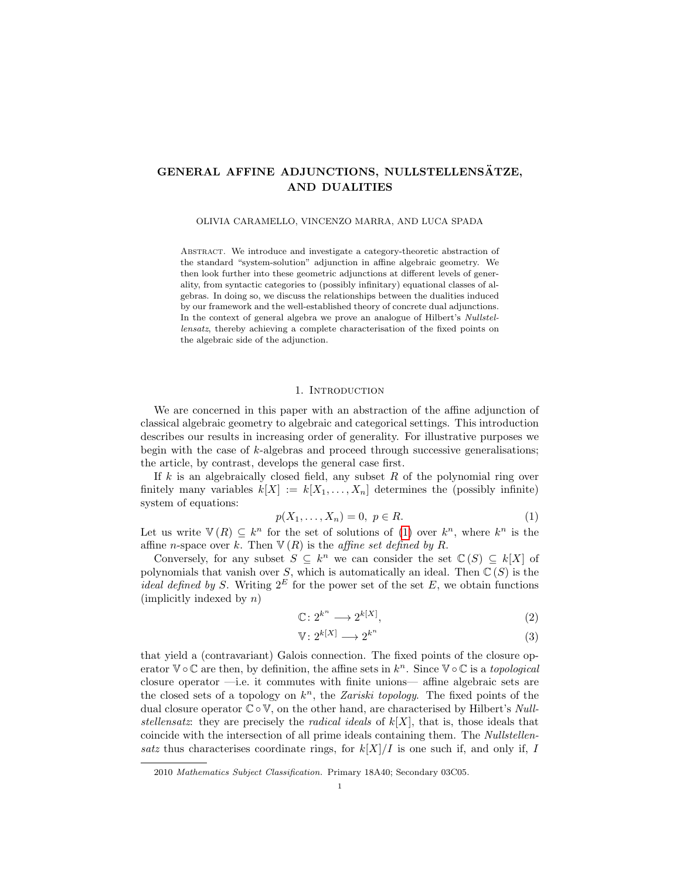# GENERAL AFFINE ADJUNCTIONS, NULLSTELLENSÄTZE, AND DUALITIES

OLIVIA CARAMELLO, VINCENZO MARRA, AND LUCA SPADA

Abstract. We introduce and investigate a category-theoretic abstraction of the standard "system-solution" adjunction in affine algebraic geometry. We then look further into these geometric adjunctions at different levels of generality, from syntactic categories to (possibly infinitary) equational classes of algebras. In doing so, we discuss the relationships between the dualities induced by our framework and the well-established theory of concrete dual adjunctions. In the context of general algebra we prove an analogue of Hilbert's *Nullstellensatz*, thereby achieving a complete characterisation of the fixed points on the algebraic side of the adjunction.

## 1. Introduction

We are concerned in this paper with an abstraction of the affine adjunction of classical algebraic geometry to algebraic and categorical settings. This introduction describes our results in increasing order of generality. For illustrative purposes we begin with the case of $k$-algebras and proceed through successive generalisations; the article, by contrast, develops the general case first.

If $k$ is an algebraically closed field, any subset $R$ of the polynomial ring over finitely many variables $k[X] := k[X_1, \ldots, X_n]$ determines the (possibly infinite) system of equations:

$$p(X_1, \ldots, X_n) = 0, \ p \in R. \tag{1}$$

Let us write $\mathbb{V}(R) \subseteq k^n$ for the set of solutions of (1) over $k^n$, where $k^n$ is the affine $n$-space over $k$. Then $\mathbb{V}(R)$ is the *affine set defined by* $R$.

Conversely, for any subset $S \subseteq k^n$ we can consider the set $\mathbb{C}(S) \subseteq k[X]$ of polynomials that vanish over $S$, which is automatically an ideal. Then $\mathbb{C}(S)$ is the *ideal defined by* $S$. Writing $2^E$ for the power set of the set $E$, we obtain functions (implicitly indexed by $n$)

$$\mathbb{C} \colon 2^{k^n} \longrightarrow 2^{k[X]}, \tag{2}$$

$$\mathbb{V} \colon 2^{k[X]} \longrightarrow 2^{k^n} \tag{3}$$

that yield a (contravariant) Galois connection. The fixed points of the closure operator $\mathbb{V} \circ \mathbb{C}$ are then, by definition, the affine sets in $k^n$. Since $\mathbb{V} \circ \mathbb{C}$ is a *topological* closure operator —i.e. it commutes with finite unions— affine algebraic sets are the closed sets of a topology on $k^n$, the *Zariski topology*. The fixed points of the dual closure operator $\mathbb{C} \circ \mathbb{V}$, on the other hand, are characterised by Hilbert's *Nullstellensatz*: they are precisely the *radical ideals* of $k[X]$, that is, those ideals that coincide with the intersection of all prime ideals containing them. The *Nullstellensatz* thus characterises coordinate rings, for $k[X]/I$ is one such if, and only if, $I$

2010 *Mathematics Subject Classification.* Primary 18A40; Secondary 03C05.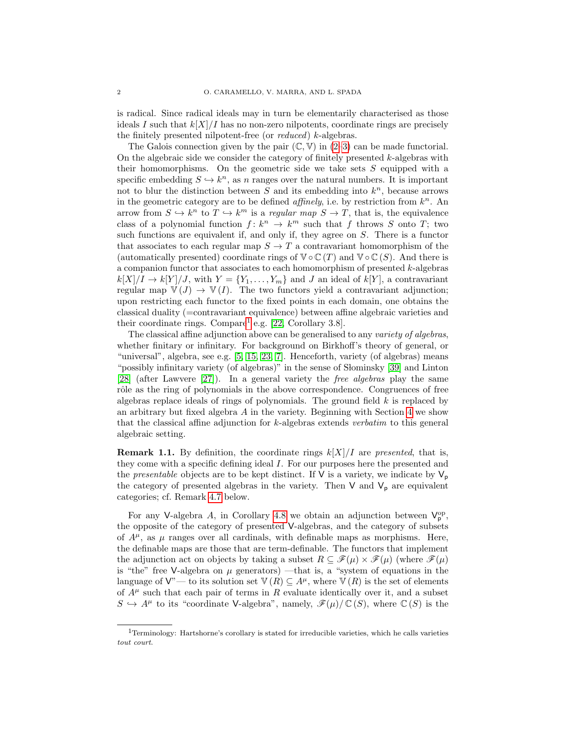is radical. Since radical ideals may in turn be elementarily characterised as those ideals $I$ such that $k[X]/I$ has no non-zero nilpotents, coordinate rings are precisely the finitely presented nilpotent-free (or *reduced*) $k$-algebras.

The Galois connection given by the pair $(\mathbb{C}, \mathbb{V})$ in (2–3) can be made functorial. On the algebraic side we consider the category of finitely presented $k$-algebras with their homomorphisms. On the geometric side we take sets $S$ equipped with a specific embedding $S \hookrightarrow k^n$, as $n$ ranges over the natural numbers. It is important not to blur the distinction between $S$ and its embedding into $k^n$, because arrows in the geometric category are to be defined *affinely*, i.e. by restriction from $k^n$. An arrow from $S \hookrightarrow k^n$ to $T \hookrightarrow k^m$ is a *regular map* $S \to T$, that is, the equivalence class of a polynomial function $f\colon k^n \to k^m$ such that $f$ throws $S$ onto $T$; two such functions are equivalent if, and only if, they agree on $S$. There is a functor that associates to each regular map $S \to T$ a contravariant homomorphism of the (automatically presented) coordinate rings of $\mathbb{V} \circ \mathbb{C}\,(T)$ and $\mathbb{V} \circ \mathbb{C}\,(S)$. And there is a companion functor that associates to each homomorphism of presented $k$-algebras $k[X]/I \to k[Y]/J$, with $Y = \{Y_1, \ldots, Y_m\}$ and $J$ an ideal of $k[Y]$, a contravariant regular map $\mathbb{V}\,(J) \to \mathbb{V}\,(I)$. The two functors yield a contravariant adjunction; upon restricting each functor to the fixed points in each domain, one obtains the classical duality (=contravariant equivalence) between affine algebraic varieties and their coordinate rings. Compare[1] e.g. [22, Corollary 3.8].

The classical affine adjunction above can be generalised to any *variety of algebras*, whether finitary or infinitary. For background on Birkhoff's theory of general, or "universal", algebra, see e.g. [5, 15, 23, 7]. Henceforth, variety (of algebras) means "possibly infinitary variety (of algebras)" in the sense of Słominsky [39] and Linton [28] (after Lawvere [27]). In a general variety the *free algebras* play the same rôle as the ring of polynomials in the above correspondence. Congruences of free algebras replace ideals of rings of polynomials. The ground field $k$ is replaced by an arbitrary but fixed algebra $A$ in the variety. Beginning with Section 4 we show that the classical affine adjunction for $k$-algebras extends *verbatim* to this general algebraic setting.

**Remark 1.1.** By definition, the coordinate rings $k[X]/I$ are *presented*, that is, they come with a specific defining ideal $I$. For our purposes here the presented and the *presentable* objects are to be kept distinct. If $\mathsf{V}$ is a variety, we indicate by $\mathsf{V}_{\mathsf{p}}$ the category of presented algebras in the variety. Then $\mathsf{V}$ and $\mathsf{V}_{\mathsf{p}}$ are equivalent categories; cf. Remark 4.7 below.

For any $\mathsf{V}$-algebra $A$, in Corollary 4.8 we obtain an adjunction between $\mathsf{V}_{\mathsf{p}}^{\mathrm{op}}$, the opposite of the category of presented $\mathsf{V}$-algebras, and the category of subsets of $A^\mu$, as $\mu$ ranges over all cardinals, with definable maps as morphisms. Here, the definable maps are those that are term-definable. The functors that implement the adjunction act on objects by taking a subset $R \subseteq \mathscr{F}(\mu) \times \mathscr{F}(\mu)$ (where $\mathscr{F}(\mu)$ is "the" free $\mathsf{V}$-algebra on $\mu$ generators) —that is, a "system of equations in the language of $\mathsf{V}$"— to its solution set $\mathbb{V}\,(R) \subseteq A^\mu$, where $\mathbb{V}\,(R)$ is the set of elements of $A^\mu$ such that each pair of terms in $R$ evaluate identically over it, and a subset $S \hookrightarrow A^\mu$ to its "coordinate $\mathsf{V}$-algebra", namely, $\mathscr{F}(\mu)/\mathbb{C}\,(S)$, where $\mathbb{C}\,(S)$ is the

[1] Terminology: Hartshorne's corollary is stated for irreducible varieties, which he calls varieties *tout court*.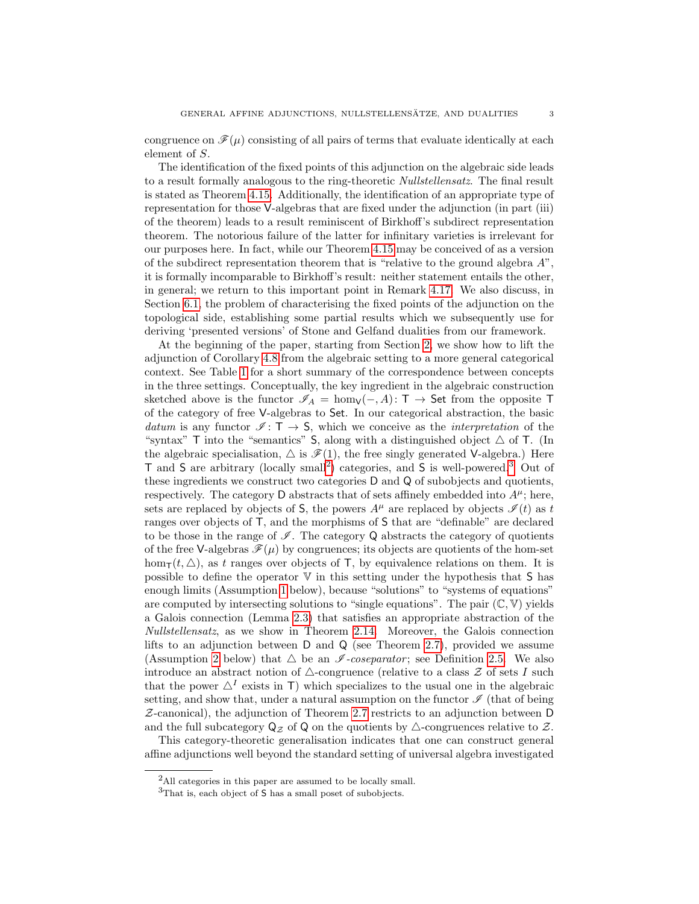congruence on $\mathscr{F}(\mu)$ consisting of all pairs of terms that evaluate identically at each element of $S$.

The identification of the fixed points of this adjunction on the algebraic side leads to a result formally analogous to the ring-theoretic *Nullstellensatz*. The final result is stated as Theorem 4.15. Additionally, the identification of an appropriate type of representation for those $\mathsf{V}$-algebras that are fixed under the adjunction (in part (iii) of the theorem) leads to a result reminiscent of Birkhoff's subdirect representation theorem. The notorious failure of the latter for infinitary varieties is irrelevant for our purposes here. In fact, while our Theorem 4.15 may be conceived of as a version of the subdirect representation theorem that is "relative to the ground algebra $A$", it is formally incomparable to Birkhoff's result: neither statement entails the other, in general; we return to this important point in Remark 4.17. We also discuss, in Section 6.1, the problem of characterising the fixed points of the adjunction on the topological side, establishing some partial results which we subsequently use for deriving 'presented versions' of Stone and Gelfand dualities from our framework.

At the beginning of the paper, starting from Section 2, we show how to lift the adjunction of Corollary 4.8 from the algebraic setting to a more general categorical context. See Table 1 for a short summary of the correspondence between concepts in the three settings. Conceptually, the key ingredient in the algebraic construction sketched above is the functor $\mathscr{I}_A = \hom_{\mathsf{V}}(-, A)\colon \mathsf{T} \to \mathsf{Set}$ from the opposite $\mathsf{T}$ of the category of free $\mathsf{V}$-algebras to $\mathsf{Set}$. In our categorical abstraction, the basic *datum* is any functor $\mathscr{I}\colon \mathsf{T} \to \mathsf{S}$, which we conceive as the *interpretation* of the "syntax" $\mathsf{T}$ into the "semantics" $\mathsf{S}$, along with a distinguished object $\triangle$ of $\mathsf{T}$. (In the algebraic specialisation, $\triangle$ is $\mathscr{F}(1)$, the free singly generated $\mathsf{V}$-algebra.) Here $\mathsf{T}$ and $\mathsf{S}$ are arbitrary (locally small[2]) categories, and $\mathsf{S}$ is well-powered.[3] Out of these ingredients we construct two categories $\mathsf{D}$ and $\mathsf{Q}$ of subobjects and quotients, respectively. The category $\mathsf{D}$ abstracts that of sets affinely embedded into $A^\mu$; here, sets are replaced by objects of $\mathsf{S}$, the powers $A^\mu$ are replaced by objects $\mathscr{I}(t)$ as $t$ ranges over objects of $\mathsf{T}$, and the morphisms of $\mathsf{S}$ that are "definable" are declared to be those in the range of $\mathscr{I}$. The category $\mathsf{Q}$ abstracts the category of quotients of the free $\mathsf{V}$-algebras $\mathscr{F}(\mu)$ by congruences; its objects are quotients of the hom-set $\hom_{\mathsf{T}}(t, \triangle)$, as $t$ ranges over objects of $\mathsf{T}$, by equivalence relations on them. It is possible to define the operator $\mathbb{V}$ in this setting under the hypothesis that $\mathsf{S}$ has enough limits (Assumption 1 below), because "solutions" to "systems of equations" are computed by intersecting solutions to "single equations". The pair $(\mathbb{C}, \mathbb{V})$ yields a Galois connection (Lemma 2.3) that satisfies an appropriate abstraction of the *Nullstellensatz*, as we show in Theorem 2.14. Moreover, the Galois connection lifts to an adjunction between $\mathsf{D}$ and $\mathsf{Q}$ (see Theorem 2.7), provided we assume (Assumption 2 below) that $\triangle$ be an $\mathscr{I}$*-coseparator*; see Definition 2.5. We also introduce an abstract notion of $\triangle$-congruence (relative to a class $\mathcal{Z}$ of sets $I$ such that the power $\triangle^I$ exists in $\mathsf{T}$) which specializes to the usual one in the algebraic setting, and show that, under a natural assumption on the functor $\mathscr{I}$ (that of being $\mathcal{Z}$-canonical), the adjunction of Theorem 2.7 restricts to an adjunction between $\mathsf{D}$ and the full subcategory $\mathsf{Q}_{\mathcal{Z}}$ of $\mathsf{Q}$ on the quotients by $\triangle$-congruences relative to $\mathcal{Z}$.

This category-theoretic generalisation indicates that one can construct general affine adjunctions well beyond the standard setting of universal algebra investigated

---

[2]All categories in this paper are assumed to be locally small.

[3]That is, each object of $\mathsf{S}$ has a small poset of subobjects.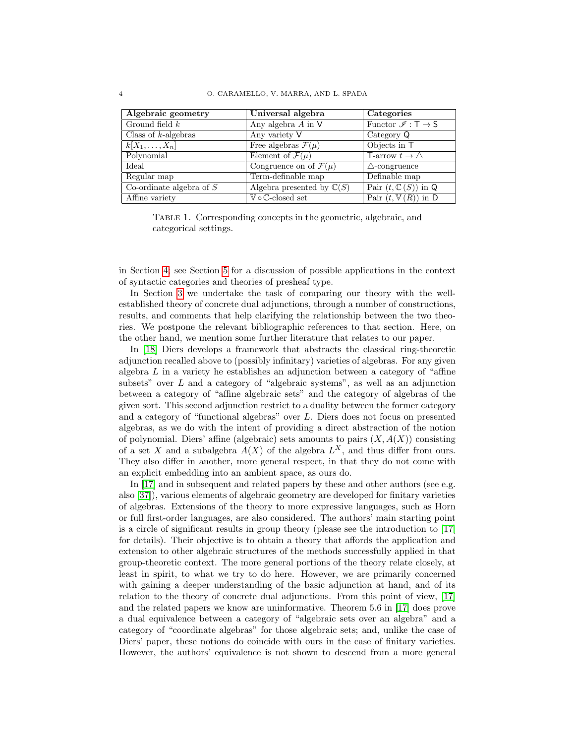| **Algebraic geometry** | **Universal algebra** | **Categories** |
| --- | --- | --- |
| Ground field $k$ | Any algebra $A$ in $\mathsf{V}$ | Functor $\mathscr{I}: \mathsf{T} \to \mathsf{S}$ |
| Class of $k$-algebras | Any variety $\mathsf{V}$ | Category $\mathsf{Q}$ |
| $k[X_1, \ldots, X_n]$ | Free algebras $\mathcal{F}(\mu)$ | Objects in $\mathsf{T}$ |
| Polynomial | Element of $\mathcal{F}(\mu)$ | $\mathsf{T}$-arrow $t \to \triangle$ |
| Ideal | Congruence on of $\mathcal{F}(\mu)$ | $\triangle$-congruence |
| Regular map | Term-definable map | Definable map |
| Co-ordinate algebra of $S$ | Algebra presented by $\mathbb{C}(S)$ | Pair $(t, \mathbb{C}(S))$ in $\mathsf{Q}$ |
| Affine variety | $\mathbb{V} \circ \mathbb{C}$-closed set | Pair $(t, \mathbb{V}(R))$ in $\mathsf{D}$ |

TABLE 1. Corresponding concepts in the geometric, algebraic, and categorical settings.

in Section 4; see Section 5 for a discussion of possible applications in the context of syntactic categories and theories of presheaf type.

In Section 3 we undertake the task of comparing our theory with the well-established theory of concrete dual adjunctions, through a number of constructions, results, and comments that help clarifying the relationship between the two theories. We postpone the relevant bibliographic references to that section. Here, on the other hand, we mention some further literature that relates to our paper.

In [18] Diers develops a framework that abstracts the classical ring-theoretic adjunction recalled above to (possibly infinitary) varieties of algebras. For any given algebra $L$ in a variety he establishes an adjunction between a category of "affine subsets" over $L$ and a category of "algebraic systems", as well as an adjunction between a category of "affine algebraic sets" and the category of algebras of the given sort. This second adjunction restrict to a duality between the former category and a category of "functional algebras" over $L$. Diers does not focus on presented algebras, as we do with the intent of providing a direct abstraction of the notion of polynomial. Diers' affine (algebraic) sets amounts to pairs $(X, A(X))$ consisting of a set $X$ and a subalgebra $A(X)$ of the algebra $L^X$, and thus differ from ours. They also differ in another, more general respect, in that they do not come with an explicit embedding into an ambient space, as ours do.

In [17] and in subsequent and related papers by these and other authors (see e.g. also [37]), various elements of algebraic geometry are developed for finitary varieties of algebras. Extensions of the theory to more expressive languages, such as Horn or full first-order languages, are also considered. The authors' main starting point is a circle of significant results in group theory (please see the introduction to [17] for details). Their objective is to obtain a theory that affords the application and extension to other algebraic structures of the methods successfully applied in that group-theoretic context. The more general portions of the theory relate closely, at least in spirit, to what we try to do here. However, we are primarily concerned with gaining a deeper understanding of the basic adjunction at hand, and of its relation to the theory of concrete dual adjunctions. From this point of view, [17] and the related papers we know are uninformative. Theorem 5.6 in [17] does prove a dual equivalence between a category of "algebraic sets over an algebra" and a category of "coordinate algebras" for those algebraic sets; and, unlike the case of Diers' paper, these notions do coincide with ours in the case of finitary varieties. However, the authors' equivalence is not shown to descend from a more general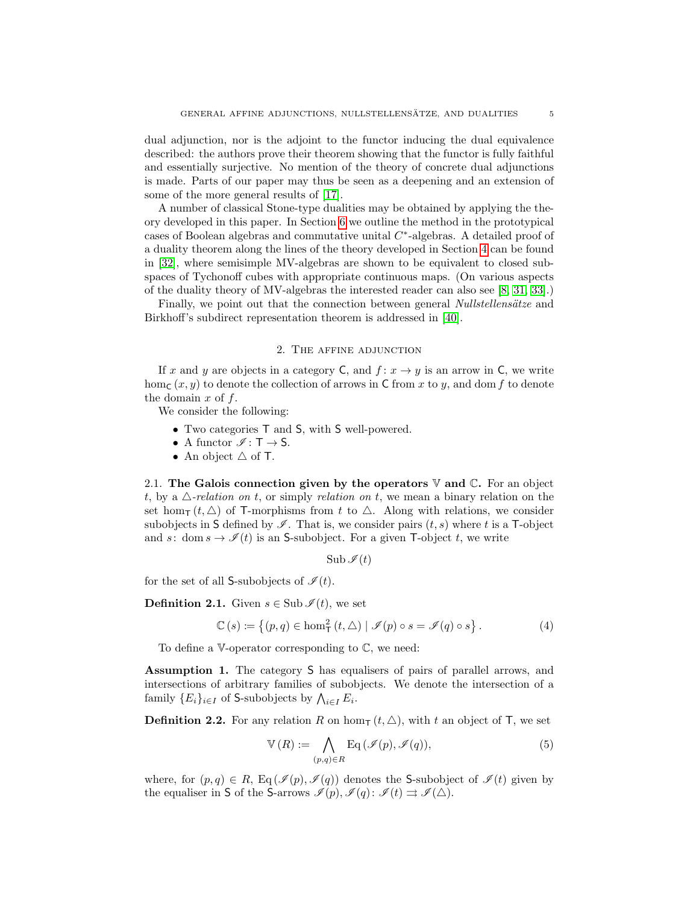dual adjunction, nor is the adjoint to the functor inducing the dual equivalence described: the authors prove their theorem showing that the functor is fully faithful and essentially surjective. No mention of the theory of concrete dual adjunctions is made. Parts of our paper may thus be seen as a deepening and an extension of some of the more general results of [17].

A number of classical Stone-type dualities may be obtained by applying the theory developed in this paper. In Section 6 we outline the method in the prototypical cases of Boolean algebras and commutative unital $C^*$-algebras. A detailed proof of a duality theorem along the lines of the theory developed in Section 4 can be found in [32], where semisimple MV-algebras are shown to be equivalent to closed subspaces of Tychonoff cubes with appropriate continuous maps. (On various aspects of the duality theory of MV-algebras the interested reader can also see [8, 31, 33].)

Finally, we point out that the connection between general *Nullstellensätze* and Birkhoff's subdirect representation theorem is addressed in [40].

## 2. The affine adjunction

If $x$ and $y$ are objects in a category $\mathsf{C}$, and $f\colon x \to y$ is an arrow in $\mathsf{C}$, we write $\hom_{\mathsf{C}}(x, y)$ to denote the collection of arrows in $\mathsf{C}$ from $x$ to $y$, and $\operatorname{dom} f$ to denote the domain $x$ of $f$.

We consider the following:

- Two categories $\mathsf{T}$ and $\mathsf{S}$, with $\mathsf{S}$ well-powered.
- A functor $\mathscr{I}\colon \mathsf{T} \to \mathsf{S}$.
- An object $\triangle$ of $\mathsf{T}$.

2.1. **The Galois connection given by the operators $\mathbb{V}$ and $\mathbb{C}$.** For an object $t$, by a *$\triangle$-relation on $t$*, or simply *relation on $t$*, we mean a binary relation on the set $\hom_{\mathsf{T}}(t, \triangle)$ of $\mathsf{T}$-morphisms from $t$ to $\triangle$. Along with relations, we consider subobjects in $\mathsf{S}$ defined by $\mathscr{I}$. That is, we consider pairs $(t, s)$ where $t$ is a $\mathsf{T}$-object and $s\colon \operatorname{dom} s \to \mathscr{I}(t)$ is an $\mathsf{S}$-subobject. For a given $\mathsf{T}$-object $t$, we write

$$\operatorname{Sub} \mathscr{I}(t)$$

for the set of all $\mathsf{S}$-subobjects of $\mathscr{I}(t)$.

**Definition 2.1.** Given $s \in \operatorname{Sub} \mathscr{I}(t)$, we set

$$\mathbb{C}(s) := \left\{ (p, q) \in \hom^2_{\mathsf{T}}(t, \triangle) \mid \mathscr{I}(p) \circ s = \mathscr{I}(q) \circ s \right\}. \tag{4}$$

To define a $\mathbb{V}$-operator corresponding to $\mathbb{C}$, we need:

**Assumption 1.** The category $\mathsf{S}$ has equalisers of pairs of parallel arrows, and intersections of arbitrary families of subobjects. We denote the intersection of a family $\{E_i\}_{i \in I}$ of $\mathsf{S}$-subobjects by $\bigwedge_{i \in I} E_i$.

**Definition 2.2.** For any relation $R$ on $\hom_{\mathsf{T}}(t, \triangle)$, with $t$ an object of $\mathsf{T}$, we set

$$\mathbb{V}(R) := \bigwedge_{(p,q) \in R} \operatorname{Eq}(\mathscr{I}(p), \mathscr{I}(q)), \tag{5}$$

where, for $(p, q) \in R$, $\operatorname{Eq}(\mathscr{I}(p), \mathscr{I}(q))$ denotes the $\mathsf{S}$-subobject of $\mathscr{I}(t)$ given by the equaliser in $\mathsf{S}$ of the $\mathsf{S}$-arrows $\mathscr{I}(p), \mathscr{I}(q)\colon \mathscr{I}(t) \rightrightarrows \mathscr{I}(\triangle)$.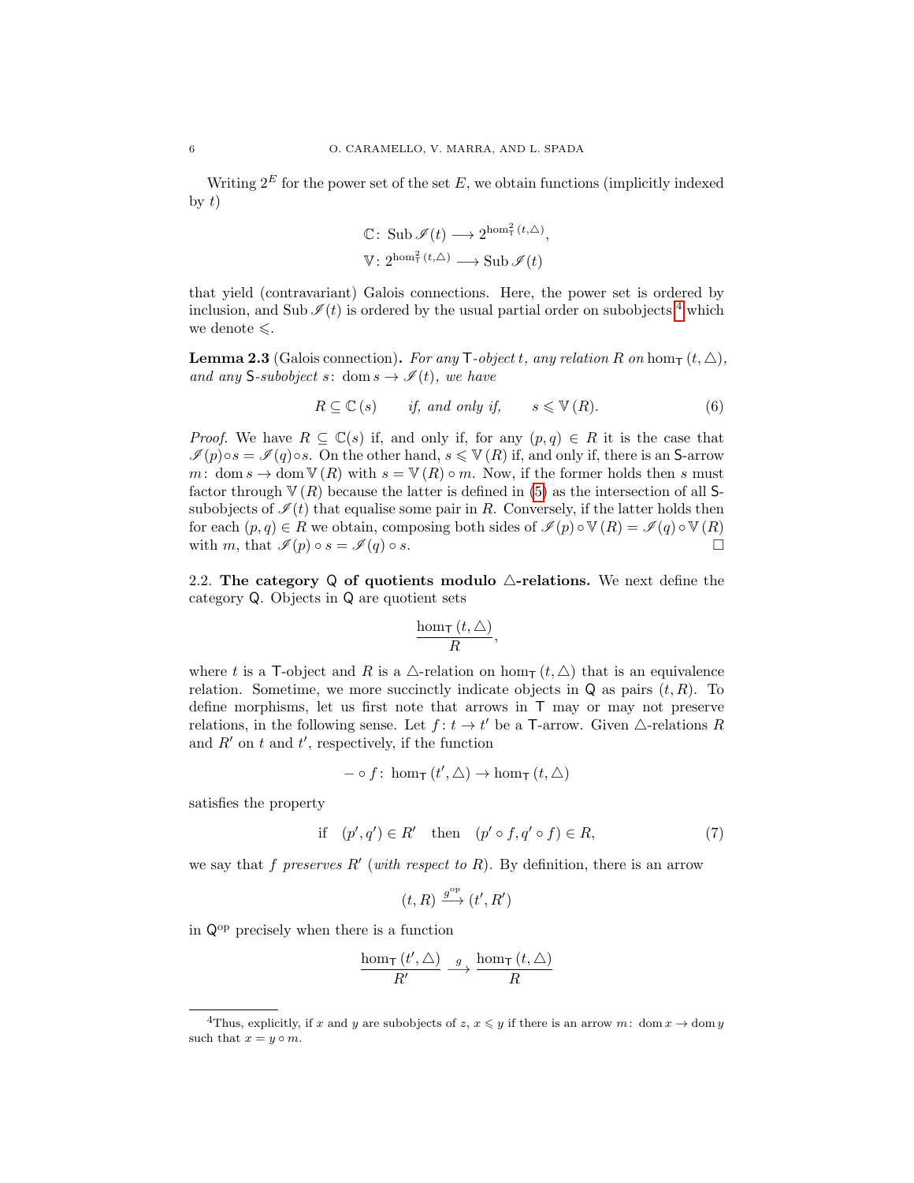Writing $2^E$ for the power set of the set $E$, we obtain functions (implicitly indexed by $t$)

$$\mathbb{C}\colon \operatorname{Sub}\mathscr{I}(t) \longrightarrow 2^{\hom^2_{\mathsf{T}}(t,\triangle)},$$
$$\mathbb{V}\colon 2^{\hom^2_{\mathsf{T}}(t,\triangle)} \longrightarrow \operatorname{Sub}\mathscr{I}(t)$$

that yield (contravariant) Galois connections. Here, the power set is ordered by inclusion, and $\operatorname{Sub}\mathscr{I}(t)$ is ordered by the usual partial order on subobjects,[4] which we denote $\leqslant$.

**Lemma 2.3** (Galois connection)**.** *For any $\mathsf{T}$-object $t$, any relation $R$ on $\hom_{\mathsf{T}}(t,\triangle)$, and any $\mathsf{S}$-subobject $s\colon \operatorname{dom} s \to \mathscr{I}(t)$, we have*

$$R \subseteq \mathbb{C}(s) \qquad \textit{if, and only if,} \qquad s \leqslant \mathbb{V}(R). \tag{6}$$

*Proof.* We have $R \subseteq \mathbb{C}(s)$ if, and only if, for any $(p,q) \in R$ it is the case that $\mathscr{I}(p)\circ s = \mathscr{I}(q)\circ s$. On the other hand, $s \leqslant \mathbb{V}(R)$ if, and only if, there is an $\mathsf{S}$-arrow $m\colon \operatorname{dom} s \to \operatorname{dom}\mathbb{V}(R)$ with $s = \mathbb{V}(R)\circ m$. Now, if the former holds then $s$ must factor through $\mathbb{V}(R)$ because the latter is defined in (5) as the intersection of all $\mathsf{S}$-subobjects of $\mathscr{I}(t)$ that equalise some pair in $R$. Conversely, if the latter holds then for each $(p,q)\in R$ we obtain, composing both sides of $\mathscr{I}(p)\circ\mathbb{V}(R) = \mathscr{I}(q)\circ\mathbb{V}(R)$ with $m$, that $\mathscr{I}(p)\circ s = \mathscr{I}(q)\circ s$. $\square$

2.2. **The category $\mathsf{Q}$ of quotients modulo $\triangle$-relations.** We next define the category $\mathsf{Q}$. Objects in $\mathsf{Q}$ are quotient sets

$$\frac{\hom_{\mathsf{T}}(t,\triangle)}{R},$$

where $t$ is a $\mathsf{T}$-object and $R$ is a $\triangle$-relation on $\hom_{\mathsf{T}}(t,\triangle)$ that is an equivalence relation. Sometime, we more succinctly indicate objects in $\mathsf{Q}$ as pairs $(t,R)$. To define morphisms, let us first note that arrows in $\mathsf{T}$ may or may not preserve relations, in the following sense. Let $f\colon t\to t'$ be a $\mathsf{T}$-arrow. Given $\triangle$-relations $R$ and $R'$ on $t$ and $t'$, respectively, if the function

$$-\circ f\colon \hom_{\mathsf{T}}(t',\triangle) \to \hom_{\mathsf{T}}(t,\triangle)$$

satisfies the property

$$\text{if} \quad (p',q')\in R' \quad \text{then} \quad (p'\circ f, q'\circ f)\in R, \tag{7}$$

we say that $f$ *preserves* $R'$ (*with respect to* $R$). By definition, there is an arrow

$$(t,R) \xrightarrow{g^{\mathrm{op}}} (t',R')$$

in $\mathsf{Q}^{\mathrm{op}}$ precisely when there is a function

$$\frac{\hom_{\mathsf{T}}(t',\triangle)}{R'} \xrightarrow{\ g\ } \frac{\hom_{\mathsf{T}}(t,\triangle)}{R}$$

[4] Thus, explicitly, if $x$ and $y$ are subobjects of $z$, $x \leqslant y$ if there is an arrow $m\colon \operatorname{dom} x \to \operatorname{dom} y$ such that $x = y\circ m$.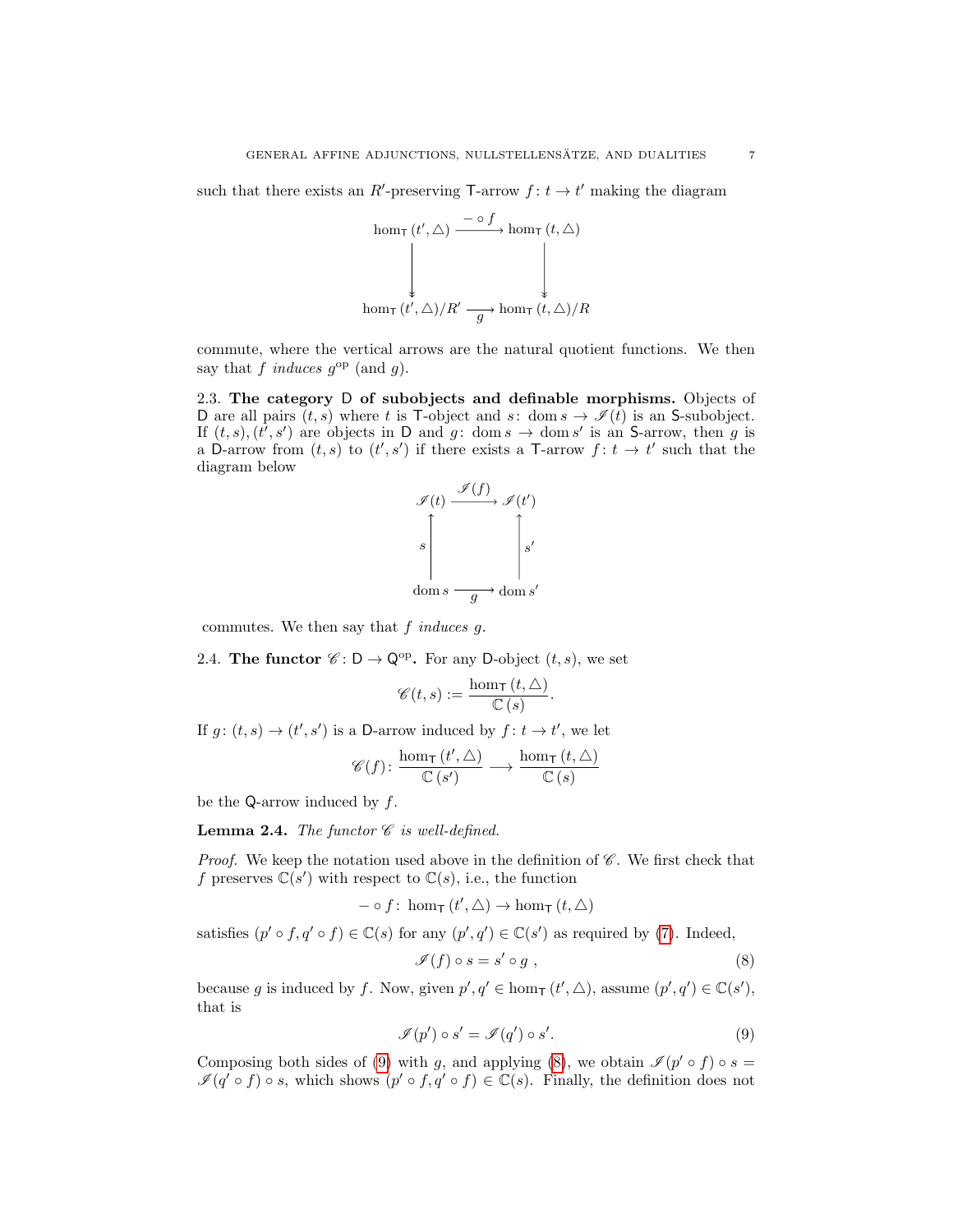such that there exists an $R'$-preserving $\mathsf{T}$-arrow $f\colon t \to t'$ making the diagram

$$
\begin{array}{ccc}
\hom_{\mathsf{T}}(t', \triangle) & \xrightarrow{\;-\circ f\;} & \hom_{\mathsf{T}}(t, \triangle) \\
\downarrow & & \downarrow \\
\hom_{\mathsf{T}}(t', \triangle)/R' & \xrightarrow[g]{} & \hom_{\mathsf{T}}(t, \triangle)/R
\end{array}
$$

commute, where the vertical arrows are the natural quotient functions. We then say that $f$ *induces* $g^{\mathrm{op}}$ (and $g$).

2.3. **The category $\mathsf{D}$ of subobjects and definable morphisms.** Objects of $\mathsf{D}$ are all pairs $(t, s)$ where $t$ is $\mathsf{T}$-object and $s\colon \operatorname{dom} s \to \mathscr{I}(t)$ is an $\mathsf{S}$-subobject. If $(t, s), (t', s')$ are objects in $\mathsf{D}$ and $g\colon \operatorname{dom} s \to \operatorname{dom} s'$ is an $\mathsf{S}$-arrow, then $g$ is a $\mathsf{D}$-arrow from $(t, s)$ to $(t', s')$ if there exists a $\mathsf{T}$-arrow $f\colon t \to t'$ such that the diagram below

$$
\begin{array}{ccc}
\mathscr{I}(t) & \xrightarrow{\;\mathscr{I}(f)\;} & \mathscr{I}(t') \\
\uparrow{\scriptstyle s} & & \uparrow{\scriptstyle s'} \\
\operatorname{dom} s & \xrightarrow[g]{} & \operatorname{dom} s'
\end{array}
$$

commutes. We then say that $f$ *induces* $g$.

2.4. **The functor $\mathscr{C}\colon \mathsf{D} \to \mathsf{Q}^{\mathrm{op}}$.** For any $\mathsf{D}$-object $(t, s)$, we set

$$\mathscr{C}(t, s) := \frac{\hom_{\mathsf{T}}(t, \triangle)}{\mathbb{C}(s)}.$$

If $g\colon (t, s) \to (t', s')$ is a $\mathsf{D}$-arrow induced by $f\colon t \to t'$, we let

$$\mathscr{C}(f)\colon \frac{\hom_{\mathsf{T}}(t', \triangle)}{\mathbb{C}(s')} \longrightarrow \frac{\hom_{\mathsf{T}}(t, \triangle)}{\mathbb{C}(s)}$$

be the $\mathsf{Q}$-arrow induced by $f$.

**Lemma 2.4.** *The functor $\mathscr{C}$ is well-defined.*

*Proof.* We keep the notation used above in the definition of $\mathscr{C}$. We first check that $f$ preserves $\mathbb{C}(s')$ with respect to $\mathbb{C}(s)$, i.e., the function

$$-\circ f\colon \hom_{\mathsf{T}}(t', \triangle) \to \hom_{\mathsf{T}}(t, \triangle)$$

satisfies $(p' \circ f, q' \circ f) \in \mathbb{C}(s)$ for any $(p', q') \in \mathbb{C}(s')$ as required by (7). Indeed,

$$\mathscr{I}(f) \circ s = s' \circ g\ , \tag{8}$$

because $g$ is induced by $f$. Now, given $p', q' \in \hom_{\mathsf{T}}(t', \triangle)$, assume $(p', q') \in \mathbb{C}(s')$, that is

$$\mathscr{I}(p') \circ s' = \mathscr{I}(q') \circ s'. \tag{9}$$

Composing both sides of (9) with $g$, and applying (8), we obtain $\mathscr{I}(p' \circ f) \circ s = \mathscr{I}(q' \circ f) \circ s$, which shows $(p' \circ f, q' \circ f) \in \mathbb{C}(s)$. Finally, the definition does not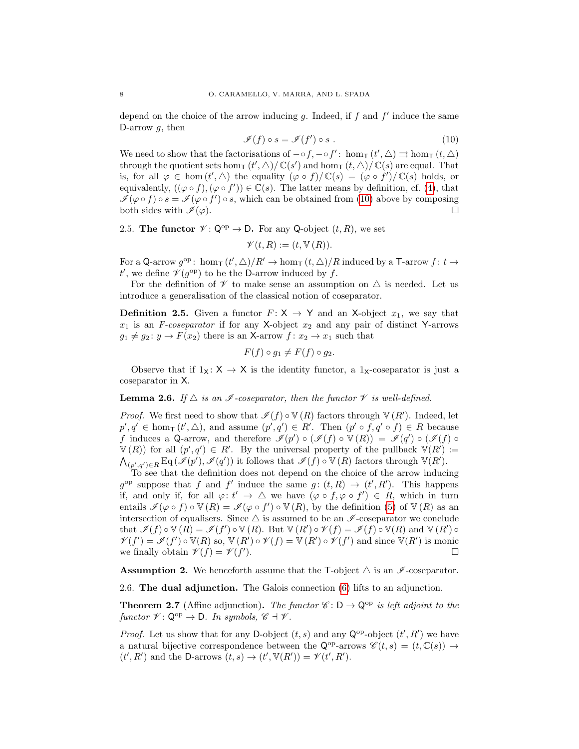depend on the choice of the arrow inducing $g$. Indeed, if $f$ and $f'$ induce the same $\mathsf{D}$-arrow $g$, then

$$\mathscr{I}(f) \circ s = \mathscr{I}(f') \circ s \ . \tag{10}$$

We need to show that the factorisations of $- \circ f, - \circ f' \colon \hom_{\mathsf{T}}(t', \triangle) \rightrightarrows \hom_{\mathsf{T}}(t, \triangle)$ through the quotient sets $\hom_{\mathsf{T}}(t', \triangle)/\mathbb{C}(s')$ and $\hom_{\mathsf{T}}(t, \triangle)/\mathbb{C}(s)$ are equal. That is, for all $\varphi \in \hom(t', \triangle)$ the equality $(\varphi \circ f)/\mathbb{C}(s) = (\varphi \circ f')/\mathbb{C}(s)$ holds, or equivalently, $((\varphi \circ f), (\varphi \circ f')) \in \mathbb{C}(s)$. The latter means by definition, cf. (4), that $\mathscr{I}(\varphi \circ f) \circ s = \mathscr{I}(\varphi \circ f') \circ s$, which can be obtained from (10) above by composing both sides with $\mathscr{I}(\varphi)$. □

2.5. **The functor $\mathscr{V} \colon \mathsf{Q}^{\mathrm{op}} \to \mathsf{D}$.** For any $\mathsf{Q}$-object $(t, R)$, we set

$$\mathscr{V}(t, R) := (t, \mathbb{V}(R)).$$

For a $\mathsf{Q}$-arrow $g^{\mathrm{op}} \colon \hom_{\mathsf{T}}(t', \triangle)/R' \to \hom_{\mathsf{T}}(t, \triangle)/R$ induced by a $\mathsf{T}$-arrow $f \colon t \to t'$, we define $\mathscr{V}(g^{\mathrm{op}})$ to be the $\mathsf{D}$-arrow induced by $f$.

For the definition of $\mathscr{V}$ to make sense an assumption on $\triangle$ is needed. Let us introduce a generalisation of the classical notion of coseparator.

**Definition 2.5.** Given a functor $F \colon \mathsf{X} \to \mathsf{Y}$ and an $\mathsf{X}$-object $x_1$, we say that $x_1$ is an *$F$-coseparator* if for any $\mathsf{X}$-object $x_2$ and any pair of distinct $\mathsf{Y}$-arrows $g_1 \neq g_2 \colon y \to F(x_2)$ there is an $\mathsf{X}$-arrow $f \colon x_2 \to x_1$ such that

$$F(f) \circ g_1 \neq F(f) \circ g_2.$$

Observe that if $1_{\mathsf{X}} \colon \mathsf{X} \to \mathsf{X}$ is the identity functor, a $1_{\mathsf{X}}$-coseparator is just a coseparator in $\mathsf{X}$.

**Lemma 2.6.** *If $\triangle$ is an $\mathscr{I}$-coseparator, then the functor $\mathscr{V}$ is well-defined.*

*Proof.* We first need to show that $\mathscr{I}(f) \circ \mathbb{V}(R)$ factors through $\mathbb{V}(R')$. Indeed, let $p', q' \in \hom_{\mathsf{T}}(t', \triangle)$, and assume $(p', q') \in R'$. Then $(p' \circ f, q' \circ f) \in R$ because $f$ induces a $\mathsf{Q}$-arrow, and therefore $\mathscr{I}(p') \circ (\mathscr{I}(f) \circ \mathbb{V}(R)) = \mathscr{I}(q') \circ (\mathscr{I}(f) \circ \mathbb{V}(R))$ for all $(p', q') \in R'$. By the universal property of the pullback $\mathbb{V}(R') := \bigwedge_{(p',q') \in R} \mathrm{Eq}(\mathscr{I}(p'), \mathscr{I}(q'))$ it follows that $\mathscr{I}(f) \circ \mathbb{V}(R)$ factors through $\mathbb{V}(R')$.

To see that the definition does not depend on the choice of the arrow inducing $g^{\mathrm{op}}$ suppose that $f$ and $f'$ induce the same $g \colon (t, R) \to (t', R')$. This happens if, and only if, for all $\varphi \colon t' \to \triangle$ we have $(\varphi \circ f, \varphi \circ f') \in R$, which in turn entails $\mathscr{I}(\varphi \circ f) \circ \mathbb{V}(R) = \mathscr{I}(\varphi \circ f') \circ \mathbb{V}(R)$, by the definition (5) of $\mathbb{V}(R)$ as an intersection of equalisers. Since $\triangle$ is assumed to be an $\mathscr{I}$-coseparator we conclude that $\mathscr{I}(f) \circ \mathbb{V}(R) = \mathscr{I}(f') \circ \mathbb{V}(R)$. But $\mathbb{V}(R') \circ \mathscr{V}(f) = \mathscr{I}(f) \circ \mathbb{V}(R)$ and $\mathbb{V}(R') \circ \mathscr{V}(f') = \mathscr{I}(f') \circ \mathbb{V}(R)$ so, $\mathbb{V}(R') \circ \mathscr{V}(f) = \mathbb{V}(R') \circ \mathscr{V}(f')$ and since $\mathbb{V}(R')$ is monic we finally obtain $\mathscr{V}(f) = \mathscr{V}(f')$. □

**Assumption 2.** We henceforth assume that the $\mathsf{T}$-object $\triangle$ is an $\mathscr{I}$-coseparator.

2.6. **The dual adjunction.** The Galois connection (6) lifts to an adjunction.

**Theorem 2.7** (Affine adjunction)**.** *The functor $\mathscr{C} \colon \mathsf{D} \to \mathsf{Q}^{\mathrm{op}}$ is left adjoint to the functor $\mathscr{V} \colon \mathsf{Q}^{\mathrm{op}} \to \mathsf{D}$. In symbols, $\mathscr{C} \dashv \mathscr{V}$.*

*Proof.* Let us show that for any $\mathsf{D}$-object $(t, s)$ and any $\mathsf{Q}^{\mathrm{op}}$-object $(t', R')$ we have a natural bijective correspondence between the $\mathsf{Q}^{\mathrm{op}}$-arrows $\mathscr{C}(t, s) = (t, \mathbb{C}(s)) \to (t', R')$ and the $\mathsf{D}$-arrows $(t, s) \to (t', \mathbb{V}(R')) = \mathscr{V}(t', R')$.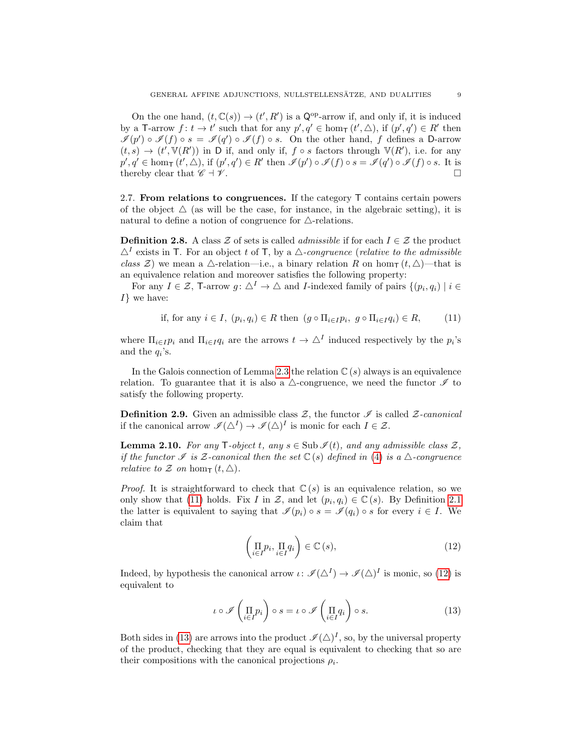On the one hand, $(t, \mathbb{C}(s)) \to (t', R')$ is a $\mathsf{Q}^{\mathrm{op}}$-arrow if, and only if, it is induced by a $\mathsf{T}$-arrow $f\colon t \to t'$ such that for any $p', q' \in \hom_{\mathsf{T}}(t', \triangle)$, if $(p', q') \in R'$ then $\mathscr{I}(p') \circ \mathscr{I}(f) \circ s = \mathscr{I}(q') \circ \mathscr{I}(f) \circ s$. On the other hand, $f$ defines a $\mathsf{D}$-arrow $(t, s) \to (t', \mathbb{V}(R'))$ in $\mathsf{D}$ if, and only if, $f \circ s$ factors through $\mathbb{V}(R')$, i.e. for any $p', q' \in \hom_{\mathsf{T}}(t', \triangle)$, if $(p', q') \in R'$ then $\mathscr{I}(p') \circ \mathscr{I}(f) \circ s = \mathscr{I}(q') \circ \mathscr{I}(f) \circ s$. It is thereby clear that $\mathscr{C} \dashv \mathscr{V}$. □

**2.7. From relations to congruences.** If the category $\mathsf{T}$ contains certain powers of the object $\triangle$ (as will be the case, for instance, in the algebraic setting), it is natural to define a notion of congruence for $\triangle$-relations.

**Definition 2.8.** A class $\mathcal{Z}$ of sets is called *admissible* if for each $I \in \mathcal{Z}$ the product $\triangle^I$ exists in $\mathsf{T}$. For an object $t$ of $\mathsf{T}$, by a *$\triangle$-congruence* (*relative to the admissible class $\mathcal{Z}$*) we mean a $\triangle$-relation—i.e., a binary relation $R$ on $\hom_{\mathsf{T}}(t, \triangle)$—that is an equivalence relation and moreover satisfies the following property:

For any $I \in \mathcal{Z}$, $\mathsf{T}$-arrow $g\colon \triangle^I \to \triangle$ and $I$-indexed family of pairs $\{(p_i, q_i) \mid i \in I\}$ we have:

$$\text{if, for any } i \in I,\ (p_i, q_i) \in R \text{ then } (g \circ \Pi_{i\in I} p_i,\ g \circ \Pi_{i \in I} q_i) \in R, \tag{11}$$

where $\Pi_{i\in I} p_i$ and $\Pi_{i\in I} q_i$ are the arrows $t \to \triangle^I$ induced respectively by the $p_i$'s and the $q_i$'s.

In the Galois connection of Lemma 2.3 the relation $\mathbb{C}(s)$ always is an equivalence relation. To guarantee that it is also a $\triangle$-congruence, we need the functor $\mathscr{I}$ to satisfy the following property.

**Definition 2.9.** Given an admissible class $\mathcal{Z}$, the functor $\mathscr{I}$ is called *$\mathcal{Z}$-canonical* if the canonical arrow $\mathscr{I}(\triangle^I) \to \mathscr{I}(\triangle)^I$ is monic for each $I \in \mathcal{Z}$.

**Lemma 2.10.** *For any $\mathsf{T}$-object $t$, any $s \in \operatorname{Sub} \mathscr{I}(t)$, and any admissible class $\mathcal{Z}$, if the functor $\mathscr{I}$ is $\mathcal{Z}$-canonical then the set $\mathbb{C}(s)$ defined in (4) is a $\triangle$-congruence relative to $\mathcal{Z}$ on $\hom_{\mathsf{T}}(t, \triangle)$.*

*Proof.* It is straightforward to check that $\mathbb{C}(s)$ is an equivalence relation, so we only show that (11) holds. Fix $I$ in $\mathcal{Z}$, and let $(p_i, q_i) \in \mathbb{C}(s)$. By Definition 2.1 the latter is equivalent to saying that $\mathscr{I}(p_i) \circ s = \mathscr{I}(q_i) \circ s$ for every $i \in I$. We claim that

$$\left(\Pi_{i\in I} p_i, \Pi_{i \in I} q_i\right) \in \mathbb{C}(s), \tag{12}$$

Indeed, by hypothesis the canonical arrow $\iota\colon \mathscr{I}(\triangle^I) \to \mathscr{I}(\triangle)^I$ is monic, so (12) is equivalent to

$$\iota \circ \mathscr{I}\left(\Pi_{i\in I} p_i\right) \circ s = \iota \circ \mathscr{I}\left(\Pi_{i\in I} q_i\right) \circ s. \tag{13}$$

Both sides in (13) are arrows into the product $\mathscr{I}(\triangle)^I$, so, by the universal property of the product, checking that they are equal is equivalent to checking that so are their compositions with the canonical projections $\rho_i$.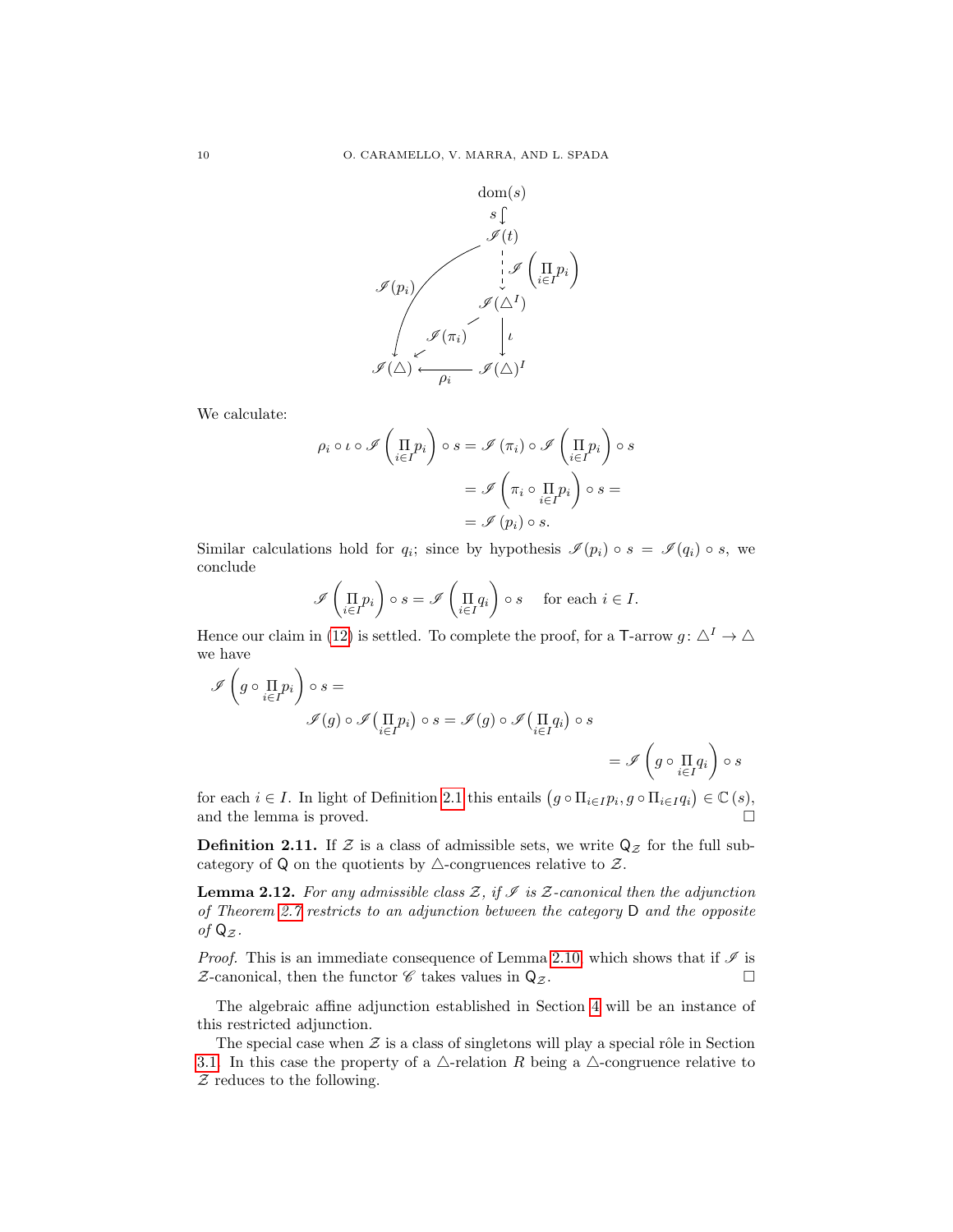$$
\begin{array}{c}
\mathrm{dom}(s) \\
\big\downarrow s \\
\mathscr{I}(t) \\
\big\downarrow \mathscr{I}\left(\prod_{i\in I} p_i\right) \\
\mathscr{I}(\triangle^I) \\
\big\downarrow \iota \\
\mathscr{I}(\triangle)^I \xrightarrow{\rho_i} \mathscr{I}(\triangle)
\end{array}
\qquad
\mathscr{I}(p_i)\colon \mathscr{I}(t) \to \mathscr{I}(\triangle), \quad \mathscr{I}(\pi_i)\colon \mathscr{I}(\triangle^I) \to \mathscr{I}(\triangle)
$$

We calculate:

$$
\begin{aligned}
\rho_i \circ \iota \circ \mathscr{I}\left(\prod_{i\in I} p_i\right) \circ s &= \mathscr{I}\left(\pi_i\right) \circ \mathscr{I}\left(\prod_{i\in I} p_i\right) \circ s \\
&= \mathscr{I}\left(\pi_i \circ \prod_{i\in I} p_i\right) \circ s = \\
&= \mathscr{I}\left(p_i\right) \circ s.
\end{aligned}
$$

Similar calculations hold for $q_i$; since by hypothesis $\mathscr{I}(p_i) \circ s = \mathscr{I}(q_i) \circ s$, we conclude

$$
\mathscr{I}\left(\prod_{i\in I} p_i\right) \circ s = \mathscr{I}\left(\prod_{i\in I} q_i\right) \circ s \quad \text{for each } i \in I.
$$

Hence our claim in (12) is settled. To complete the proof, for a $\mathsf{T}$-arrow $g\colon \triangle^I \to \triangle$ we have

$$
\begin{aligned}
\mathscr{I}\left(g \circ \prod_{i\in I} p_i\right) \circ s &= \\
\mathscr{I}(g) \circ \mathscr{I}\big(\prod_{i\in I} p_i\big) \circ s &= \mathscr{I}(g) \circ \mathscr{I}\big(\prod_{i\in I} q_i\big) \circ s \\
&= \mathscr{I}\left(g \circ \prod_{i\in I} q_i\right) \circ s
\end{aligned}
$$

for each $i \in I$. In light of Definition 2.1 this entails $\left(g \circ \Pi_{i\in I} p_i, g \circ \Pi_{i\in I} q_i\right) \in \mathbb{C}\left(s\right)$, and the lemma is proved. $\square$

**Definition 2.11.** If $\mathcal{Z}$ is a class of admissible sets, we write $\mathsf{Q}_{\mathcal{Z}}$ for the full subcategory of $\mathsf{Q}$ on the quotients by $\triangle$-congruences relative to $\mathcal{Z}$.

**Lemma 2.12.** *For any admissible class $\mathcal{Z}$, if $\mathscr{I}$ is $\mathcal{Z}$-canonical then the adjunction of Theorem 2.7 restricts to an adjunction between the category $\mathsf{D}$ and the opposite of $\mathsf{Q}_{\mathcal{Z}}$.*

*Proof.* This is an immediate consequence of Lemma 2.10, which shows that if $\mathscr{I}$ is $\mathcal{Z}$-canonical, then the functor $\mathscr{C}$ takes values in $\mathsf{Q}_{\mathcal{Z}}$. $\square$

The algebraic affine adjunction established in Section 4 will be an instance of this restricted adjunction.

The special case when $\mathcal{Z}$ is a class of singletons will play a special rôle in Section 3.1. In this case the property of a $\triangle$-relation $R$ being a $\triangle$-congruence relative to $\mathcal{Z}$ reduces to the following.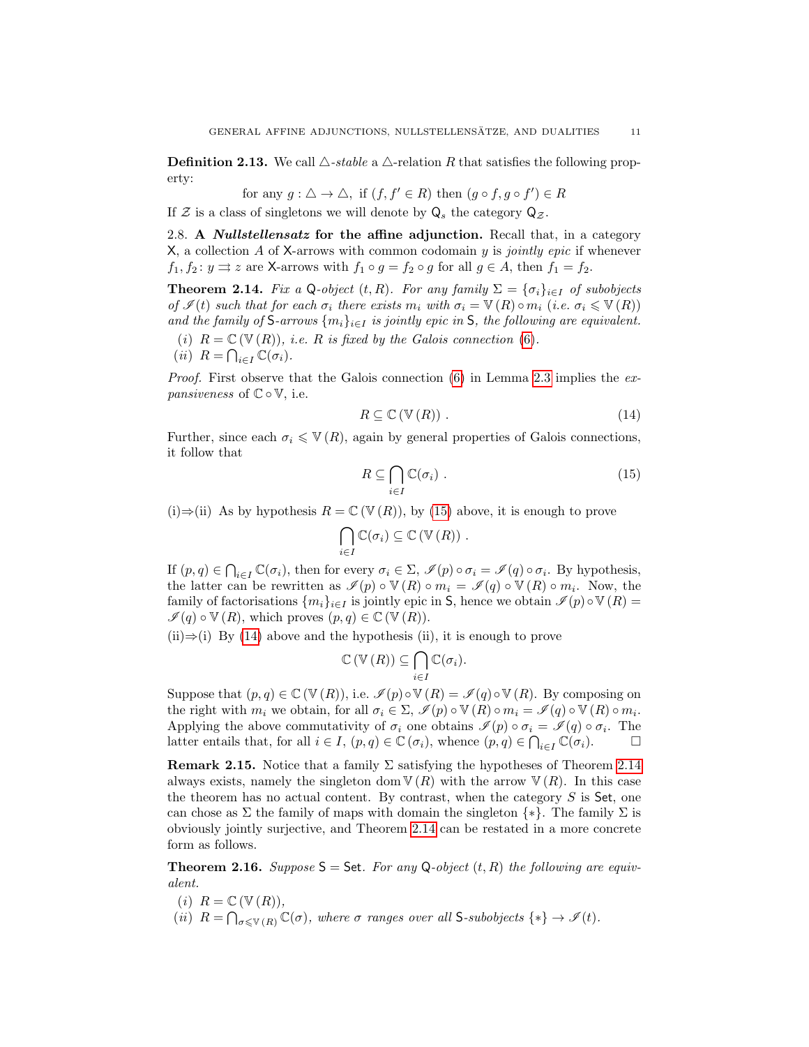**Definition 2.13.** We call $\triangle$-*stable* a $\triangle$-relation $R$ that satisfies the following property:

$$\text{for any } g : \triangle \to \triangle, \text{ if } (f, f' \in R) \text{ then } (g \circ f, g \circ f') \in R$$

If $\mathcal{Z}$ is a class of singletons we will denote by $\mathsf{Q}_s$ the category $\mathsf{Q}_{\mathcal{Z}}$.

2.8. **A *Nullstellensatz* for the affine adjunction.** Recall that, in a category $\mathsf{X}$, a collection $A$ of $\mathsf{X}$-arrows with common codomain $y$ is *jointly epic* if whenever $f_1, f_2 \colon y \rightrightarrows z$ are $\mathsf{X}$-arrows with $f_1 \circ g = f_2 \circ g$ for all $g \in A$, then $f_1 = f_2$.

**Theorem 2.14.** *Fix a* $\mathsf{Q}$*-object* $(t, R)$*. For any family* $\Sigma = \{\sigma_i\}_{i \in I}$ *of subobjects of* $\mathscr{I}(t)$ *such that for each* $\sigma_i$ *there exists* $m_i$ *with* $\sigma_i = \mathbb{V}(R) \circ m_i$ *(i.e.* $\sigma_i \leqslant \mathbb{V}(R)$*) and the family of* $\mathsf{S}$*-arrows* $\{m_i\}_{i \in I}$ *is jointly epic in* $\mathsf{S}$*, the following are equivalent.*

(i) $R = \mathbb{C}(\mathbb{V}(R))$*, i.e.* $R$ *is fixed by the Galois connection* (6).

(ii) $R = \bigcap_{i \in I} \mathbb{C}(\sigma_i)$*.*

*Proof.* First observe that the Galois connection (6) in Lemma 2.3 implies the *expansiveness* of $\mathbb{C} \circ \mathbb{V}$, i.e.

$$R \subseteq \mathbb{C}(\mathbb{V}(R)) \ . \tag{14}$$

Further, since each $\sigma_i \leqslant \mathbb{V}(R)$, again by general properties of Galois connections, it follow that

$$R \subseteq \bigcap_{i \in I} \mathbb{C}(\sigma_i) \ . \tag{15}$$

(i)⇒(ii) As by hypothesis $R = \mathbb{C}(\mathbb{V}(R))$, by (15) above, it is enough to prove

$$\bigcap_{i \in I} \mathbb{C}(\sigma_i) \subseteq \mathbb{C}(\mathbb{V}(R)) \ .$$

If $(p, q) \in \bigcap_{i \in I} \mathbb{C}(\sigma_i)$, then for every $\sigma_i \in \Sigma$, $\mathscr{I}(p) \circ \sigma_i = \mathscr{I}(q) \circ \sigma_i$. By hypothesis, the latter can be rewritten as $\mathscr{I}(p) \circ \mathbb{V}(R) \circ m_i = \mathscr{I}(q) \circ \mathbb{V}(R) \circ m_i$. Now, the family of factorisations $\{m_i\}_{i \in I}$ is jointly epic in $\mathsf{S}$, hence we obtain $\mathscr{I}(p) \circ \mathbb{V}(R) = \mathscr{I}(q) \circ \mathbb{V}(R)$, which proves $(p, q) \in \mathbb{C}(\mathbb{V}(R))$.

(ii)⇒(i) By (14) above and the hypothesis (ii), it is enough to prove

$$\mathbb{C}(\mathbb{V}(R)) \subseteq \bigcap_{i \in I} \mathbb{C}(\sigma_i).$$

Suppose that $(p, q) \in \mathbb{C}(\mathbb{V}(R))$, i.e. $\mathscr{I}(p) \circ \mathbb{V}(R) = \mathscr{I}(q) \circ \mathbb{V}(R)$. By composing on the right with $m_i$ we obtain, for all $\sigma_i \in \Sigma$, $\mathscr{I}(p) \circ \mathbb{V}(R) \circ m_i = \mathscr{I}(q) \circ \mathbb{V}(R) \circ m_i$. Applying the above commutativity of $\sigma_i$ one obtains $\mathscr{I}(p) \circ \sigma_i = \mathscr{I}(q) \circ \sigma_i$. The latter entails that, for all $i \in I$, $(p, q) \in \mathbb{C}(\sigma_i)$, whence $(p, q) \in \bigcap_{i \in I} \mathbb{C}(\sigma_i)$. □

**Remark 2.15.** Notice that a family $\Sigma$ satisfying the hypotheses of Theorem 2.14 always exists, namely the singleton $\operatorname{dom} \mathbb{V}(R)$ with the arrow $\mathbb{V}(R)$. In this case the theorem has no actual content. By contrast, when the category $S$ is $\mathsf{Set}$, one can chose as $\Sigma$ the family of maps with domain the singleton $\{*\}$. The family $\Sigma$ is obviously jointly surjective, and Theorem 2.14 can be restated in a more concrete form as follows.

**Theorem 2.16.** *Suppose* $\mathsf{S} = \mathsf{Set}$*. For any* $\mathsf{Q}$*-object* $(t, R)$ *the following are equivalent.*

(i) $R = \mathbb{C}(\mathbb{V}(R))$*,*

(ii) $R = \bigcap_{\sigma \leqslant \mathbb{V}(R)} \mathbb{C}(\sigma)$*, where* $\sigma$ *ranges over all* $\mathsf{S}$*-subobjects* $\{*\} \to \mathscr{I}(t)$*.*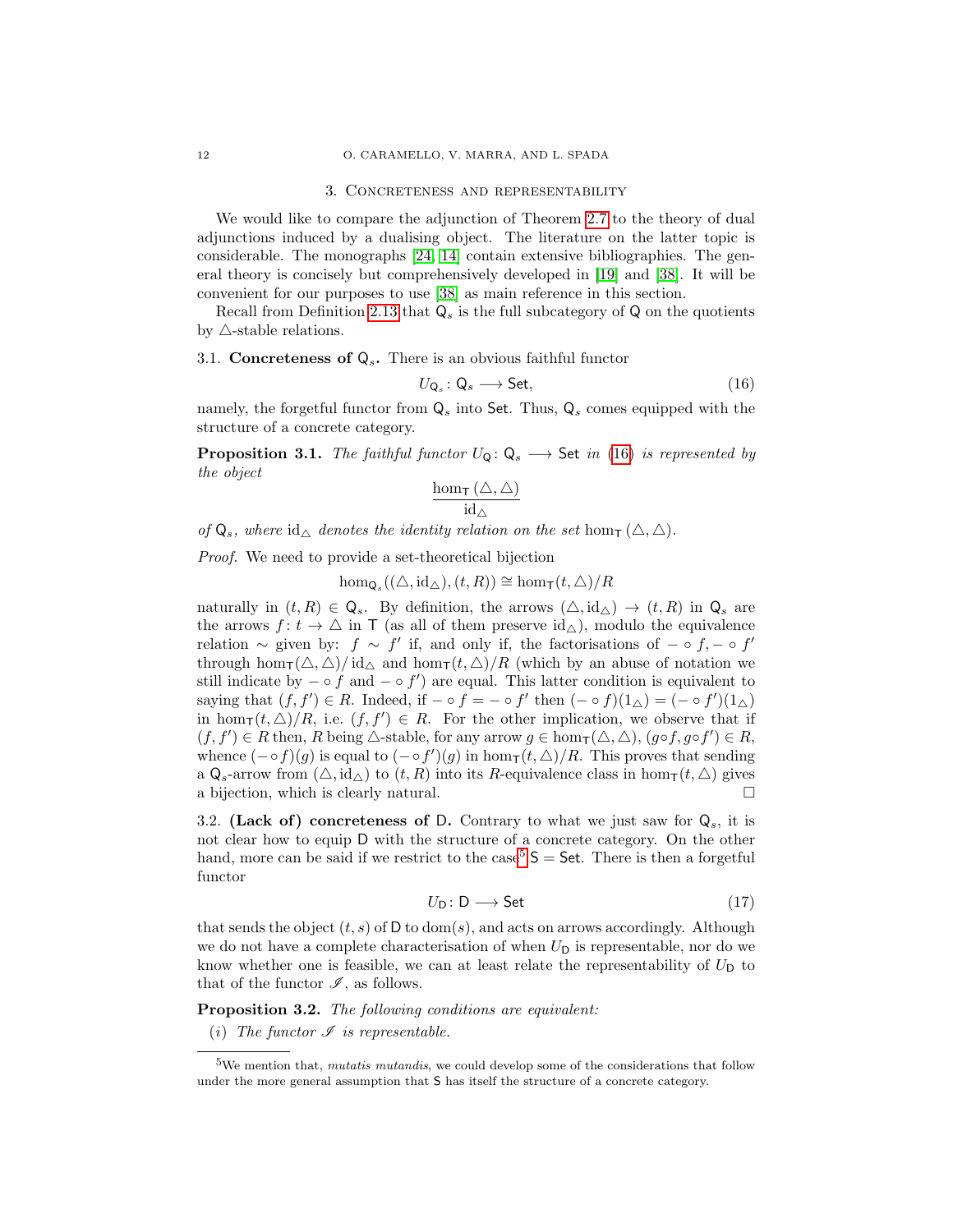## 3. Concreteness and representability

We would like to compare the adjunction of Theorem 2.7 to the theory of dual adjunctions induced by a dualising object. The literature on the latter topic is considerable. The monographs [24, 14] contain extensive bibliographies. The general theory is concisely but comprehensively developed in [19] and [38]. It will be convenient for our purposes to use [38] as main reference in this section.

Recall from Definition 2.13 that $\mathsf{Q}_s$ is the full subcategory of $\mathsf{Q}$ on the quotients by $\triangle$-stable relations.

### 3.1. Concreteness of $\mathsf{Q}_s$.

There is an obvious faithful functor

$$U_{\mathsf{Q}_s} \colon \mathsf{Q}_s \longrightarrow \mathsf{Set}, \tag{16}$$

namely, the forgetful functor from $\mathsf{Q}_s$ into $\mathsf{Set}$. Thus, $\mathsf{Q}_s$ comes equipped with the structure of a concrete category.

**Proposition 3.1.** *The faithful functor* $U_{\mathsf{Q}} \colon \mathsf{Q}_s \longrightarrow \mathsf{Set}$ *in* (16) *is represented by the object*

$$\frac{\hom_{\mathsf{T}}(\triangle, \triangle)}{\mathrm{id}_{\triangle}}$$

*of* $\mathsf{Q}_s$*, where* $\mathrm{id}_{\triangle}$ *denotes the identity relation on the set* $\hom_{\mathsf{T}}(\triangle, \triangle)$*.*

*Proof.* We need to provide a set-theoretical bijection

$$\hom_{\mathsf{Q}_s}((\triangle, \mathrm{id}_{\triangle}), (t, R)) \cong \hom_{\mathsf{T}}(t, \triangle)/R$$

naturally in $(t, R) \in \mathsf{Q}_s$. By definition, the arrows $(\triangle, \mathrm{id}_{\triangle}) \to (t, R)$ in $\mathsf{Q}_s$ are the arrows $f \colon t \to \triangle$ in $\mathsf{T}$ (as all of them preserve $\mathrm{id}_{\triangle}$), modulo the equivalence relation $\sim$ given by: $f \sim f'$ if, and only if, the factorisations of $- \circ f, - \circ f'$ through $\hom_{\mathsf{T}}(\triangle, \triangle)/\mathrm{id}_{\triangle}$ and $\hom_{\mathsf{T}}(t, \triangle)/R$ (which by an abuse of notation we still indicate by $- \circ f$ and $- \circ f'$) are equal. This latter condition is equivalent to saying that $(f, f') \in R$. Indeed, if $- \circ f = - \circ f'$ then $(- \circ f)(1_{\triangle}) = (- \circ f')(1_{\triangle})$ in $\hom_{\mathsf{T}}(t, \triangle)/R$, i.e. $(f, f') \in R$. For the other implication, we observe that if $(f, f') \in R$ then, $R$ being $\triangle$-stable, for any arrow $g \in \hom_{\mathsf{T}}(\triangle, \triangle)$, $(g \circ f, g \circ f') \in R$, whence $(- \circ f)(g)$ is equal to $(- \circ f')(g)$ in $\hom_{\mathsf{T}}(t, \triangle)/R$. This proves that sending a $\mathsf{Q}_s$-arrow from $(\triangle, \mathrm{id}_{\triangle})$ to $(t, R)$ into its $R$-equivalence class in $\hom_{\mathsf{T}}(t, \triangle)$ gives a bijection, which is clearly natural. □

### 3.2. (Lack of) concreteness of $\mathsf{D}$.

Contrary to what we just saw for $\mathsf{Q}_s$, it is not clear how to equip $\mathsf{D}$ with the structure of a concrete category. On the other hand, more can be said if we restrict to the case[5] $\mathsf{S} = \mathsf{Set}$. There is then a forgetful functor

$$U_{\mathsf{D}} \colon \mathsf{D} \longrightarrow \mathsf{Set} \tag{17}$$

that sends the object $(t, s)$ of $\mathsf{D}$ to $\mathrm{dom}(s)$, and acts on arrows accordingly. Although we do not have a complete characterisation of when $U_{\mathsf{D}}$ is representable, nor do we know whether one is feasible, we can at least relate the representability of $U_{\mathsf{D}}$ to that of the functor $\mathscr{I}$, as follows.

**Proposition 3.2.** *The following conditions are equivalent:*

(*i*) *The functor* $\mathscr{I}$ *is representable.*

---

[5] We mention that, *mutatis mutandis*, we could develop some of the considerations that follow under the more general assumption that $\mathsf{S}$ has itself the structure of a concrete category.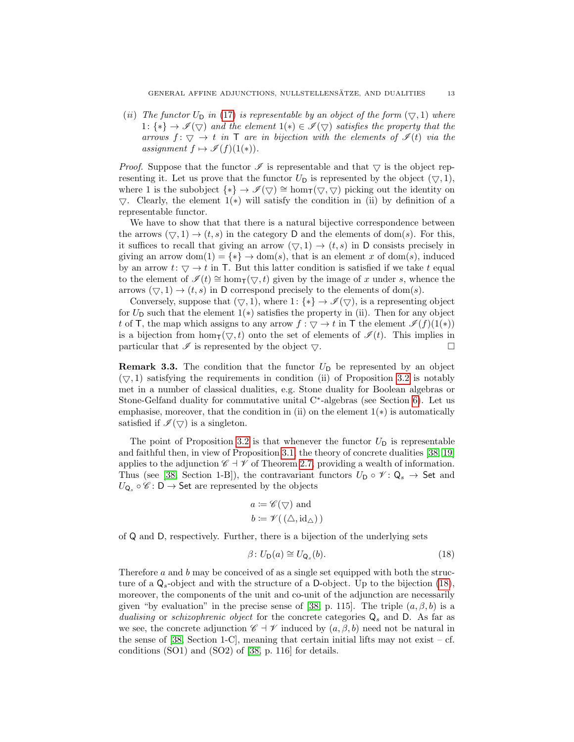(*ii*) *The functor $U_{\mathsf{D}}$ in (17) is representable by an object of the form $(\triangledown, 1)$ where $1\colon \{*\} \to \mathscr{I}(\triangledown)$ and the element $1(*) \in \mathscr{I}(\triangledown)$ satisfies the property that the arrows $f\colon \triangledown \to t$ in $\mathsf{T}$ are in bijection with the elements of $\mathscr{I}(t)$ via the assignment $f \mapsto \mathscr{I}(f)(1(*))$.*

*Proof.* Suppose that the functor $\mathscr{I}$ is representable and that $\triangledown$ is the object representing it. Let us prove that the functor $U_{\mathsf{D}}$ is represented by the object $(\triangledown, 1)$, where 1 is the subobject $\{*\} \to \mathscr{I}(\triangledown) \cong \hom_{\mathsf{T}}(\triangledown, \triangledown)$ picking out the identity on $\triangledown$. Clearly, the element $1(*)$ will satisfy the condition in (ii) by definition of a representable functor.

We have to show that that there is a natural bijective correspondence between the arrows $(\triangledown, 1) \to (t, s)$ in the category $\mathsf{D}$ and the elements of $\mathrm{dom}(s)$. For this, it suffices to recall that giving an arrow $(\triangledown, 1) \to (t, s)$ in $\mathsf{D}$ consists precisely in giving an arrow $\mathrm{dom}(1) = \{*\} \to \mathrm{dom}(s)$, that is an element $x$ of $\mathrm{dom}(s)$, induced by an arrow $t\colon \triangledown \to t$ in $\mathsf{T}$. But this latter condition is satisfied if we take $t$ equal to the element of $\mathscr{I}(t) \cong \hom_{\mathsf{T}}(\triangledown, t)$ given by the image of $x$ under $s$, whence the arrows $(\triangledown, 1) \to (t, s)$ in $\mathsf{D}$ correspond precisely to the elements of $\mathrm{dom}(s)$.

Conversely, suppose that $(\triangledown, 1)$, where $1\colon \{*\} \to \mathscr{I}(\triangledown)$, is a representing object for $U_{\mathsf{D}}$ such that the element $1(*)$ satisfies the property in (ii). Then for any object $t$ of $\mathsf{T}$, the map which assigns to any arrow $f : \triangledown \to t$ in $\mathsf{T}$ the element $\mathscr{I}(f)(1(*))$ is a bijection from $\hom_{\mathsf{T}}(\triangledown, t)$ onto the set of elements of $\mathscr{I}(t)$. This implies in particular that $\mathscr{I}$ is represented by the object $\triangledown$. $\square$

**Remark 3.3.** The condition that the functor $U_{\mathsf{D}}$ be represented by an object $(\triangledown, 1)$ satisfying the requirements in condition (ii) of Proposition 3.2 is notably met in a number of classical dualities, e.g. Stone duality for Boolean algebras or Stone-Gelfand duality for commutative unital C$^*$-algebras (see Section 6). Let us emphasise, moreover, that the condition in (ii) on the element $1(*)$ is automatically satisfied if $\mathscr{I}(\triangledown)$ is a singleton.

The point of Proposition 3.2 is that whenever the functor $U_{\mathsf{D}}$ is representable and faithful then, in view of Proposition 3.1, the theory of concrete dualities [38, 19] applies to the adjunction $\mathscr{C} \dashv \mathscr{V}$ of Theorem 2.7, providing a wealth of information. Thus (see [38, Section 1-B]), the contravariant functors $U_{\mathsf{D}} \circ \mathscr{V} \colon \mathsf{Q}_s \to \mathsf{Set}$ and $U_{\mathsf{Q}_s} \circ \mathscr{C} \colon \mathsf{D} \to \mathsf{Set}$ are represented by the objects

$$
\begin{aligned}
a &:= \mathscr{C}(\triangledown) \text{ and} \\
b &:= \mathscr{V}(\,(\triangle, \mathrm{id}_{\triangle})\,)
\end{aligned}
$$

of $\mathsf{Q}$ and $\mathsf{D}$, respectively. Further, there is a bijection of the underlying sets

$$
\beta\colon U_{\mathsf{D}}(a) \cong U_{\mathsf{Q}_s}(b). \tag{18}
$$

Therefore $a$ and $b$ may be conceived of as a single set equipped with both the structure of a $\mathsf{Q}_s$-object and with the structure of a $\mathsf{D}$-object. Up to the bijection (18), moreover, the components of the unit and co-unit of the adjunction are necessarily given "by evaluation" in the precise sense of [38, p. 115]. The triple $(a, \beta, b)$ is a *dualising* or *schizophrenic object* for the concrete categories $\mathsf{Q}_s$ and $\mathsf{D}$. As far as we see, the concrete adjunction $\mathscr{C} \dashv \mathscr{V}$ induced by $(a, \beta, b)$ need not be natural in the sense of [38, Section 1-C], meaning that certain initial lifts may not exist – cf. conditions (SO1) and (SO2) of [38, p. 116] for details.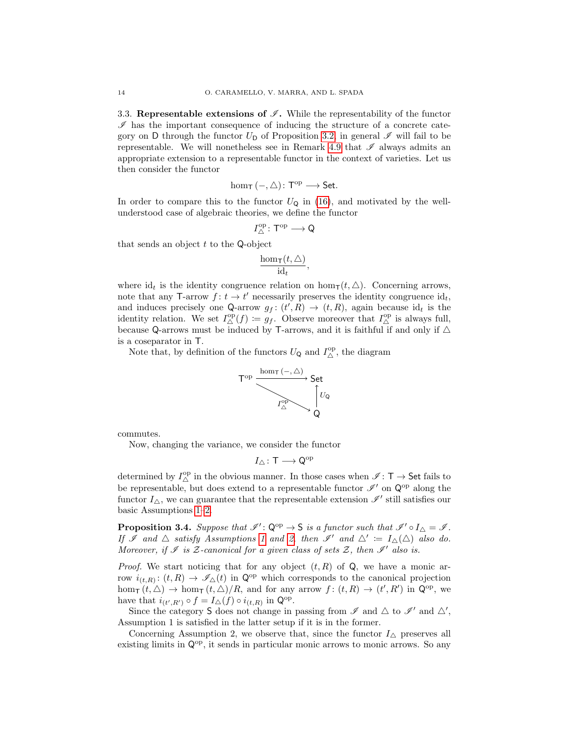3.3. **Representable extensions of $\mathscr{I}$.** While the representability of the functor $\mathscr{I}$ has the important consequence of inducing the structure of a concrete category on $\mathsf{D}$ through the functor $U_{\mathsf{D}}$ of Proposition 3.2, in general $\mathscr{I}$ will fail to be representable. We will nonetheless see in Remark 4.9 that $\mathscr{I}$ always admits an appropriate extension to a representable functor in the context of varieties. Let us then consider the functor

$$\hom_{\mathsf{T}}(-, \triangle)\colon \mathsf{T}^{\mathrm{op}} \longrightarrow \mathsf{Set}.$$

In order to compare this to the functor $U_{\mathsf{Q}}$ in (16), and motivated by the well-understood case of algebraic theories, we define the functor

$$I_{\triangle}^{\mathrm{op}}\colon \mathsf{T}^{\mathrm{op}} \longrightarrow \mathsf{Q}$$

that sends an object $t$ to the $\mathsf{Q}$-object

$$\frac{\hom_{\mathsf{T}}(t, \triangle)}{\mathrm{id}_t},$$

where $\mathrm{id}_t$ is the identity congruence relation on $\hom_{\mathsf{T}}(t, \triangle)$. Concerning arrows, note that any $\mathsf{T}$-arrow $f\colon t \to t'$ necessarily preserves the identity congruence $\mathrm{id}_t$, and induces precisely one $\mathsf{Q}$-arrow $g_f\colon (t', R) \to (t, R)$, again because $\mathrm{id}_t$ is the identity relation. We set $I_{\triangle}^{\mathrm{op}}(f) \coloneqq g_f$. Observe moreover that $I_{\triangle}^{\mathrm{op}}$ is always full, because $\mathsf{Q}$-arrows must be induced by $\mathsf{T}$-arrows, and it is faithful if and only if $\triangle$ is a coseparator in $\mathsf{T}$.

Note that, by definition of the functors $U_{\mathsf{Q}}$ and $I_{\triangle}^{\mathrm{op}}$, the diagram

$$\begin{array}{ccc} \mathsf{T}^{\mathrm{op}} & \xrightarrow{\hom_{\mathsf{T}}(-,\triangle)} & \mathsf{Set} \\ & \searrow^{I_{\triangle}^{\mathrm{op}}} & \uparrow U_{\mathsf{Q}} \\ & & \mathsf{Q} \end{array}$$

commutes.

Now, changing the variance, we consider the functor

$$I_{\triangle}\colon \mathsf{T} \longrightarrow \mathsf{Q}^{\mathrm{op}}$$

determined by $I_{\triangle}^{\mathrm{op}}$ in the obvious manner. In those cases when $\mathscr{I}\colon \mathsf{T} \to \mathsf{Set}$ fails to be representable, but does extend to a representable functor $\mathscr{I}'$ on $\mathsf{Q}^{\mathrm{op}}$ along the functor $I_{\triangle}$, we can guarantee that the representable extension $\mathscr{I}'$ still satisfies our basic Assumptions 1–2.

**Proposition 3.4.** *Suppose that $\mathscr{I}'\colon \mathsf{Q}^{\mathrm{op}} \to \mathsf{S}$ is a functor such that $\mathscr{I}' \circ I_{\triangle} = \mathscr{I}$. If $\mathscr{I}$ and $\triangle$ satisfy Assumptions 1 and 2, then $\mathscr{I}'$ and $\triangle' \coloneqq I_{\triangle}(\triangle)$ also do. Moreover, if $\mathscr{I}$ is $\mathcal{Z}$-canonical for a given class of sets $\mathcal{Z}$, then $\mathscr{I}'$ also is.*

*Proof.* We start noticing that for any object $(t, R)$ of $\mathsf{Q}$, we have a monic arrow $i_{(t,R)}\colon (t, R) \to \mathscr{I}_{\triangle}(t)$ in $\mathsf{Q}^{\mathrm{op}}$ which corresponds to the canonical projection $\hom_{\mathsf{T}}(t, \triangle) \to \hom_{\mathsf{T}}(t, \triangle)/R$, and for any arrow $f\colon (t, R) \to (t', R')$ in $\mathsf{Q}^{\mathrm{op}}$, we have that $i_{(t',R')} \circ f = I_{\triangle}(f) \circ i_{(t,R)}$ in $\mathsf{Q}^{\mathrm{op}}$.

Since the category $\mathsf{S}$ does not change in passing from $\mathscr{I}$ and $\triangle$ to $\mathscr{I}'$ and $\triangle'$, Assumption 1 is satisfied in the latter setup if it is in the former.

Concerning Assumption 2, we observe that, since the functor $I_{\triangle}$ preserves all existing limits in $\mathsf{Q}^{\mathrm{op}}$, it sends in particular monic arrows to monic arrows. So any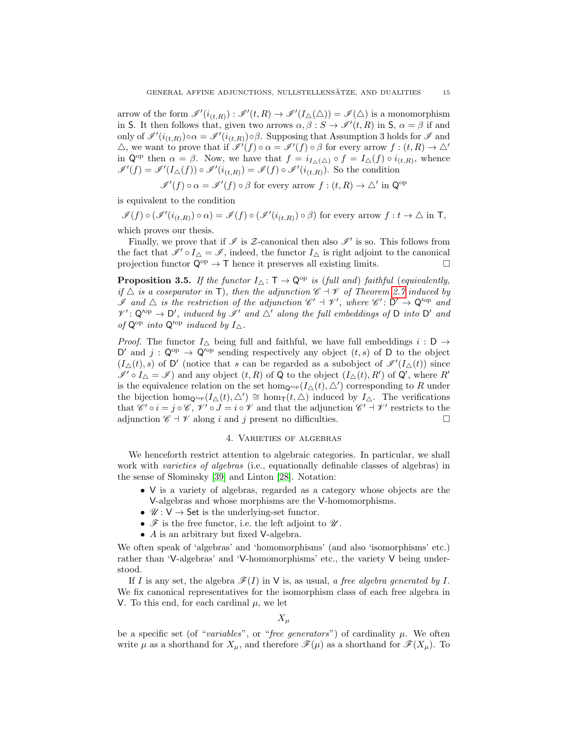arrow of the form $\mathscr{I}'(i_{(t,R)}) : \mathscr{I}'(t,R) \to \mathscr{I}'(I_\triangle(\triangle)) = \mathscr{I}(\triangle)$ is a monomorphism in $\mathsf{S}$. It then follows that, given two arrows $\alpha, \beta : S \to \mathscr{I}'(t,R)$ in $\mathsf{S}$, $\alpha = \beta$ if and only of $\mathscr{I}'(i_{(t,R)}) \circ \alpha = \mathscr{I}'(i_{(t,R)}) \circ \beta$. Supposing that Assumption 3 holds for $\mathscr{I}$ and $\triangle$, we want to prove that if $\mathscr{I}'(f) \circ \alpha = \mathscr{I}'(f) \circ \beta$ for every arrow $f : (t,R) \to \triangle'$ in $\mathsf{Q}^{\mathrm{op}}$ then $\alpha = \beta$. Now, we have that $f = i_{I_\triangle(\triangle)} \circ f = I_\triangle(f) \circ i_{(t,R)}$, whence $\mathscr{I}'(f) = \mathscr{I}'(I_\triangle(f)) \circ \mathscr{I}'(i_{(t,R)}) = \mathscr{I}(f) \circ \mathscr{I}'(i_{(t,R)})$. So the condition

$$\mathscr{I}'(f) \circ \alpha = \mathscr{I}'(f) \circ \beta \text{ for every arrow } f : (t,R) \to \triangle' \text{ in } \mathsf{Q}^{\mathrm{op}}$$

is equivalent to the condition

$$\mathscr{I}(f) \circ (\mathscr{I}'(i_{(t,R)}) \circ \alpha) = \mathscr{I}(f) \circ (\mathscr{I}'(i_{(t,R)}) \circ \beta) \text{ for every arrow } f : t \to \triangle \text{ in } \mathsf{T},$$

which proves our thesis.

Finally, we prove that if $\mathscr{I}$ is $\mathcal{Z}$-canonical then also $\mathscr{I}'$ is so. This follows from the fact that $\mathscr{I}' \circ I_\triangle = \mathscr{I}$, indeed, the functor $I_\triangle$ is right adjoint to the canonical projection functor $\mathsf{Q}^{\mathrm{op}} \to \mathsf{T}$ hence it preserves all existing limits. □

**Proposition 3.5.** *If the functor $I_\triangle \colon \mathsf{T} \to \mathsf{Q}^{\mathrm{op}}$ is (full and) faithful (equivalently, if $\triangle$ is a coseparator in $\mathsf{T}$), then the adjunction $\mathscr{C} \dashv \mathscr{V}$ of Theorem 2.7 induced by $\mathscr{I}$ and $\triangle$ is the restriction of the adjunction $\mathscr{C}' \dashv \mathscr{V}'$, where $\mathscr{C}' \colon \mathsf{D}' \to \mathsf{Q}'^{\mathrm{op}}$ and $\mathscr{V}' \colon \mathsf{Q}'^{\mathrm{op}} \to \mathsf{D}'$, induced by $\mathscr{I}'$ and $\triangle'$ along the full embeddings of $\mathsf{D}$ into $\mathsf{D}'$ and of $\mathsf{Q}^{\mathrm{op}}$ into $\mathsf{Q}'^{\mathrm{op}}$ induced by $I_\triangle$.*

*Proof.* The functor $I_\triangle$ being full and faithful, we have full embeddings $i : \mathsf{D} \to \mathsf{D}'$ and $j : \mathsf{Q}^{\mathrm{op}} \to \mathsf{Q}'^{\mathrm{op}}$ sending respectively any object $(t,s)$ of $\mathsf{D}$ to the object $(I_\triangle(t), s)$ of $\mathsf{D}'$ (notice that $s$ can be regarded as a subobject of $\mathscr{I}'(I_\triangle(t))$ since $\mathscr{I}' \circ I_\triangle = \mathscr{I}$) and any object $(t,R)$ of $\mathsf{Q}$ to the object $(I_\triangle(t), R')$ of $\mathsf{Q}'$, where $R'$ is the equivalence relation on the set $\hom_{\mathsf{Q}'^{\mathrm{op}}}(I_\triangle(t), \triangle')$ corresponding to $R$ under the bijection $\hom_{\mathsf{Q}'^{\mathrm{op}}}(I_\triangle(t), \triangle') \cong \hom_{\mathsf{T}}(t, \triangle)$ induced by $I_\triangle$. The verifications that $\mathscr{C}' \circ i = j \circ \mathscr{C}$, $\mathscr{V}' \circ J = i \circ \mathscr{V}$ and that the adjunction $\mathscr{C}' \dashv \mathscr{V}'$ restricts to the adjunction $\mathscr{C} \dashv \mathscr{V}$ along $i$ and $j$ present no difficulties. □

## 4. Varieties of algebras

We henceforth restrict attention to algebraic categories. In particular, we shall work with *varieties of algebras* (i.e., equationally definable classes of algebras) in the sense of Słominsky [39] and Linton [28]. Notation:

- $\mathsf{V}$ is a variety of algebras, regarded as a category whose objects are the $\mathsf{V}$-algebras and whose morphisms are the $\mathsf{V}$-homomorphisms.
- $\mathscr{U} \colon \mathsf{V} \to \mathsf{Set}$ is the underlying-set functor.
- $\mathscr{F}$ is the free functor, i.e. the left adjoint to $\mathscr{U}$.
- $A$ is an arbitrary but fixed $\mathsf{V}$-algebra.

We often speak of 'algebras' and 'homomorphisms' (and also 'isomorphisms' etc.) rather than '$\mathsf{V}$-algebras' and '$\mathsf{V}$-homomorphisms' etc., the variety $\mathsf{V}$ being understood.

If $I$ is any set, the algebra $\mathscr{F}(I)$ in $\mathsf{V}$ is, as usual, *a free algebra generated by $I$*. We fix canonical representatives for the isomorphism class of each free algebra in $\mathsf{V}$. To this end, for each cardinal $\mu$, we let

$$X_\mu$$

be a specific set (of "*variables*", or "*free generators*") of cardinality $\mu$. We often write $\mu$ as a shorthand for $X_\mu$, and therefore $\mathscr{F}(\mu)$ as a shorthand for $\mathscr{F}(X_\mu)$. To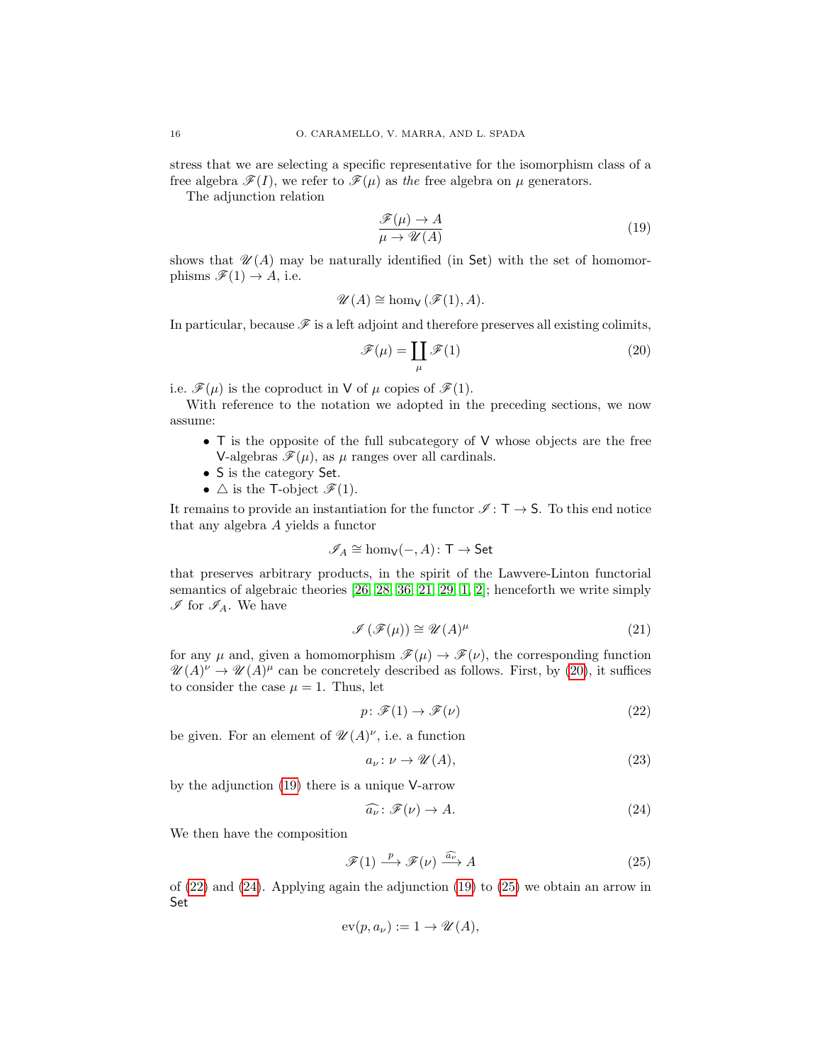stress that we are selecting a specific representative for the isomorphism class of a free algebra $\mathscr{F}(I)$, we refer to $\mathscr{F}(\mu)$ as *the* free algebra on $\mu$ generators.

The adjunction relation

$$\frac{\mathscr{F}(\mu) \to A}{\mu \to \mathscr{U}(A)} \tag{19}$$

shows that $\mathscr{U}(A)$ may be naturally identified (in $\mathsf{Set}$) with the set of homomorphisms $\mathscr{F}(1) \to A$, i.e.

$$\mathscr{U}(A) \cong \hom_{\mathsf{V}}(\mathscr{F}(1), A).$$

In particular, because $\mathscr{F}$ is a left adjoint and therefore preserves all existing colimits,

$$\mathscr{F}(\mu) = \coprod_{\mu} \mathscr{F}(1) \tag{20}$$

i.e. $\mathscr{F}(\mu)$ is the coproduct in $\mathsf{V}$ of $\mu$ copies of $\mathscr{F}(1)$.

With reference to the notation we adopted in the preceding sections, we now assume:

- $\mathsf{T}$ is the opposite of the full subcategory of $\mathsf{V}$ whose objects are the free $\mathsf{V}$-algebras $\mathscr{F}(\mu)$, as $\mu$ ranges over all cardinals.
- $\mathsf{S}$ is the category $\mathsf{Set}$.
- $\triangle$ is the $\mathsf{T}$-object $\mathscr{F}(1)$.

It remains to provide an instantiation for the functor $\mathscr{I} \colon \mathsf{T} \to \mathsf{S}$. To this end notice that any algebra $A$ yields a functor

$$\mathscr{I}_A \cong \hom_{\mathsf{V}}(-, A) \colon \mathsf{T} \to \mathsf{Set}$$

that preserves arbitrary products, in the spirit of the Lawvere-Linton functorial semantics of algebraic theories [26, 28, 36, 21, 29, 1, 2]; henceforth we write simply $\mathscr{I}$ for $\mathscr{I}_A$. We have

$$\mathscr{I}(\mathscr{F}(\mu)) \cong \mathscr{U}(A)^{\mu} \tag{21}$$

for any $\mu$ and, given a homomorphism $\mathscr{F}(\mu) \to \mathscr{F}(\nu)$, the corresponding function $\mathscr{U}(A)^{\nu} \to \mathscr{U}(A)^{\mu}$ can be concretely described as follows. First, by (20), it suffices to consider the case $\mu = 1$. Thus, let

$$p \colon \mathscr{F}(1) \to \mathscr{F}(\nu) \tag{22}$$

be given. For an element of $\mathscr{U}(A)^{\nu}$, i.e. a function

$$a_{\nu} \colon \nu \to \mathscr{U}(A), \tag{23}$$

by the adjunction (19) there is a unique $\mathsf{V}$-arrow

$$\widehat{a_{\nu}} \colon \mathscr{F}(\nu) \to A. \tag{24}$$

We then have the composition

$$\mathscr{F}(1) \xrightarrow{p} \mathscr{F}(\nu) \xrightarrow{\widehat{a_{\nu}}} A \tag{25}$$

of (22) and (24). Applying again the adjunction (19) to (25) we obtain an arrow in $\mathsf{Set}$

$$\mathrm{ev}(p, a_{\nu}) := 1 \to \mathscr{U}(A),$$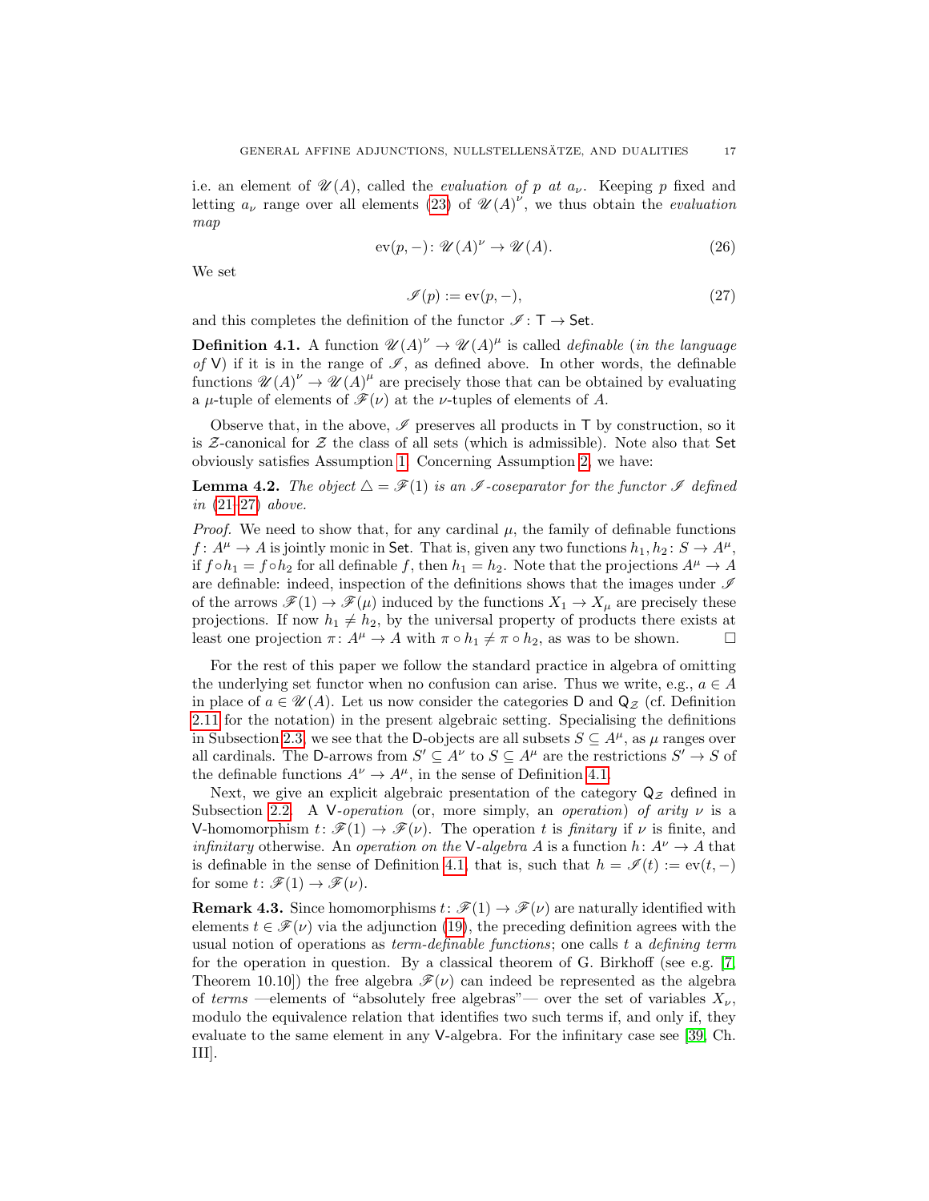i.e. an element of $\mathscr{U}(A)$, called the *evaluation of $p$ at $a_\nu$*. Keeping $p$ fixed and letting $a_\nu$ range over all elements (23) of $\mathscr{U}(A)^\nu$, we thus obtain the *evaluation map*

$$\mathrm{ev}(p, -) \colon \mathscr{U}(A)^\nu \to \mathscr{U}(A). \tag{26}$$

We set

$$\mathscr{I}(p) := \mathrm{ev}(p, -), \tag{27}$$

and this completes the definition of the functor $\mathscr{I} \colon \mathsf{T} \to \mathsf{Set}$.

**Definition 4.1.** A function $\mathscr{U}(A)^\nu \to \mathscr{U}(A)^\mu$ is called *definable* (*in the language of* $\mathsf{V}$) if it is in the range of $\mathscr{I}$, as defined above. In other words, the definable functions $\mathscr{U}(A)^\nu \to \mathscr{U}(A)^\mu$ are precisely those that can be obtained by evaluating a $\mu$-tuple of elements of $\mathscr{F}(\nu)$ at the $\nu$-tuples of elements of $A$.

Observe that, in the above, $\mathscr{I}$ preserves all products in $\mathsf{T}$ by construction, so it is $\mathcal{Z}$-canonical for $\mathcal{Z}$ the class of all sets (which is admissible). Note also that $\mathsf{Set}$ obviously satisfies Assumption 1. Concerning Assumption 2, we have:

**Lemma 4.2.** *The object $\triangle = \mathscr{F}(1)$ is an $\mathscr{I}$-coseparator for the functor $\mathscr{I}$ defined in (21–27) above.*

*Proof.* We need to show that, for any cardinal $\mu$, the family of definable functions $f \colon A^\mu \to A$ is jointly monic in $\mathsf{Set}$. That is, given any two functions $h_1, h_2 \colon S \to A^\mu$, if $f \circ h_1 = f \circ h_2$ for all definable $f$, then $h_1 = h_2$. Note that the projections $A^\mu \to A$ are definable: indeed, inspection of the definitions shows that the images under $\mathscr{I}$ of the arrows $\mathscr{F}(1) \to \mathscr{F}(\mu)$ induced by the functions $X_1 \to X_\mu$ are precisely these projections. If now $h_1 \neq h_2$, by the universal property of products there exists at least one projection $\pi \colon A^\mu \to A$ with $\pi \circ h_1 \neq \pi \circ h_2$, as was to be shown. ☐

For the rest of this paper we follow the standard practice in algebra of omitting the underlying set functor when no confusion can arise. Thus we write, e.g., $a \in A$ in place of $a \in \mathscr{U}(A)$. Let us now consider the categories $\mathsf{D}$ and $\mathsf{Q}_{\mathcal{Z}}$ (cf. Definition 2.11 for the notation) in the present algebraic setting. Specialising the definitions in Subsection 2.3, we see that the $\mathsf{D}$-objects are all subsets $S \subseteq A^\mu$, as $\mu$ ranges over all cardinals. The $\mathsf{D}$-arrows from $S' \subseteq A^\nu$ to $S \subseteq A^\mu$ are the restrictions $S' \to S$ of the definable functions $A^\nu \to A^\mu$, in the sense of Definition 4.1.

Next, we give an explicit algebraic presentation of the category $\mathsf{Q}_{\mathcal{Z}}$ defined in Subsection 2.2. A $\mathsf{V}$-*operation* (or, more simply, an *operation*) *of arity* $\nu$ is a $\mathsf{V}$-homomorphism $t \colon \mathscr{F}(1) \to \mathscr{F}(\nu)$. The operation $t$ is *finitary* if $\nu$ is finite, and *infinitary* otherwise. An *operation on the* $\mathsf{V}$-*algebra* $A$ is a function $h \colon A^\nu \to A$ that is definable in the sense of Definition 4.1, that is, such that $h = \mathscr{I}(t) := \mathrm{ev}(t, -)$ for some $t \colon \mathscr{F}(1) \to \mathscr{F}(\nu)$.

**Remark 4.3.** Since homomorphisms $t \colon \mathscr{F}(1) \to \mathscr{F}(\nu)$ are naturally identified with elements $t \in \mathscr{F}(\nu)$ via the adjunction (19), the preceding definition agrees with the usual notion of operations as *term-definable functions*; one calls $t$ a *defining term* for the operation in question. By a classical theorem of G. Birkhoff (see e.g. [7, Theorem 10.10]) the free algebra $\mathscr{F}(\nu)$ can indeed be represented as the algebra of *terms* —elements of "absolutely free algebras"— over the set of variables $X_\nu$, modulo the equivalence relation that identifies two such terms if, and only if, they evaluate to the same element in any $\mathsf{V}$-algebra. For the infinitary case see [39, Ch. III].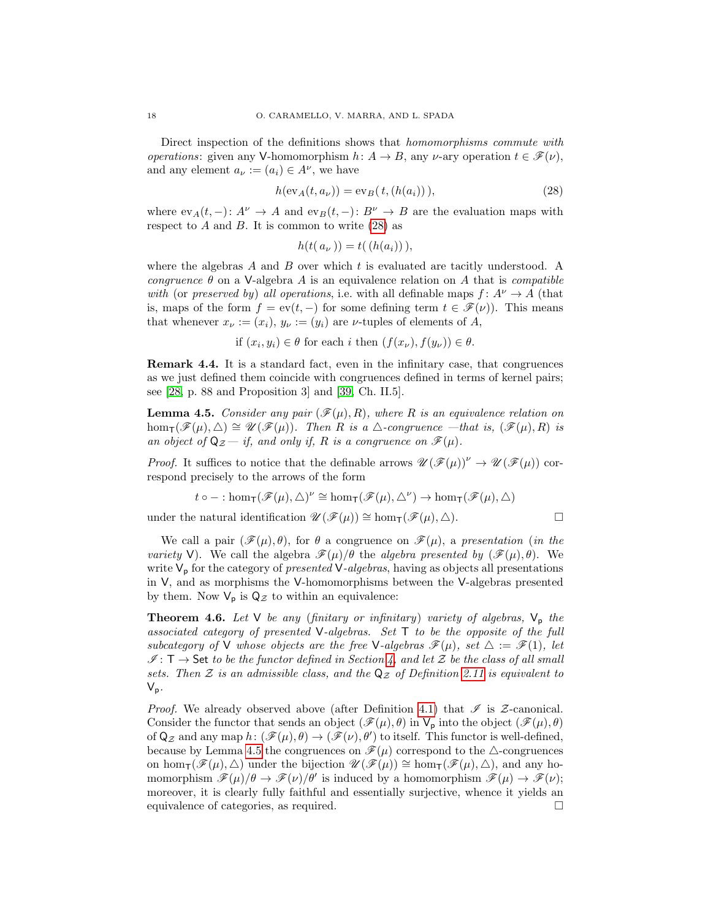Direct inspection of the definitions shows that *homomorphisms commute with operations*: given any $\mathsf{V}$-homomorphism $h\colon A \to B$, any $\nu$-ary operation $t \in \mathscr{F}(\nu)$, and any element $a_\nu := (a_i) \in A^\nu$, we have

$$h(\mathrm{ev}_A(t, a_\nu)) = \mathrm{ev}_B(\, t, (h(a_i))\,), \tag{28}$$

where $\mathrm{ev}_A(t,-)\colon A^\nu \to A$ and $\mathrm{ev}_B(t,-)\colon B^\nu \to B$ are the evaluation maps with respect to $A$ and $B$. It is common to write (28) as

$$h(t(\,a_\nu\,)) = t(\,(h(a_i))\,),$$

where the algebras $A$ and $B$ over which $t$ is evaluated are tacitly understood. A *congruence* $\theta$ on a $\mathsf{V}$-algebra $A$ is an equivalence relation on $A$ that is *compatible with* (or *preserved by*) *all operations*, i.e. with all definable maps $f\colon A^\nu \to A$ (that is, maps of the form $f = \mathrm{ev}(t,-)$ for some defining term $t \in \mathscr{F}(\nu)$). This means that whenever $x_\nu := (x_i)$, $y_\nu := (y_i)$ are $\nu$-tuples of elements of $A$,

$$\text{if } (x_i, y_i) \in \theta \text{ for each } i \text{ then } (f(x_\nu), f(y_\nu)) \in \theta.$$

**Remark 4.4.** It is a standard fact, even in the infinitary case, that congruences as we just defined them coincide with congruences defined in terms of kernel pairs; see [28, p. 88 and Proposition 3] and [39, Ch. II.5].

**Lemma 4.5.** *Consider any pair $(\mathscr{F}(\mu), R)$, where $R$ is an equivalence relation on $\hom_{\mathsf{T}}(\mathscr{F}(\mu), \triangle) \cong \mathscr{U}(\mathscr{F}(\mu))$. Then $R$ is a $\triangle$-congruence —that is, $(\mathscr{F}(\mu), R)$ is an object of $\mathsf{Q}_{\mathcal{Z}}$— if, and only if, $R$ is a congruence on $\mathscr{F}(\mu)$.*

*Proof.* It suffices to notice that the definable arrows $\mathscr{U}(\mathscr{F}(\mu))^\nu \to \mathscr{U}(\mathscr{F}(\mu))$ correspond precisely to the arrows of the form

$$t \circ - : \hom_{\mathsf{T}}(\mathscr{F}(\mu), \triangle)^\nu \cong \hom_{\mathsf{T}}(\mathscr{F}(\mu), \triangle^\nu) \to \hom_{\mathsf{T}}(\mathscr{F}(\mu), \triangle)$$

under the natural identification $\mathscr{U}(\mathscr{F}(\mu)) \cong \hom_{\mathsf{T}}(\mathscr{F}(\mu), \triangle)$. $\square$

We call a pair $(\mathscr{F}(\mu), \theta)$, for $\theta$ a congruence on $\mathscr{F}(\mu)$, a *presentation* (*in the variety* $\mathsf{V}$). We call the algebra $\mathscr{F}(\mu)/\theta$ the *algebra presented by* $(\mathscr{F}(\mu), \theta)$. We write $\mathsf{V}_{\mathsf{p}}$ for the category of *presented* $\mathsf{V}$*-algebras*, having as objects all presentations in $\mathsf{V}$, and as morphisms the $\mathsf{V}$-homomorphisms between the $\mathsf{V}$-algebras presented by them. Now $\mathsf{V}_{\mathsf{p}}$ is $\mathsf{Q}_{\mathcal{Z}}$ to within an equivalence:

**Theorem 4.6.** *Let $\mathsf{V}$ be any (finitary or infinitary) variety of algebras, $\mathsf{V}_{\mathsf{p}}$ the associated category of presented $\mathsf{V}$-algebras. Set $\mathsf{T}$ to be the opposite of the full subcategory of $\mathsf{V}$ whose objects are the free $\mathsf{V}$-algebras $\mathscr{F}(\mu)$, set $\triangle := \mathscr{F}(1)$, let $\mathscr{I}\colon \mathsf{T} \to \mathsf{Set}$ to be the functor defined in Section 4, and let $\mathcal{Z}$ be the class of all small sets. Then $\mathcal{Z}$ is an admissible class, and the $\mathsf{Q}_{\mathcal{Z}}$ of Definition 2.11 is equivalent to $\mathsf{V}_{\mathsf{p}}$.*

*Proof.* We already observed above (after Definition 4.1) that $\mathscr{I}$ is $\mathcal{Z}$-canonical. Consider the functor that sends an object $(\mathscr{F}(\mu), \theta)$ in $\mathsf{V}_{\mathsf{p}}$ into the object $(\mathscr{F}(\mu), \theta)$ of $\mathsf{Q}_{\mathcal{Z}}$ and any map $h\colon (\mathscr{F}(\mu), \theta) \to (\mathscr{F}(\nu), \theta')$ to itself. This functor is well-defined, because by Lemma 4.5 the congruences on $\mathscr{F}(\mu)$ correspond to the $\triangle$-congruences on $\hom_{\mathsf{T}}(\mathscr{F}(\mu), \triangle)$ under the bijection $\mathscr{U}(\mathscr{F}(\mu)) \cong \hom_{\mathsf{T}}(\mathscr{F}(\mu), \triangle)$, and any homomorphism $\mathscr{F}(\mu)/\theta \to \mathscr{F}(\nu)/\theta'$ is induced by a homomorphism $\mathscr{F}(\mu) \to \mathscr{F}(\nu)$; moreover, it is clearly fully faithful and essentially surjective, whence it yields an equivalence of categories, as required. $\square$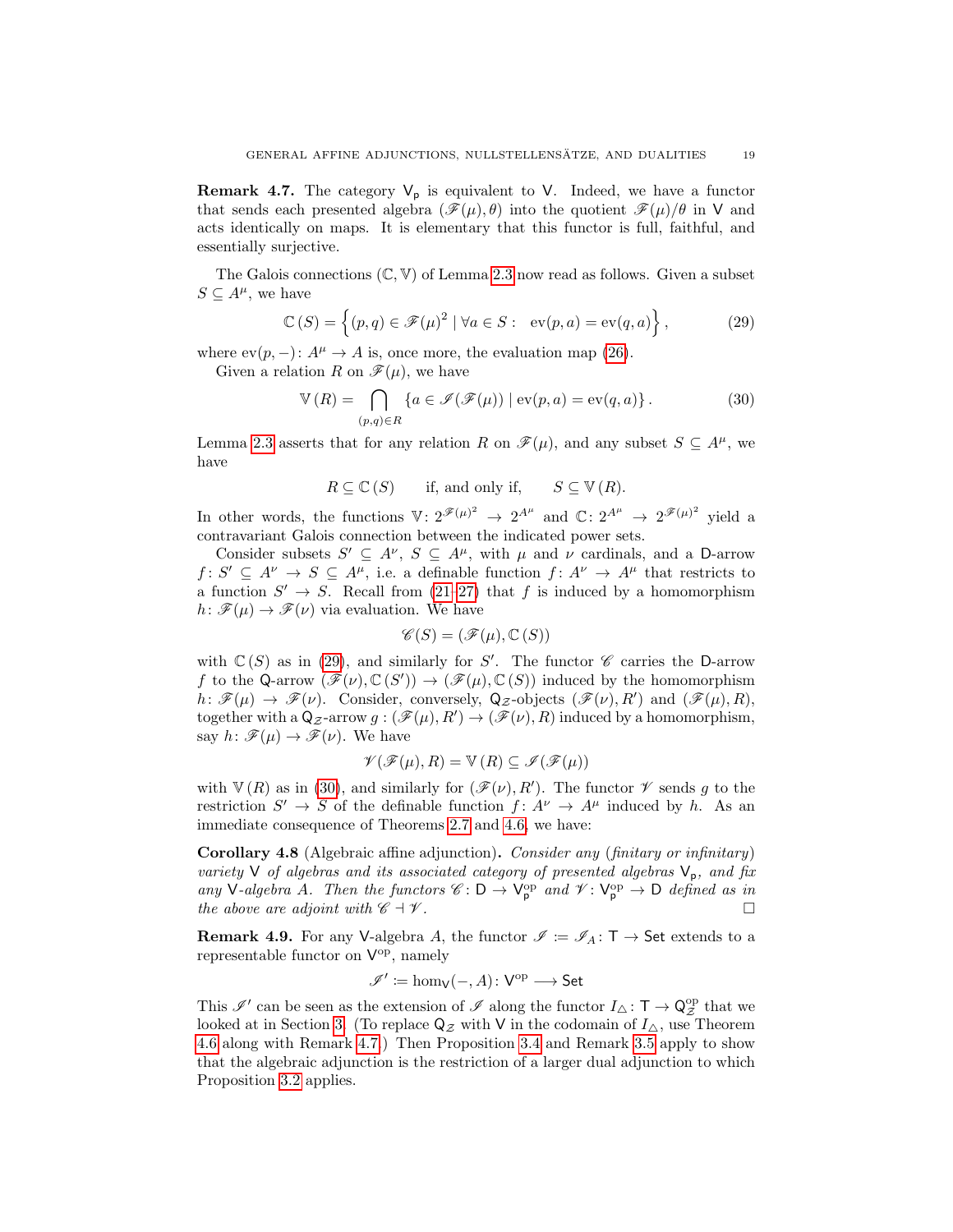**Remark 4.7.** The category $\mathsf{V_p}$ is equivalent to $\mathsf{V}$. Indeed, we have a functor that sends each presented algebra $(\mathscr{F}(\mu), \theta)$ into the quotient $\mathscr{F}(\mu)/\theta$ in $\mathsf{V}$ and acts identically on maps. It is elementary that this functor is full, faithful, and essentially surjective.

The Galois connections $(\mathbb{C}, \mathbb{V})$ of Lemma 2.3 now read as follows. Given a subset $S \subseteq A^\mu$, we have

$$\mathbb{C}(S) = \left\{ (p,q) \in \mathscr{F}(\mu)^2 \mid \forall a \in S: \;\; \mathrm{ev}(p,a) = \mathrm{ev}(q,a) \right\}, \tag{29}$$

where $\mathrm{ev}(p,-)\colon A^\mu \to A$ is, once more, the evaluation map (26).

Given a relation $R$ on $\mathscr{F}(\mu)$, we have

$$\mathbb{V}(R) = \bigcap_{(p,q)\in R} \left\{ a \in \mathscr{I}(\mathscr{F}(\mu)) \mid \mathrm{ev}(p,a) = \mathrm{ev}(q,a) \right\}. \tag{30}$$

Lemma 2.3 asserts that for any relation $R$ on $\mathscr{F}(\mu)$, and any subset $S \subseteq A^\mu$, we have

$$R \subseteq \mathbb{C}(S) \qquad \text{if, and only if,} \qquad S \subseteq \mathbb{V}(R).$$

In other words, the functions $\mathbb{V}\colon 2^{\mathscr{F}(\mu)^2} \to 2^{A^\mu}$ and $\mathbb{C}\colon 2^{A^\mu} \to 2^{\mathscr{F}(\mu)^2}$ yield a contravariant Galois connection between the indicated power sets.

Consider subsets $S' \subseteq A^\nu$, $S \subseteq A^\mu$, with $\mu$ and $\nu$ cardinals, and a $\mathsf{D}$-arrow $f\colon S' \subseteq A^\nu \to S \subseteq A^\mu$, i.e. a definable function $f\colon A^\nu \to A^\mu$ that restricts to a function $S' \to S$. Recall from (21–27) that $f$ is induced by a homomorphism $h\colon \mathscr{F}(\mu) \to \mathscr{F}(\nu)$ via evaluation. We have

$$\mathscr{C}(S) = (\mathscr{F}(\mu), \mathbb{C}(S))$$

with $\mathbb{C}(S)$ as in (29), and similarly for $S'$. The functor $\mathscr{C}$ carries the $\mathsf{D}$-arrow $f$ to the $\mathsf{Q}$-arrow $(\mathscr{F}(\nu), \mathbb{C}(S')) \to (\mathscr{F}(\mu), \mathbb{C}(S))$ induced by the homomorphism $h\colon \mathscr{F}(\mu) \to \mathscr{F}(\nu)$. Consider, conversely, $\mathsf{Q}_{\mathcal{Z}}$-objects $(\mathscr{F}(\nu), R')$ and $(\mathscr{F}(\mu), R)$, together with a $\mathsf{Q}_{\mathcal{Z}}$-arrow $g : (\mathscr{F}(\mu), R') \to (\mathscr{F}(\nu), R)$ induced by a homomorphism, say $h\colon \mathscr{F}(\mu) \to \mathscr{F}(\nu)$. We have

$$\mathscr{V}(\mathscr{F}(\mu), R) = \mathbb{V}(R) \subseteq \mathscr{I}(\mathscr{F}(\mu))$$

with $\mathbb{V}(R)$ as in (30), and similarly for $(\mathscr{F}(\nu), R')$. The functor $\mathscr{V}$ sends $g$ to the restriction $S' \to S$ of the definable function $f\colon A^\nu \to A^\mu$ induced by $h$. As an immediate consequence of Theorems 2.7 and 4.6, we have:

**Corollary 4.8** (Algebraic affine adjunction)**.** *Consider any (finitary or infinitary) variety $\mathsf{V}$ of algebras and its associated category of presented algebras $\mathsf{V_p}$, and fix any $\mathsf{V}$-algebra $A$. Then the functors $\mathscr{C}\colon \mathsf{D} \to \mathsf{V_p^{op}}$ and $\mathscr{V}\colon \mathsf{V_p^{op}} \to \mathsf{D}$ defined as in the above are adjoint with $\mathscr{C} \dashv \mathscr{V}$.* □

**Remark 4.9.** For any $\mathsf{V}$-algebra $A$, the functor $\mathscr{I} := \mathscr{I}_A\colon \mathsf{T} \to \mathsf{Set}$ extends to a representable functor on $\mathsf{V}^{\mathrm{op}}$, namely

$$\mathscr{I}' := \hom_{\mathsf{V}}(-, A)\colon \mathsf{V}^{\mathrm{op}} \longrightarrow \mathsf{Set}$$

This $\mathscr{I}'$ can be seen as the extension of $\mathscr{I}$ along the functor $I_\triangle\colon \mathsf{T} \to \mathsf{Q}_{\mathcal{Z}}^{\mathrm{op}}$ that we looked at in Section 3. (To replace $\mathsf{Q}_{\mathcal{Z}}$ with $\mathsf{V}$ in the codomain of $I_\triangle$, use Theorem 4.6 along with Remark 4.7.) Then Proposition 3.4 and Remark 3.5 apply to show that the algebraic adjunction is the restriction of a larger dual adjunction to which Proposition 3.2 applies.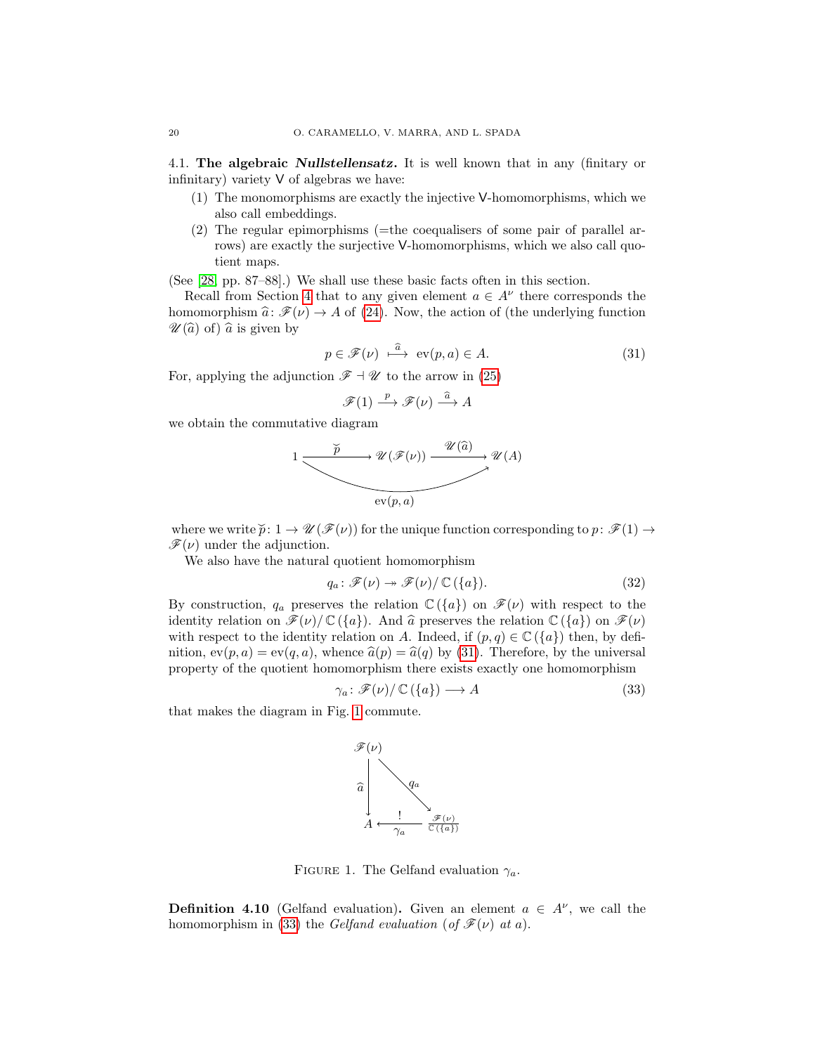### 4.1. **The algebraic *Nullstellensatz*.**

It is well known that in any (finitary or infinitary) variety $\mathsf{V}$ of algebras we have:

1. The monomorphisms are exactly the injective $\mathsf{V}$-homomorphisms, which we also call embeddings.
2. The regular epimorphisms (=the coequalisers of some pair of parallel arrows) are exactly the surjective $\mathsf{V}$-homomorphisms, which we also call quotient maps.

(See [28, pp. 87–88].) We shall use these basic facts often in this section.

Recall from Section 4 that to any given element $a \in A^{\nu}$ there corresponds the homomorphism $\widehat{a}\colon \mathscr{F}(\nu) \to A$ of (24). Now, the action of (the underlying function $\mathscr{U}(\widehat{a})$ of) $\widehat{a}$ is given by

$$p \in \mathscr{F}(\nu) \stackrel{\widehat{a}}{\longmapsto} \mathrm{ev}(p, a) \in A. \tag{31}$$

For, applying the adjunction $\mathscr{F} \dashv \mathscr{U}$ to the arrow in (25)

$$\mathscr{F}(1) \xrightarrow{p} \mathscr{F}(\nu) \xrightarrow{\widehat{a}} A$$

we obtain the commutative diagram

$$\begin{array}{c} 1 \xrightarrow{\ \breve{p}\ } \mathscr{U}(\mathscr{F}(\nu)) \xrightarrow{\ \mathscr{U}(\widehat{a})\ } \mathscr{U}(A) \\ 1 \xrightarrow{\qquad\qquad \mathrm{ev}(p,a) \qquad\qquad} \mathscr{U}(A) \end{array}$$

where we write $\breve{p}\colon 1 \to \mathscr{U}(\mathscr{F}(\nu))$ for the unique function corresponding to $p\colon \mathscr{F}(1) \to \mathscr{F}(\nu)$ under the adjunction.

We also have the natural quotient homomorphism

$$q_a\colon \mathscr{F}(\nu) \twoheadrightarrow \mathscr{F}(\nu)/\,\mathbb{C}(\{a\}). \tag{32}$$

By construction, $q_a$ preserves the relation $\mathbb{C}(\{a\})$ on $\mathscr{F}(\nu)$ with respect to the identity relation on $\mathscr{F}(\nu)/\,\mathbb{C}(\{a\})$. And $\widehat{a}$ preserves the relation $\mathbb{C}(\{a\})$ on $\mathscr{F}(\nu)$ with respect to the identity relation on $A$. Indeed, if $(p, q) \in \mathbb{C}(\{a\})$ then, by definition, $\mathrm{ev}(p, a) = \mathrm{ev}(q, a)$, whence $\widehat{a}(p) = \widehat{a}(q)$ by (31). Therefore, by the universal property of the quotient homomorphism there exists exactly one homomorphism

$$\gamma_a\colon \mathscr{F}(\nu)/\,\mathbb{C}(\{a\}) \longrightarrow A \tag{33}$$

that makes the diagram in Fig. 1 commute.

$$\begin{array}{ccc} \mathscr{F}(\nu) & & \\ \downarrow \widehat{a} & \searrow q_a & \\ A & \xleftarrow[\gamma_a]{!} & \dfrac{\mathscr{F}(\nu)}{\mathbb{C}(\{a\})} \end{array}$$

FIGURE 1. The Gelfand evaluation $\gamma_a$.

**Definition 4.10** (Gelfand evaluation)**.** Given an element $a \in A^{\nu}$, we call the homomorphism in (33) the *Gelfand evaluation* (*of* $\mathscr{F}(\nu)$ *at* $a$).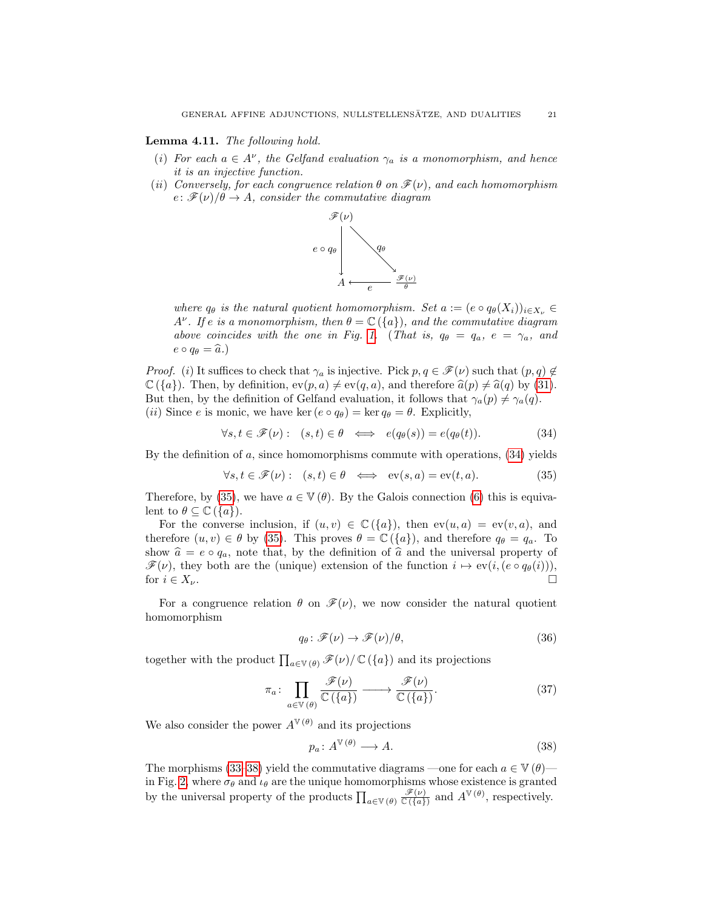**Lemma 4.11.** *The following hold.*

- (*i*) *For each $a \in A^\nu$, the Gelfand evaluation $\gamma_a$ is a monomorphism, and hence it is an injective function.*
- (*ii*) *Conversely, for each congruence relation $\theta$ on $\mathscr{F}(\nu)$, and each homomorphism $e\colon \mathscr{F}(\nu)/\theta \to A$, consider the commutative diagram*

$$
\begin{array}{ccc}
\mathscr{F}(\nu) & & \\
{\scriptstyle e\circ q_\theta}\downarrow & \searrow^{q_\theta} & \\
A & \xleftarrow{\;e\;} & \frac{\mathscr{F}(\nu)}{\theta}
\end{array}
$$

*where $q_\theta$ is the natural quotient homomorphism. Set $a := (e \circ q_\theta(X_i))_{i \in X_\nu} \in A^\nu$. If $e$ is a monomorphism, then $\theta = \mathbb{C}(\{a\})$, and the commutative diagram above coincides with the one in Fig. 1. (That is, $q_\theta = q_a$, $e = \gamma_a$, and $e \circ q_\theta = \widehat{a}$.)*

*Proof.* (*i*) It suffices to check that $\gamma_a$ is injective. Pick $p, q \in \mathscr{F}(\nu)$ such that $(p,q) \notin \mathbb{C}(\{a\})$. Then, by definition, $\mathrm{ev}(p,a) \neq \mathrm{ev}(q,a)$, and therefore $\widehat{a}(p) \neq \widehat{a}(q)$ by (31). But then, by the definition of Gelfand evaluation, it follows that $\gamma_a(p) \neq \gamma_a(q)$.
(*ii*) Since $e$ is monic, we have $\ker(e \circ q_\theta) = \ker q_\theta = \theta$. Explicitly,

$$\forall s,t \in \mathscr{F}(\nu): \quad (s,t) \in \theta \iff e(q_\theta(s)) = e(q_\theta(t)). \tag{34}$$

By the definition of $a$, since homomorphisms commute with operations, (34) yields

$$\forall s,t \in \mathscr{F}(\nu): \quad (s,t) \in \theta \iff \mathrm{ev}(s,a) = \mathrm{ev}(t,a). \tag{35}$$

Therefore, by (35), we have $a \in \mathbb{V}(\theta)$. By the Galois connection (6) this is equivalent to $\theta \subseteq \mathbb{C}(\{a\})$.

For the converse inclusion, if $(u,v) \in \mathbb{C}(\{a\})$, then $\mathrm{ev}(u,a) = \mathrm{ev}(v,a)$, and therefore $(u,v) \in \theta$ by (35). This proves $\theta = \mathbb{C}(\{a\})$, and therefore $q_\theta = q_a$. To show $\widehat{a} = e \circ q_a$, note that, by the definition of $\widehat{a}$ and the universal property of $\mathscr{F}(\nu)$, they both are the (unique) extension of the function $i \mapsto \mathrm{ev}(i, (e \circ q_\theta(i)))$, for $i \in X_\nu$. $\square$

For a congruence relation $\theta$ on $\mathscr{F}(\nu)$, we now consider the natural quotient homomorphism

$$q_\theta\colon \mathscr{F}(\nu) \to \mathscr{F}(\nu)/\theta, \tag{36}$$

together with the product $\prod_{a \in \mathbb{V}(\theta)} \mathscr{F}(\nu)/\mathbb{C}(\{a\})$ and its projections

$$\pi_a\colon \prod_{a \in \mathbb{V}(\theta)} \frac{\mathscr{F}(\nu)}{\mathbb{C}(\{a\})} \longrightarrow \frac{\mathscr{F}(\nu)}{\mathbb{C}(\{a\})}. \tag{37}$$

We also consider the power $A^{\mathbb{V}(\theta)}$ and its projections

$$p_a\colon A^{\mathbb{V}(\theta)} \longrightarrow A. \tag{38}$$

The morphisms (33–38) yield the commutative diagrams —one for each $a \in \mathbb{V}(\theta)$— in Fig. 2, where $\sigma_\theta$ and $\iota_\theta$ are the unique homomorphisms whose existence is granted by the universal property of the products $\prod_{a \in \mathbb{V}(\theta)} \frac{\mathscr{F}(\nu)}{\mathbb{C}(\{a\})}$ and $A^{\mathbb{V}(\theta)}$, respectively.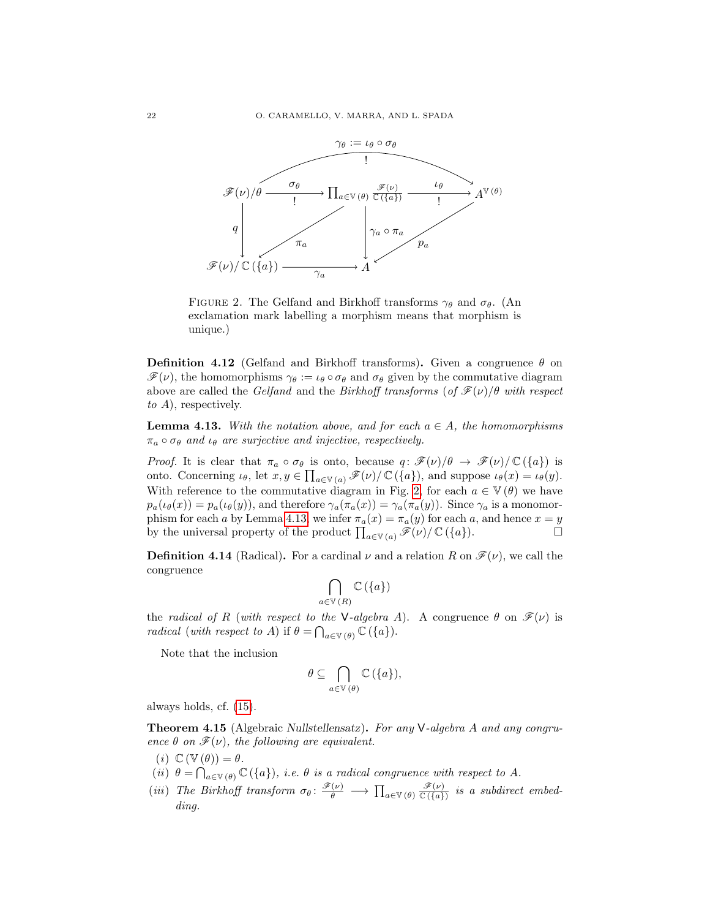$$
\begin{array}{ccccc}
 & & \gamma_\theta := \iota_\theta \circ \sigma_\theta \ (!) & & \\
\mathscr{F}(\nu)/\theta & \xrightarrow[!]{\sigma_\theta} & \prod_{a\in\mathbb{V}(\theta)} \frac{\mathscr{F}(\nu)}{\mathbb{C}(\{a\})} & \xrightarrow[!]{\iota_\theta} & A^{\mathbb{V}(\theta)} \\
\downarrow q & \swarrow \pi_a & \downarrow \gamma_a \circ \pi_a & \swarrow p_a & \\
\mathscr{F}(\nu)/\,\mathbb{C}(\{a\}) & \xrightarrow{\gamma_a} & A & &
\end{array}
$$

FIGURE 2. The Gelfand and Birkhoff transforms $\gamma_\theta$ and $\sigma_\theta$. (An exclamation mark labelling a morphism means that morphism is unique.)

**Definition 4.12** (Gelfand and Birkhoff transforms)**.** Given a congruence $\theta$ on $\mathscr{F}(\nu)$, the homomorphisms $\gamma_\theta := \iota_\theta \circ \sigma_\theta$ and $\sigma_\theta$ given by the commutative diagram above are called the *Gelfand* and the *Birkhoff transforms* (*of* $\mathscr{F}(\nu)/\theta$ *with respect to* $A$), respectively.

**Lemma 4.13.** *With the notation above, and for each* $a \in A$*, the homomorphisms* $\pi_a \circ \sigma_\theta$ *and* $\iota_\theta$ *are surjective and injective, respectively.*

*Proof.* It is clear that $\pi_a \circ \sigma_\theta$ is onto, because $q\colon \mathscr{F}(\nu)/\theta \to \mathscr{F}(\nu)/\,\mathbb{C}(\{a\})$ is onto. Concerning $\iota_\theta$, let $x, y \in \prod_{a\in\mathbb{V}(a)} \mathscr{F}(\nu)/\,\mathbb{C}(\{a\})$, and suppose $\iota_\theta(x) = \iota_\theta(y)$. With reference to the commutative diagram in Fig. 2, for each $a \in \mathbb{V}(\theta)$ we have $p_a(\iota_\theta(x)) = p_a(\iota_\theta(y))$, and therefore $\gamma_a(\pi_a(x)) = \gamma_a(\pi_a(y))$. Since $\gamma_a$ is a monomorphism for each $a$ by Lemma 4.13, we infer $\pi_a(x) = \pi_a(y)$ for each $a$, and hence $x = y$ by the universal property of the product $\prod_{a\in\mathbb{V}(a)} \mathscr{F}(\nu)/\,\mathbb{C}(\{a\})$. □

**Definition 4.14** (Radical)**.** For a cardinal $\nu$ and a relation $R$ on $\mathscr{F}(\nu)$, we call the congruence

$$
\bigcap_{a\in\mathbb{V}(R)} \mathbb{C}(\{a\})
$$

the *radical of* $R$ (*with respect to the* $\mathsf{V}$*-algebra* $A$). A congruence $\theta$ on $\mathscr{F}(\nu)$ is *radical* (*with respect to* $A$) if $\theta = \bigcap_{a\in\mathbb{V}(\theta)} \mathbb{C}(\{a\})$.

Note that the inclusion

$$
\theta \subseteq \bigcap_{a\in\mathbb{V}(\theta)} \mathbb{C}(\{a\}),
$$

always holds, cf. (15).

**Theorem 4.15** (Algebraic *Nullstellensatz*)**.** *For any* $\mathsf{V}$*-algebra* $A$ *and any congruence* $\theta$ *on* $\mathscr{F}(\nu)$*, the following are equivalent.*

- (*i*) $\mathbb{C}(\mathbb{V}(\theta)) = \theta$.
- (*ii*) $\theta = \bigcap_{a\in\mathbb{V}(\theta)} \mathbb{C}(\{a\})$*, i.e.* $\theta$ *is a radical congruence with respect to* $A$.
- (*iii*) *The Birkhoff transform* $\sigma_\theta\colon \frac{\mathscr{F}(\nu)}{\theta} \longrightarrow \prod_{a\in\mathbb{V}(\theta)} \frac{\mathscr{F}(\nu)}{\mathbb{C}(\{a\})}$ *is a subdirect embedding.*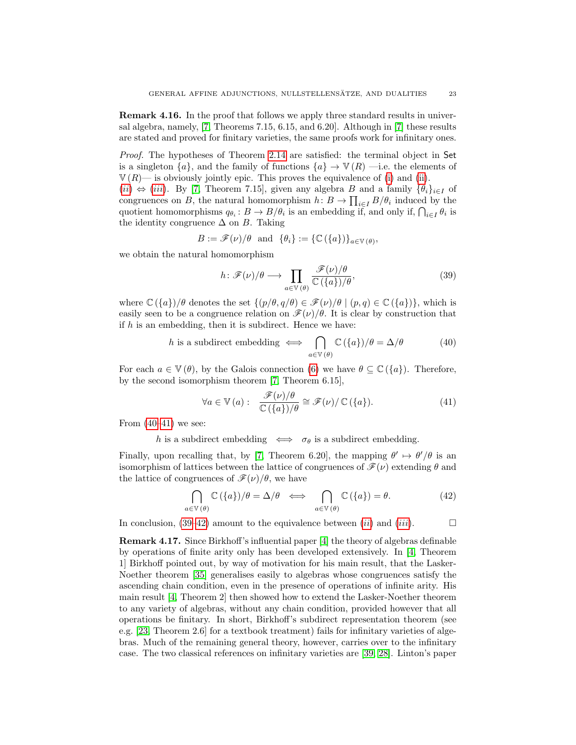**Remark 4.16.** In the proof that follows we apply three standard results in universal algebra, namely, [7, Theorems 7.15, 6.15, and 6.20]. Although in [7] these results are stated and proved for finitary varieties, the same proofs work for infinitary ones.

*Proof.* The hypotheses of Theorem 2.14 are satisfied: the terminal object in $\mathsf{Set}$ is a singleton $\{a\}$, and the family of functions $\{a\} \to \mathbb{V}(R)$ —i.e. the elements of $\mathbb{V}(R)$— is obviously jointly epic. This proves the equivalence of (i) and (ii).

(*ii*) $\Leftrightarrow$ (*iii*). By [7, Theorem 7.15], given any algebra $B$ and a family $\{\theta_i\}_{i\in I}$ of congruences on $B$, the natural homomorphism $h\colon B \to \prod_{i\in I} B/\theta_i$ induced by the quotient homomorphisms $q_{\theta_i}\colon B \to B/\theta_i$ is an embedding if, and only if, $\bigcap_{i\in I}\theta_i$ is the identity congruence $\Delta$ on $B$. Taking

$$B := \mathscr{F}(\nu)/\theta \ \text{ and } \ \{\theta_i\} := \{\mathbb{C}(\{a\})\}_{a\in\mathbb{V}(\theta)},$$

we obtain the natural homomorphism

$$h\colon \mathscr{F}(\nu)/\theta \longrightarrow \prod_{a\in\mathbb{V}(\theta)} \frac{\mathscr{F}(\nu)/\theta}{\mathbb{C}(\{a\})/\theta}, \tag{39}$$

where $\mathbb{C}(\{a\})/\theta$ denotes the set $\{(p/\theta, q/\theta) \in \mathscr{F}(\nu)/\theta \mid (p,q) \in \mathbb{C}(\{a\})\}$, which is easily seen to be a congruence relation on $\mathscr{F}(\nu)/\theta$. It is clear by construction that if $h$ is an embedding, then it is subdirect. Hence we have:

$$h \text{ is a subdirect embedding} \iff \bigcap_{a\in\mathbb{V}(\theta)} \mathbb{C}(\{a\})/\theta = \Delta/\theta \tag{40}$$

For each $a \in \mathbb{V}(\theta)$, by the Galois connection (6) we have $\theta \subseteq \mathbb{C}(\{a\})$. Therefore, by the second isomorphism theorem [7, Theorem 6.15],

$$\forall a \in \mathbb{V}(a): \ \ \frac{\mathscr{F}(\nu)/\theta}{\mathbb{C}(\{a\})/\theta} \cong \mathscr{F}(\nu)/\,\mathbb{C}(\{a\}). \tag{41}$$

From (40–41) we see:

$$h \text{ is a subdirect embedding} \iff \sigma_\theta \text{ is a subdirect embedding.}$$

Finally, upon recalling that, by [7, Theorem 6.20], the mapping $\theta' \mapsto \theta'/\theta$ is an isomorphism of lattices between the lattice of congruences of $\mathscr{F}(\nu)$ extending $\theta$ and the lattice of congruences of $\mathscr{F}(\nu)/\theta$, we have

$$\bigcap_{a\in\mathbb{V}(\theta)} \mathbb{C}(\{a\})/\theta = \Delta/\theta \iff \bigcap_{a\in\mathbb{V}(\theta)} \mathbb{C}(\{a\}) = \theta. \tag{42}$$

In conclusion, (39–42) amount to the equivalence between (*ii*) and (*iii*). $\square$

**Remark 4.17.** Since Birkhoff's influential paper [4] the theory of algebras definable by operations of finite arity only has been developed extensively. In [4, Theorem 1] Birkhoff pointed out, by way of motivation for his main result, that the Lasker-Noether theorem [35] generalises easily to algebras whose congruences satisfy the ascending chain condition, even in the presence of operations of infinite arity. His main result [4, Theorem 2] then showed how to extend the Lasker-Noether theorem to any variety of algebras, without any chain condition, provided however that all operations be finitary. In short, Birkhoff's subdirect representation theorem (see e.g. [23, Theorem 2.6] for a textbook treatment) fails for infinitary varieties of algebras. Much of the remaining general theory, however, carries over to the infinitary case. The two classical references on infinitary varieties are [39, 28]. Linton's paper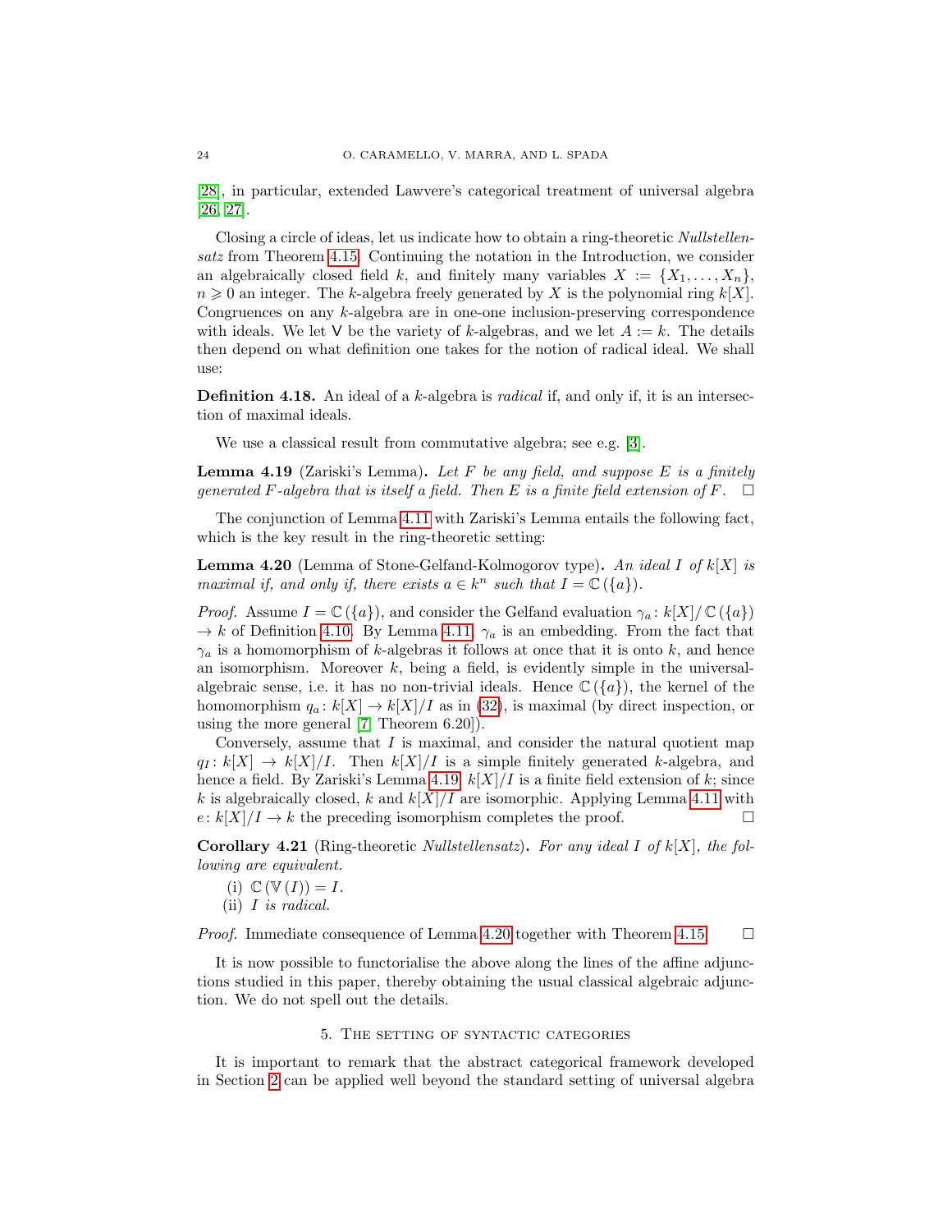[28], in particular, extended Lawvere's categorical treatment of universal algebra [26, 27].

Closing a circle of ideas, let us indicate how to obtain a ring-theoretic *Nullstellensatz* from Theorem 4.15. Continuing the notation in the Introduction, we consider an algebraically closed field $k$, and finitely many variables $X := \{X_1, \ldots, X_n\}$, $n \geqslant 0$ an integer. The $k$-algebra freely generated by $X$ is the polynomial ring $k[X]$. Congruences on any $k$-algebra are in one-one inclusion-preserving correspondence with ideals. We let $\mathsf{V}$ be the variety of $k$-algebras, and we let $A := k$. The details then depend on what definition one takes for the notion of radical ideal. We shall use:

**Definition 4.18.** An ideal of a $k$-algebra is *radical* if, and only if, it is an intersection of maximal ideals.

We use a classical result from commutative algebra; see e.g. [3].

**Lemma 4.19** (Zariski's Lemma)**.** *Let $F$ be any field, and suppose $E$ is a finitely generated $F$-algebra that is itself a field. Then $E$ is a finite field extension of $F$.* □

The conjunction of Lemma 4.11 with Zariski's Lemma entails the following fact, which is the key result in the ring-theoretic setting:

**Lemma 4.20** (Lemma of Stone-Gelfand-Kolmogorov type)**.** *An ideal $I$ of $k[X]$ is maximal if, and only if, there exists $a \in k^n$ such that $I = \mathbb{C}(\{a\})$.*

*Proof.* Assume $I = \mathbb{C}(\{a\})$, and consider the Gelfand evaluation $\gamma_a \colon k[X]/\mathbb{C}(\{a\}) \to k$ of Definition 4.10. By Lemma 4.11, $\gamma_a$ is an embedding. From the fact that $\gamma_a$ is a homomorphism of $k$-algebras it follows at once that it is onto $k$, and hence an isomorphism. Moreover $k$, being a field, is evidently simple in the universal-algebraic sense, i.e. it has no non-trivial ideals. Hence $\mathbb{C}(\{a\})$, the kernel of the homomorphism $q_a \colon k[X] \to k[X]/I$ as in (32), is maximal (by direct inspection, or using the more general [7, Theorem 6.20]).

Conversely, assume that $I$ is maximal, and consider the natural quotient map $q_I \colon k[X] \to k[X]/I$. Then $k[X]/I$ is a simple finitely generated $k$-algebra, and hence a field. By Zariski's Lemma 4.19, $k[X]/I$ is a finite field extension of $k$; since $k$ is algebraically closed, $k$ and $k[X]/I$ are isomorphic. Applying Lemma 4.11 with $e \colon k[X]/I \to k$ the preceding isomorphism completes the proof. □

**Corollary 4.21** (Ring-theoretic *Nullstellensatz*)**.** *For any ideal $I$ of $k[X]$, the following are equivalent.*

(i) $\mathbb{C}(\mathbb{V}(I)) = I$.
(ii) *$I$ is radical.*

*Proof.* Immediate consequence of Lemma 4.20 together with Theorem 4.15. □

It is now possible to functorialise the above along the lines of the affine adjunctions studied in this paper, thereby obtaining the usual classical algebraic adjunction. We do not spell out the details.

## 5. The setting of syntactic categories

It is important to remark that the abstract categorical framework developed in Section 2 can be applied well beyond the standard setting of universal algebra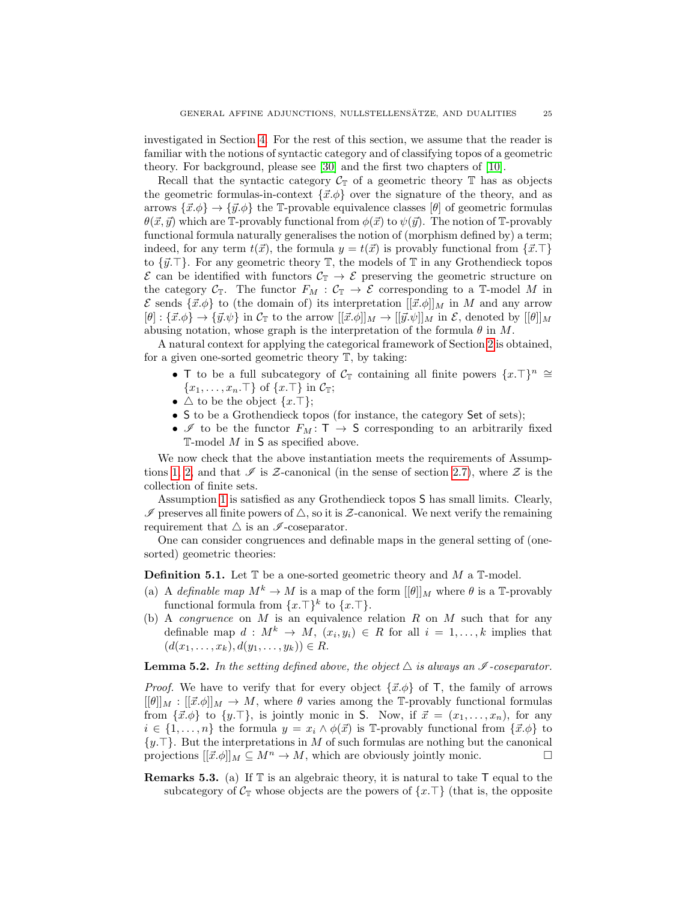investigated in Section 4. For the rest of this section, we assume that the reader is familiar with the notions of syntactic category and of classifying topos of a geometric theory. For background, please see [30] and the first two chapters of [10].

Recall that the syntactic category $\mathcal{C}_{\mathbb{T}}$ of a geometric theory $\mathbb{T}$ has as objects the geometric formulas-in-context $\{\vec{x}.\phi\}$ over the signature of the theory, and as arrows $\{\vec{x}.\phi\} \to \{\vec{y}.\phi\}$ the $\mathbb{T}$-provable equivalence classes $[\theta]$ of geometric formulas $\theta(\vec{x}, \vec{y})$ which are $\mathbb{T}$-provably functional from $\phi(\vec{x})$ to $\psi(\vec{y})$. The notion of $\mathbb{T}$-provably functional formula naturally generalises the notion of (morphism defined by) a term; indeed, for any term $t(\vec{x})$, the formula $y = t(\vec{x})$ is provably functional from $\{\vec{x}.\top\}$ to $\{\vec{y}.\top\}$. For any geometric theory $\mathbb{T}$, the models of $\mathbb{T}$ in any Grothendieck topos $\mathcal{E}$ can be identified with functors $\mathcal{C}_{\mathbb{T}} \to \mathcal{E}$ preserving the geometric structure on the category $\mathcal{C}_{\mathbb{T}}$. The functor $F_M : \mathcal{C}_{\mathbb{T}} \to \mathcal{E}$ corresponding to a $\mathbb{T}$-model $M$ in $\mathcal{E}$ sends $\{\vec{x}.\phi\}$ to (the domain of) its interpretation $[[\vec{x}.\phi]]_M$ in $M$ and any arrow $[\theta] : \{\vec{x}.\phi\} \to \{\vec{y}.\psi\}$ in $\mathcal{C}_{\mathbb{T}}$ to the arrow $[[\vec{x}.\phi]]_M \to [[\vec{y}.\psi]]_M$ in $\mathcal{E}$, denoted by $[[\theta]]_M$ abusing notation, whose graph is the interpretation of the formula $\theta$ in $M$.

A natural context for applying the categorical framework of Section 2 is obtained, for a given one-sorted geometric theory $\mathbb{T}$, by taking:

- $\mathsf{T}$ to be a full subcategory of $\mathcal{C}_{\mathbb{T}}$ containing all finite powers $\{x.\top\}^n \cong \{x_1, \ldots, x_n.\top\}$ of $\{x.\top\}$ in $\mathcal{C}_{\mathbb{T}}$;
- $\triangle$ to be the object $\{x.\top\}$;
- $\mathsf{S}$ to be a Grothendieck topos (for instance, the category $\mathsf{Set}$ of sets);
- $\mathscr{I}$ to be the functor $F_M : \mathsf{T} \to \mathsf{S}$ corresponding to an arbitrarily fixed $\mathbb{T}$-model $M$ in $\mathsf{S}$ as specified above.

We now check that the above instantiation meets the requirements of Assumptions 1, 2, and that $\mathscr{I}$ is $\mathcal{Z}$-canonical (in the sense of section 2.7), where $\mathcal{Z}$ is the collection of finite sets.

Assumption 1 is satisfied as any Grothendieck topos $\mathsf{S}$ has small limits. Clearly, $\mathscr{I}$ preserves all finite powers of $\triangle$, so it is $\mathcal{Z}$-canonical. We next verify the remaining requirement that $\triangle$ is an $\mathscr{I}$-coseparator.

One can consider congruences and definable maps in the general setting of (one-sorted) geometric theories:

**Definition 5.1.** Let $\mathbb{T}$ be a one-sorted geometric theory and $M$ a $\mathbb{T}$-model.

(a) A *definable map* $M^k \to M$ is a map of the form $[[\theta]]_M$ where $\theta$ is a $\mathbb{T}$-provably functional formula from $\{x.\top\}^k$ to $\{x.\top\}$.

(b) A *congruence* on $M$ is an equivalence relation $R$ on $M$ such that for any definable map $d : M^k \to M$, $(x_i, y_i) \in R$ for all $i = 1, \ldots, k$ implies that $(d(x_1, \ldots, x_k), d(y_1, \ldots, y_k)) \in R$.

**Lemma 5.2.** *In the setting defined above, the object $\triangle$ is always an $\mathscr{I}$-coseparator.*

*Proof.* We have to verify that for every object $\{\vec{x}.\phi\}$ of $\mathsf{T}$, the family of arrows $[[\theta]]_M : [[\vec{x}.\phi]]_M \to M$, where $\theta$ varies among the $\mathbb{T}$-provably functional formulas from $\{\vec{x}.\phi\}$ to $\{y.\top\}$, is jointly monic in $\mathsf{S}$. Now, if $\vec{x} = (x_1, \ldots, x_n)$, for any $i \in \{1, \ldots, n\}$ the formula $y = x_i \wedge \phi(\vec{x})$ is $\mathbb{T}$-provably functional from $\{\vec{x}.\phi\}$ to $\{y.\top\}$. But the interpretations in $M$ of such formulas are nothing but the canonical projections $[[\vec{x}.\phi]]_M \subseteq M^n \to M$, which are obviously jointly monic. $\square$

**Remarks 5.3.** (a) If $\mathbb{T}$ is an algebraic theory, it is natural to take $\mathsf{T}$ equal to the subcategory of $\mathcal{C}_{\mathbb{T}}$ whose objects are the powers of $\{x.\top\}$ (that is, the opposite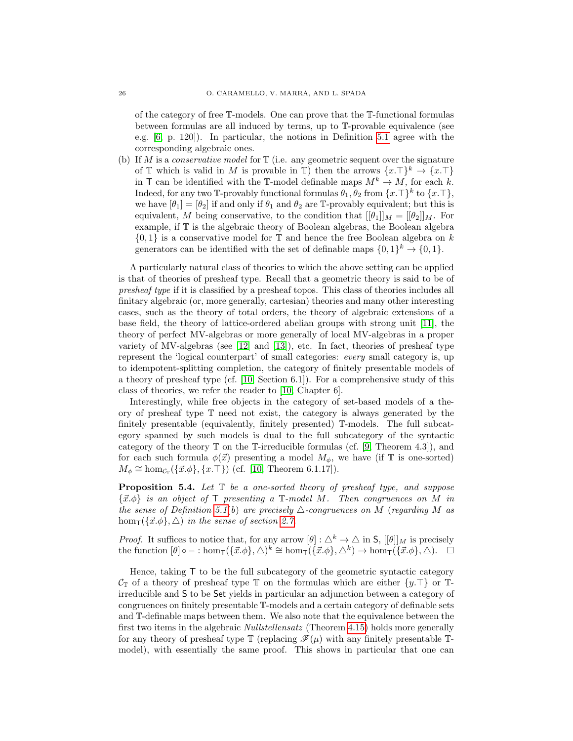of the category of free $\mathbb{T}$-models. One can prove that the $\mathbb{T}$-functional formulas between formulas are all induced by terms, up to $\mathbb{T}$-provable equivalence (see e.g. [6, p. 120]). In particular, the notions in Definition 5.1 agree with the corresponding algebraic ones.

(b) If $M$ is a *conservative model* for $\mathbb{T}$ (i.e. any geometric sequent over the signature of $\mathbb{T}$ which is valid in $M$ is provable in $\mathbb{T}$) then the arrows $\{x.\top\}^k \to \{x.\top\}$ in $\mathsf{T}$ can be identified with the $\mathbb{T}$-model definable maps $M^k \to M$, for each $k$. Indeed, for any two $\mathbb{T}$-provably functional formulas $\theta_1, \theta_2$ from $\{x.\top\}^k$ to $\{x.\top\}$, we have $[\theta_1] = [\theta_2]$ if and only if $\theta_1$ and $\theta_2$ are $\mathbb{T}$-provably equivalent; but this is equivalent, $M$ being conservative, to the condition that $[[\theta_1]]_M = [[\theta_2]]_M$. For example, if $\mathbb{T}$ is the algebraic theory of Boolean algebras, the Boolean algebra $\{0,1\}$ is a conservative model for $\mathbb{T}$ and hence the free Boolean algebra on $k$ generators can be identified with the set of definable maps $\{0,1\}^k \to \{0,1\}$.

A particularly natural class of theories to which the above setting can be applied is that of theories of presheaf type. Recall that a geometric theory is said to be of *presheaf type* if it is classified by a presheaf topos. This class of theories includes all finitary algebraic (or, more generally, cartesian) theories and many other interesting cases, such as the theory of total orders, the theory of algebraic extensions of a base field, the theory of lattice-ordered abelian groups with strong unit [11], the theory of perfect MV-algebras or more generally of local MV-algebras in a proper variety of MV-algebras (see [12] and [13]), etc. In fact, theories of presheaf type represent the 'logical counterpart' of small categories: *every* small category is, up to idempotent-splitting completion, the category of finitely presentable models of a theory of presheaf type (cf. [10, Section 6.1]). For a comprehensive study of this class of theories, we refer the reader to [10, Chapter 6].

Interestingly, while free objects in the category of set-based models of a theory of presheaf type $\mathbb{T}$ need not exist, the category is always generated by the finitely presentable (equivalently, finitely presented) $\mathbb{T}$-models. The full subcategory spanned by such models is dual to the full subcategory of the syntactic category of the theory $\mathbb{T}$ on the $\mathbb{T}$-irreducible formulas (cf. [9, Theorem 4.3]), and for each such formula $\phi(\vec{x})$ presenting a model $M_\phi$, we have (if $\mathbb{T}$ is one-sorted) $M_\phi \cong \hom_{\mathcal{C}_\mathbb{T}}(\{\vec{x}.\phi\}, \{x.\top\})$ (cf. [10, Theorem 6.1.17]).

**Proposition 5.4.** *Let $\mathbb{T}$ be a one-sorted theory of presheaf type, and suppose $\{\vec{x}.\phi\}$ is an object of $\mathsf{T}$ presenting a $\mathbb{T}$-model $M$. Then congruences on $M$ in the sense of Definition 5.1(b) are precisely $\triangle$-congruences on $M$ (regarding $M$ as $\hom_\mathsf{T}(\{\vec{x}.\phi\}, \triangle)$ in the sense of section 2.7.*

*Proof.* It suffices to notice that, for any arrow $[\theta] : \triangle^k \to \triangle$ in $\mathsf{S}$, $[[\theta]]_M$ is precisely the function $[\theta] \circ - : \hom_\mathsf{T}(\{\vec{x}.\phi\}, \triangle)^k \cong \hom_\mathsf{T}(\{\vec{x}.\phi\}, \triangle^k) \to \hom_\mathsf{T}(\{\vec{x}.\phi\}, \triangle)$. $\square$

Hence, taking $\mathsf{T}$ to be the full subcategory of the geometric syntactic category $\mathcal{C}_\mathbb{T}$ of a theory of presheaf type $\mathbb{T}$ on the formulas which are either $\{y.\top\}$ or $\mathbb{T}$-irreducible and $\mathsf{S}$ to be $\mathsf{Set}$ yields in particular an adjunction between a category of congruences on finitely presentable $\mathbb{T}$-models and a certain category of definable sets and $\mathbb{T}$-definable maps between them. We also note that the equivalence between the first two items in the algebraic *Nullstellensatz* (Theorem 4.15) holds more generally for any theory of presheaf type $\mathbb{T}$ (replacing $\mathscr{F}(\mu)$ with any finitely presentable $\mathbb{T}$-model), with essentially the same proof. This shows in particular that one can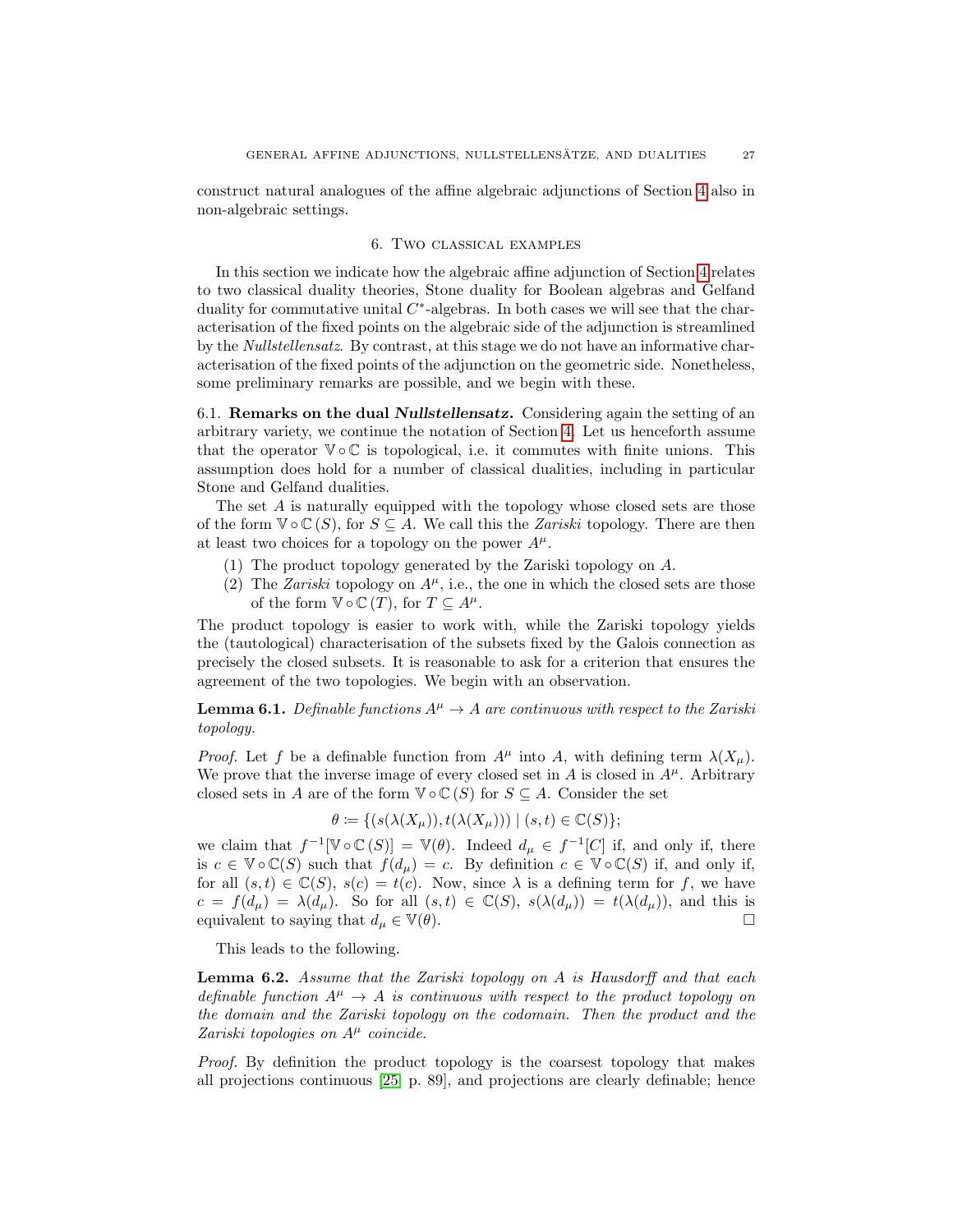construct natural analogues of the affine algebraic adjunctions of Section 4 also in non-algebraic settings.

## 6. Two classical examples

In this section we indicate how the algebraic affine adjunction of Section 4 relates to two classical duality theories, Stone duality for Boolean algebras and Gelfand duality for commutative unital $C^*$-algebras. In both cases we will see that the characterisation of the fixed points on the algebraic side of the adjunction is streamlined by the *Nullstellensatz*. By contrast, at this stage we do not have an informative characterisation of the fixed points of the adjunction on the geometric side. Nonetheless, some preliminary remarks are possible, and we begin with these.

### 6.1. Remarks on the dual *Nullstellensatz*.

Considering again the setting of an arbitrary variety, we continue the notation of Section 4. Let us henceforth assume that the operator $\mathbb{V} \circ \mathbb{C}$ is topological, i.e. it commutes with finite unions. This assumption does hold for a number of classical dualities, including in particular Stone and Gelfand dualities.

The set $A$ is naturally equipped with the topology whose closed sets are those of the form $\mathbb{V} \circ \mathbb{C}(S)$, for $S \subseteq A$. We call this the *Zariski* topology. There are then at least two choices for a topology on the power $A^\mu$.

1. The product topology generated by the Zariski topology on $A$.
2. The *Zariski* topology on $A^\mu$, i.e., the one in which the closed sets are those of the form $\mathbb{V} \circ \mathbb{C}(T)$, for $T \subseteq A^\mu$.

The product topology is easier to work with, while the Zariski topology yields the (tautological) characterisation of the subsets fixed by the Galois connection as precisely the closed subsets. It is reasonable to ask for a criterion that ensures the agreement of the two topologies. We begin with an observation.

**Lemma 6.1.** *Definable functions $A^\mu \to A$ are continuous with respect to the Zariski topology.*

*Proof.* Let $f$ be a definable function from $A^\mu$ into $A$, with defining term $\lambda(X_\mu)$. We prove that the inverse image of every closed set in $A$ is closed in $A^\mu$. Arbitrary closed sets in $A$ are of the form $\mathbb{V} \circ \mathbb{C}(S)$ for $S \subseteq A$. Consider the set

$$\theta := \{(s(\lambda(X_\mu)), t(\lambda(X_\mu))) \mid (s,t) \in \mathbb{C}(S)\};$$

we claim that $f^{-1}[\mathbb{V} \circ \mathbb{C}(S)] = \mathbb{V}(\theta)$. Indeed $d_\mu \in f^{-1}[C]$ if, and only if, there is $c \in \mathbb{V} \circ \mathbb{C}(S)$ such that $f(d_\mu) = c$. By definition $c \in \mathbb{V} \circ \mathbb{C}(S)$ if, and only if, for all $(s,t) \in \mathbb{C}(S)$, $s(c) = t(c)$. Now, since $\lambda$ is a defining term for $f$, we have $c = f(d_\mu) = \lambda(d_\mu)$. So for all $(s,t) \in \mathbb{C}(S)$, $s(\lambda(d_\mu)) = t(\lambda(d_\mu))$, and this is equivalent to saying that $d_\mu \in \mathbb{V}(\theta)$. □

This leads to the following.

**Lemma 6.2.** *Assume that the Zariski topology on $A$ is Hausdorff and that each definable function $A^\mu \to A$ is continuous with respect to the product topology on the domain and the Zariski topology on the codomain. Then the product and the Zariski topologies on $A^\mu$ coincide.*

*Proof.* By definition the product topology is the coarsest topology that makes all projections continuous [25, p. 89], and projections are clearly definable; hence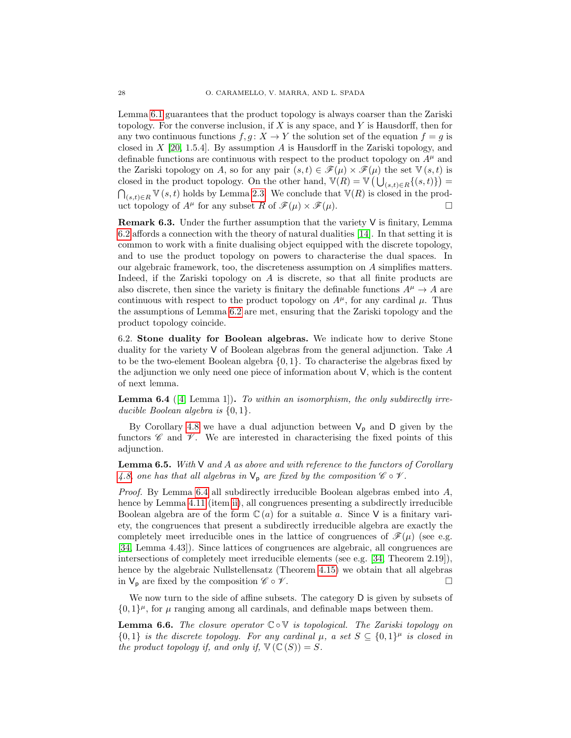Lemma 6.1 guarantees that the product topology is always coarser than the Zariski topology. For the converse inclusion, if $X$ is any space, and $Y$ is Hausdorff, then for any two continuous functions $f, g \colon X \to Y$ the solution set of the equation $f = g$ is closed in $X$ [20, 1.5.4]. By assumption $A$ is Hausdorff in the Zariski topology, and definable functions are continuous with respect to the product topology on $A^\mu$ and the Zariski topology on $A$, so for any pair $(s,t) \in \mathscr{F}(\mu) \times \mathscr{F}(\mu)$ the set $\mathbb{V}(s,t)$ is closed in the product topology. On the other hand, $\mathbb{V}(R) = \mathbb{V}\left(\bigcup_{(s,t)\in R}\{(s,t)\}\right) = \bigcap_{(s,t)\in R} \mathbb{V}(s,t)$ holds by Lemma 2.3. We conclude that $\mathbb{V}(R)$ is closed in the product topology of $A^\mu$ for any subset $R$ of $\mathscr{F}(\mu) \times \mathscr{F}(\mu)$. □

**Remark 6.3.** Under the further assumption that the variety $\mathsf{V}$ is finitary, Lemma 6.2 affords a connection with the theory of natural dualities [14]. In that setting it is common to work with a finite dualising object equipped with the discrete topology, and to use the product topology on powers to characterise the dual spaces. In our algebraic framework, too, the discreteness assumption on $A$ simplifies matters. Indeed, if the Zariski topology on $A$ is discrete, so that all finite products are also discrete, then since the variety is finitary the definable functions $A^\mu \to A$ are continuous with respect to the product topology on $A^\mu$, for any cardinal $\mu$. Thus the assumptions of Lemma 6.2 are met, ensuring that the Zariski topology and the product topology coincide.

6.2. **Stone duality for Boolean algebras.** We indicate how to derive Stone duality for the variety $\mathsf{V}$ of Boolean algebras from the general adjunction. Take $A$ to be the two-element Boolean algebra $\{0,1\}$. To characterise the algebras fixed by the adjunction we only need one piece of information about $\mathsf{V}$, which is the content of next lemma.

**Lemma 6.4** ([4, Lemma 1]). *To within an isomorphism, the only subdirectly irreducible Boolean algebra is $\{0,1\}$.*

By Corollary 4.8 we have a dual adjunction between $\mathsf{V}_\mathsf{p}$ and $\mathsf{D}$ given by the functors $\mathscr{C}$ and $\mathscr{V}$. We are interested in characterising the fixed points of this adjunction.

**Lemma 6.5.** *With $\mathsf{V}$ and $A$ as above and with reference to the functors of Corollary 4.8, one has that all algebras in $\mathsf{V}_\mathsf{p}$ are fixed by the composition $\mathscr{C} \circ \mathscr{V}$.*

*Proof.* By Lemma 6.4 all subdirectly irreducible Boolean algebras embed into $A$, hence by Lemma 4.11 (item ii), all congruences presenting a subdirectly irreducible Boolean algebra are of the form $\mathbb{C}(a)$ for a suitable $a$. Since $\mathsf{V}$ is a finitary variety, the congruences that present a subdirectly irreducible algebra are exactly the completely meet irreducible ones in the lattice of congruences of $\mathscr{F}(\mu)$ (see e.g. [34, Lemma 4.43]). Since lattices of congruences are algebraic, all congruences are intersections of completely meet irreducible elements (see e.g. [34, Theorem 2.19]), hence by the algebraic Nullstellensatz (Theorem 4.15) we obtain that all algebras in $\mathsf{V}_\mathsf{p}$ are fixed by the composition $\mathscr{C} \circ \mathscr{V}$. □

We now turn to the side of affine subsets. The category $\mathsf{D}$ is given by subsets of $\{0,1\}^\mu$, for $\mu$ ranging among all cardinals, and definable maps between them.

**Lemma 6.6.** *The closure operator $\mathbb{C} \circ \mathbb{V}$ is topological. The Zariski topology on $\{0,1\}$ is the discrete topology. For any cardinal $\mu$, a set $S \subseteq \{0,1\}^\mu$ is closed in the product topology if, and only if, $\mathbb{V}(\mathbb{C}(S)) = S$.*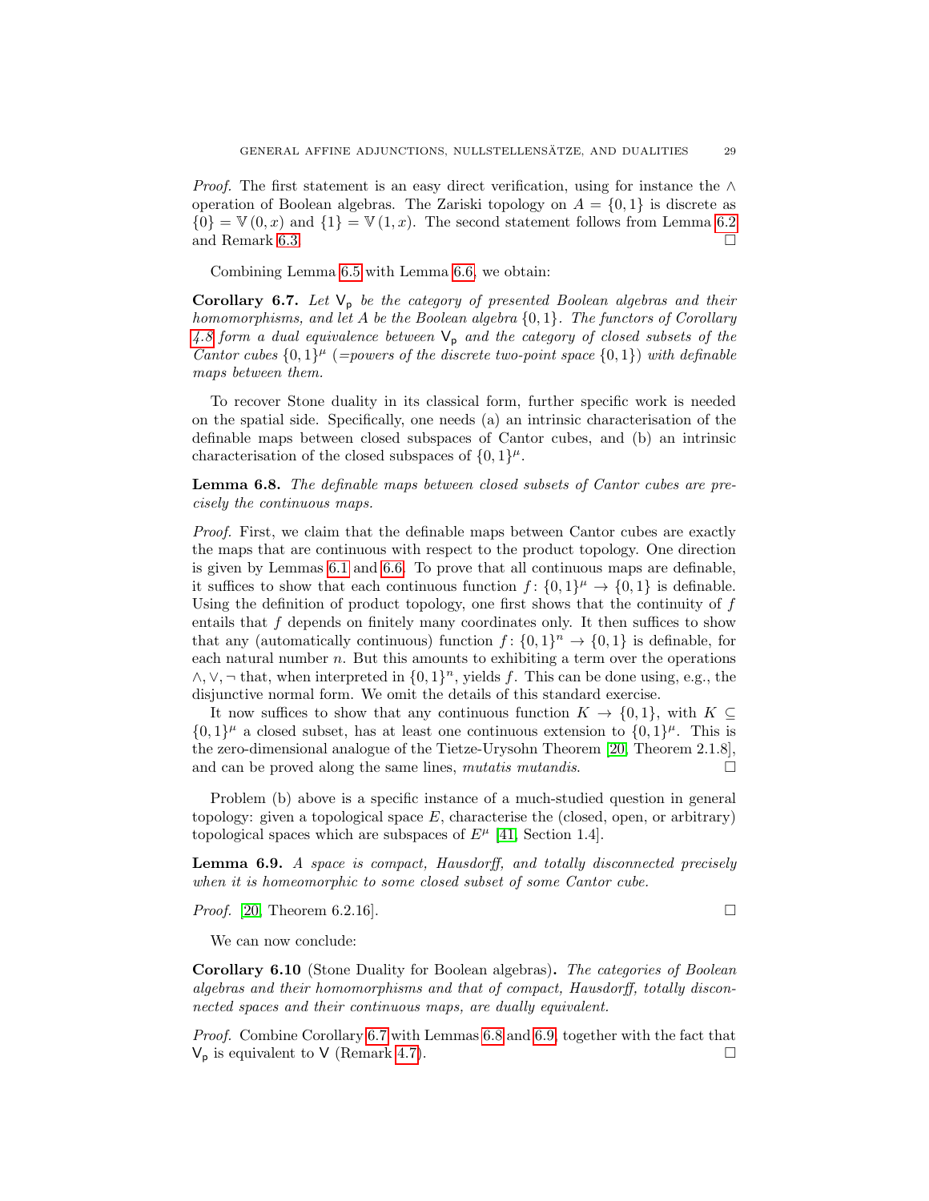*Proof.* The first statement is an easy direct verification, using for instance the $\wedge$ operation of Boolean algebras. The Zariski topology on $A = \{0, 1\}$ is discrete as $\{0\} = \mathbb{V}(0, x)$ and $\{1\} = \mathbb{V}(1, x)$. The second statement follows from Lemma 6.2 and Remark 6.3. □

Combining Lemma 6.5 with Lemma 6.6, we obtain:

**Corollary 6.7.** *Let $\mathsf{V_p}$ be the category of presented Boolean algebras and their homomorphisms, and let $A$ be the Boolean algebra $\{0, 1\}$. The functors of Corollary 4.8 form a dual equivalence between $\mathsf{V_p}$ and the category of closed subsets of the Cantor cubes $\{0, 1\}^\mu$ (=powers of the discrete two-point space $\{0, 1\}$) with definable maps between them.*

To recover Stone duality in its classical form, further specific work is needed on the spatial side. Specifically, one needs (a) an intrinsic characterisation of the definable maps between closed subspaces of Cantor cubes, and (b) an intrinsic characterisation of the closed subspaces of $\{0, 1\}^\mu$.

**Lemma 6.8.** *The definable maps between closed subsets of Cantor cubes are precisely the continuous maps.*

*Proof.* First, we claim that the definable maps between Cantor cubes are exactly the maps that are continuous with respect to the product topology. One direction is given by Lemmas 6.1 and 6.6. To prove that all continuous maps are definable, it suffices to show that each continuous function $f : \{0, 1\}^\mu \to \{0, 1\}$ is definable. Using the definition of product topology, one first shows that the continuity of $f$ entails that $f$ depends on finitely many coordinates only. It then suffices to show that any (automatically continuous) function $f : \{0, 1\}^n \to \{0, 1\}$ is definable, for each natural number $n$. But this amounts to exhibiting a term over the operations $\wedge, \vee, \neg$ that, when interpreted in $\{0, 1\}^n$, yields $f$. This can be done using, e.g., the disjunctive normal form. We omit the details of this standard exercise.

It now suffices to show that any continuous function $K \to \{0, 1\}$, with $K \subseteq \{0, 1\}^\mu$ a closed subset, has at least one continuous extension to $\{0, 1\}^\mu$. This is the zero-dimensional analogue of the Tietze-Urysohn Theorem [20, Theorem 2.1.8], and can be proved along the same lines, *mutatis mutandis*. □

Problem (b) above is a specific instance of a much-studied question in general topology: given a topological space $E$, characterise the (closed, open, or arbitrary) topological spaces which are subspaces of $E^\mu$ [41, Section 1.4].

**Lemma 6.9.** *A space is compact, Hausdorff, and totally disconnected precisely when it is homeomorphic to some closed subset of some Cantor cube.*

*Proof.* [20, Theorem 6.2.16]. □

We can now conclude:

**Corollary 6.10** (Stone Duality for Boolean algebras)**.** *The categories of Boolean algebras and their homomorphisms and that of compact, Hausdorff, totally disconnected spaces and their continuous maps, are dually equivalent.*

*Proof.* Combine Corollary 6.7 with Lemmas 6.8 and 6.9, together with the fact that $\mathsf{V_p}$ is equivalent to $\mathsf{V}$ (Remark 4.7). □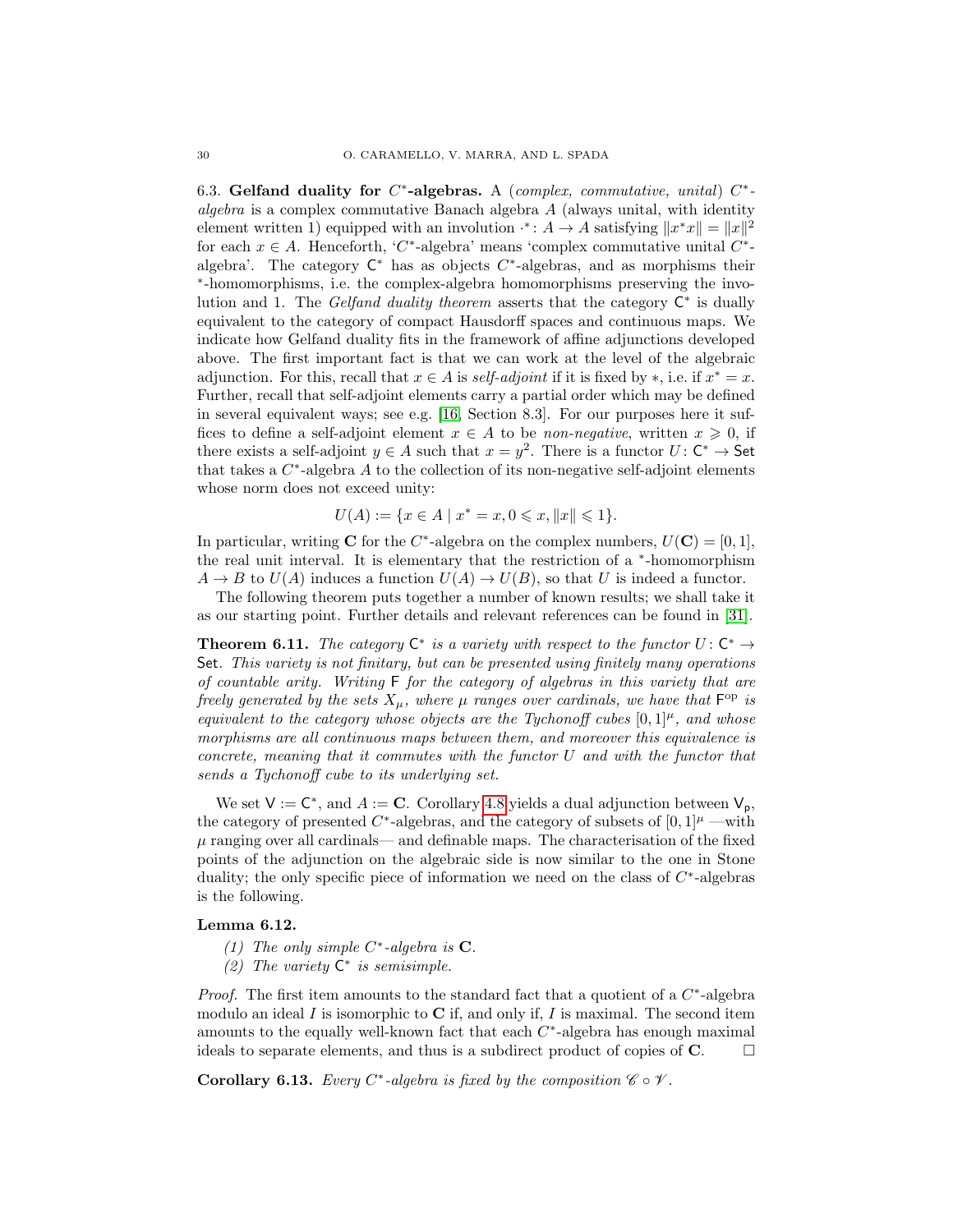6.3. **Gelfand duality for $C^*$-algebras.** A (*complex, commutative, unital*) *$C^*$-algebra* is a complex commutative Banach algebra $A$ (always unital, with identity element written 1) equipped with an involution $\cdot^* \colon A \to A$ satisfying $\|x^* x\| = \|x\|^2$ for each $x \in A$. Henceforth, '$C^*$-algebra' means 'complex commutative unital $C^*$-algebra'. The category $\mathsf{C}^*$ has as objects $C^*$-algebras, and as morphisms their $^*$-homomorphisms, i.e. the complex-algebra homomorphisms preserving the involution and 1. The *Gelfand duality theorem* asserts that the category $\mathsf{C}^*$ is dually equivalent to the category of compact Hausdorff spaces and continuous maps. We indicate how Gelfand duality fits in the framework of affine adjunctions developed above. The first important fact is that we can work at the level of the algebraic adjunction. For this, recall that $x \in A$ is *self-adjoint* if it is fixed by $*$, i.e. if $x^* = x$. Further, recall that self-adjoint elements carry a partial order which may be defined in several equivalent ways; see e.g. [16, Section 8.3]. For our purposes here it suffices to define a self-adjoint element $x \in A$ to be *non-negative*, written $x \geqslant 0$, if there exists a self-adjoint $y \in A$ such that $x = y^2$. There is a functor $U \colon \mathsf{C}^* \to \mathsf{Set}$ that takes a $C^*$-algebra $A$ to the collection of its non-negative self-adjoint elements whose norm does not exceed unity:

$$U(A) := \{x \in A \mid x^* = x, 0 \leqslant x, \|x\| \leqslant 1\}.$$

In particular, writing $\mathbf{C}$ for the $C^*$-algebra on the complex numbers, $U(\mathbf{C}) = [0,1]$, the real unit interval. It is elementary that the restriction of a $^*$-homomorphism $A \to B$ to $U(A)$ induces a function $U(A) \to U(B)$, so that $U$ is indeed a functor.

The following theorem puts together a number of known results; we shall take it as our starting point. Further details and relevant references can be found in [31].

**Theorem 6.11.** *The category $\mathsf{C}^*$ is a variety with respect to the functor $U \colon \mathsf{C}^* \to \mathsf{Set}$. This variety is not finitary, but can be presented using finitely many operations of countable arity. Writing $\mathsf{F}$ for the category of algebras in this variety that are freely generated by the sets $X_\mu$, where $\mu$ ranges over cardinals, we have that $\mathsf{F}^{\rm op}$ is equivalent to the category whose objects are the Tychonoff cubes $[0,1]^\mu$, and whose morphisms are all continuous maps between them, and moreover this equivalence is concrete, meaning that it commutes with the functor $U$ and with the functor that sends a Tychonoff cube to its underlying set.*

We set $\mathsf{V} := \mathsf{C}^*$, and $A := \mathbf{C}$. Corollary 4.8 yields a dual adjunction between $\mathsf{V}_{\mathsf{p}}$, the category of presented $C^*$-algebras, and the category of subsets of $[0,1]^\mu$ —with $\mu$ ranging over all cardinals— and definable maps. The characterisation of the fixed points of the adjunction on the algebraic side is now similar to the one in Stone duality; the only specific piece of information we need on the class of $C^*$-algebras is the following.

**Lemma 6.12.**

1. *The only simple $C^*$-algebra is $\mathbf{C}$.*
2. *The variety $\mathsf{C}^*$ is semisimple.*

*Proof.* The first item amounts to the standard fact that a quotient of a $C^*$-algebra modulo an ideal $I$ is isomorphic to $\mathbf{C}$ if, and only if, $I$ is maximal. The second item amounts to the equally well-known fact that each $C^*$-algebra has enough maximal ideals to separate elements, and thus is a subdirect product of copies of $\mathbf{C}$. $\square$

**Corollary 6.13.** *Every $C^*$-algebra is fixed by the composition $\mathscr{C} \circ \mathscr{V}$.*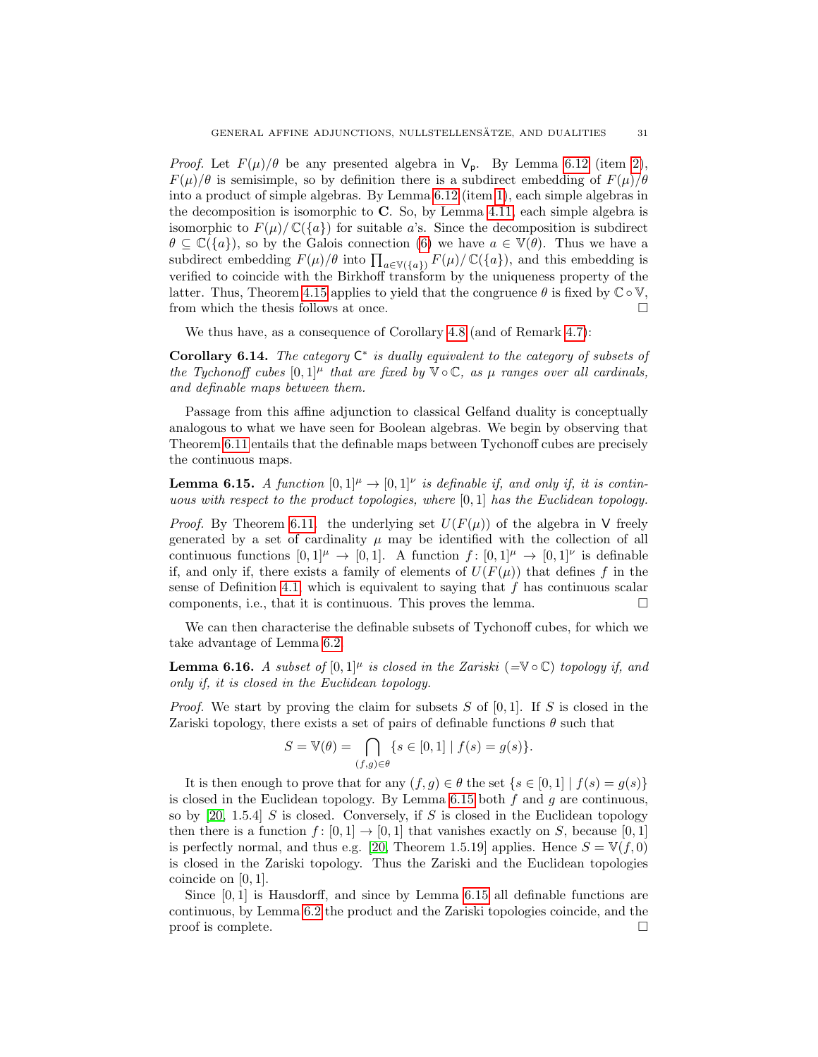*Proof.* Let $F(\mu)/\theta$ be any presented algebra in $\mathsf{V}_\mathsf{p}$. By Lemma 6.12 (item 2), $F(\mu)/\theta$ is semisimple, so by definition there is a subdirect embedding of $F(\mu)/\theta$ into a product of simple algebras. By Lemma 6.12 (item 1), each simple algebras in the decomposition is isomorphic to $\mathbf{C}$. So, by Lemma 4.11, each simple algebra is isomorphic to $F(\mu)/\mathbb{C}(\{a\})$ for suitable $a$'s. Since the decomposition is subdirect $\theta \subseteq \mathbb{C}(\{a\})$, so by the Galois connection (6) we have $a \in \mathbb{V}(\theta)$. Thus we have a subdirect embedding $F(\mu)/\theta$ into $\prod_{a \in \mathbb{V}(\{a\})} F(\mu)/\mathbb{C}(\{a\})$, and this embedding is verified to coincide with the Birkhoff transform by the uniqueness property of the latter. Thus, Theorem 4.15 applies to yield that the congruence $\theta$ is fixed by $\mathbb{C} \circ \mathbb{V}$, from which the thesis follows at once. $\square$

We thus have, as a consequence of Corollary 4.8 (and of Remark 4.7):

**Corollary 6.14.** *The category $\mathsf{C}^*$ is dually equivalent to the category of subsets of the Tychonoff cubes $[0,1]^\mu$ that are fixed by $\mathbb{V} \circ \mathbb{C}$, as $\mu$ ranges over all cardinals, and definable maps between them.*

Passage from this affine adjunction to classical Gelfand duality is conceptually analogous to what we have seen for Boolean algebras. We begin by observing that Theorem 6.11 entails that the definable maps between Tychonoff cubes are precisely the continuous maps.

**Lemma 6.15.** *A function $[0,1]^\mu \to [0,1]^\nu$ is definable if, and only if, it is continuous with respect to the product topologies, where $[0,1]$ has the Euclidean topology.*

*Proof.* By Theorem 6.11, the underlying set $U(F(\mu))$ of the algebra in $\mathsf{V}$ freely generated by a set of cardinality $\mu$ may be identified with the collection of all continuous functions $[0,1]^\mu \to [0,1]$. A function $f \colon [0,1]^\mu \to [0,1]^\nu$ is definable if, and only if, there exists a family of elements of $U(F(\mu))$ that defines $f$ in the sense of Definition 4.1, which is equivalent to saying that $f$ has continuous scalar components, i.e., that it is continuous. This proves the lemma. $\square$

We can then characterise the definable subsets of Tychonoff cubes, for which we take advantage of Lemma 6.2.

**Lemma 6.16.** *A subset of $[0,1]^\mu$ is closed in the Zariski ($=\mathbb{V} \circ \mathbb{C}$) topology if, and only if, it is closed in the Euclidean topology.*

*Proof.* We start by proving the claim for subsets $S$ of $[0,1]$. If $S$ is closed in the Zariski topology, there exists a set of pairs of definable functions $\theta$ such that

$$S = \mathbb{V}(\theta) = \bigcap_{(f,g) \in \theta} \{s \in [0,1] \mid f(s) = g(s)\}.$$

It is then enough to prove that for any $(f,g) \in \theta$ the set $\{s \in [0,1] \mid f(s) = g(s)\}$ is closed in the Euclidean topology. By Lemma 6.15 both $f$ and $g$ are continuous, so by [20, 1.5.4] $S$ is closed. Conversely, if $S$ is closed in the Euclidean topology then there is a function $f \colon [0,1] \to [0,1]$ that vanishes exactly on $S$, because $[0,1]$ is perfectly normal, and thus e.g. [20, Theorem 1.5.19] applies. Hence $S = \mathbb{V}(f, 0)$ is closed in the Zariski topology. Thus the Zariski and the Euclidean topologies coincide on $[0,1]$.

Since $[0,1]$ is Hausdorff, and since by Lemma 6.15 all definable functions are continuous, by Lemma 6.2 the product and the Zariski topologies coincide, and the proof is complete. $\square$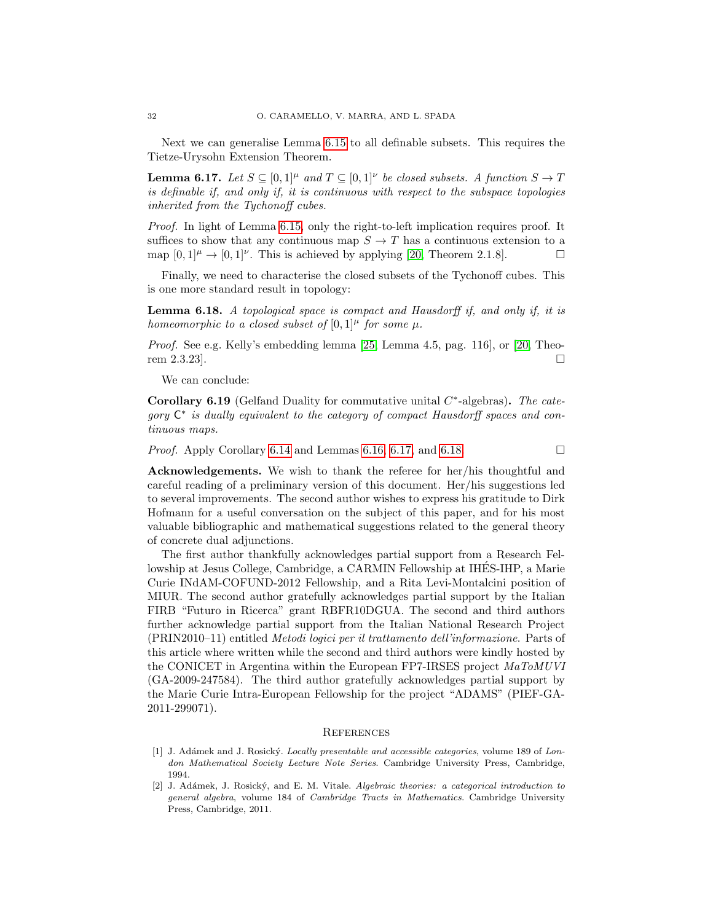Next we can generalise Lemma 6.15 to all definable subsets. This requires the Tietze-Urysohn Extension Theorem.

**Lemma 6.17.** *Let $S \subseteq [0,1]^\mu$ and $T \subseteq [0,1]^\nu$ be closed subsets. A function $S \to T$ is definable if, and only if, it is continuous with respect to the subspace topologies inherited from the Tychonoff cubes.*

*Proof.* In light of Lemma 6.15, only the right-to-left implication requires proof. It suffices to show that any continuous map $S \to T$ has a continuous extension to a map $[0,1]^\mu \to [0,1]^\nu$. This is achieved by applying [20, Theorem 2.1.8]. □

Finally, we need to characterise the closed subsets of the Tychonoff cubes. This is one more standard result in topology:

**Lemma 6.18.** *A topological space is compact and Hausdorff if, and only if, it is homeomorphic to a closed subset of $[0,1]^\mu$ for some $\mu$.*

*Proof.* See e.g. Kelly's embedding lemma [25, Lemma 4.5, pag. 116], or [20, Theorem 2.3.23]. □

We can conclude:

**Corollary 6.19** (Gelfand Duality for commutative unital $C^*$-algebras)**.** *The category $\mathsf{C}^*$ is dually equivalent to the category of compact Hausdorff spaces and continuous maps.*

*Proof.* Apply Corollary 6.14 and Lemmas 6.16, 6.17, and 6.18. □

**Acknowledgements.** We wish to thank the referee for her/his thoughtful and careful reading of a preliminary version of this document. Her/his suggestions led to several improvements. The second author wishes to express his gratitude to Dirk Hofmann for a useful conversation on the subject of this paper, and for his most valuable bibliographic and mathematical suggestions related to the general theory of concrete dual adjunctions.

The first author thankfully acknowledges partial support from a Research Fellowship at Jesus College, Cambridge, a CARMIN Fellowship at IHÉS-IHP, a Marie Curie INdAM-COFUND-2012 Fellowship, and a Rita Levi-Montalcini position of MIUR. The second author gratefully acknowledges partial support by the Italian FIRB "Futuro in Ricerca" grant RBFR10DGUA. The second and third authors further acknowledge partial support from the Italian National Research Project (PRIN2010–11) entitled *Metodi logici per il trattamento dell'informazione*. Parts of this article where written while the second and third authors were kindly hosted by the CONICET in Argentina within the European FP7-IRSES project *MaToMUVI* (GA-2009-247584). The third author gratefully acknowledges partial support by the Marie Curie Intra-European Fellowship for the project "ADAMS" (PIEF-GA-2011-299071).

## References

[1] J. Adámek and J. Rosický. *Locally presentable and accessible categories*, volume 189 of *London Mathematical Society Lecture Note Series*. Cambridge University Press, Cambridge, 1994.

[2] J. Adámek, J. Rosický, and E. M. Vitale. *Algebraic theories: a categorical introduction to general algebra*, volume 184 of *Cambridge Tracts in Mathematics*. Cambridge University Press, Cambridge, 2011.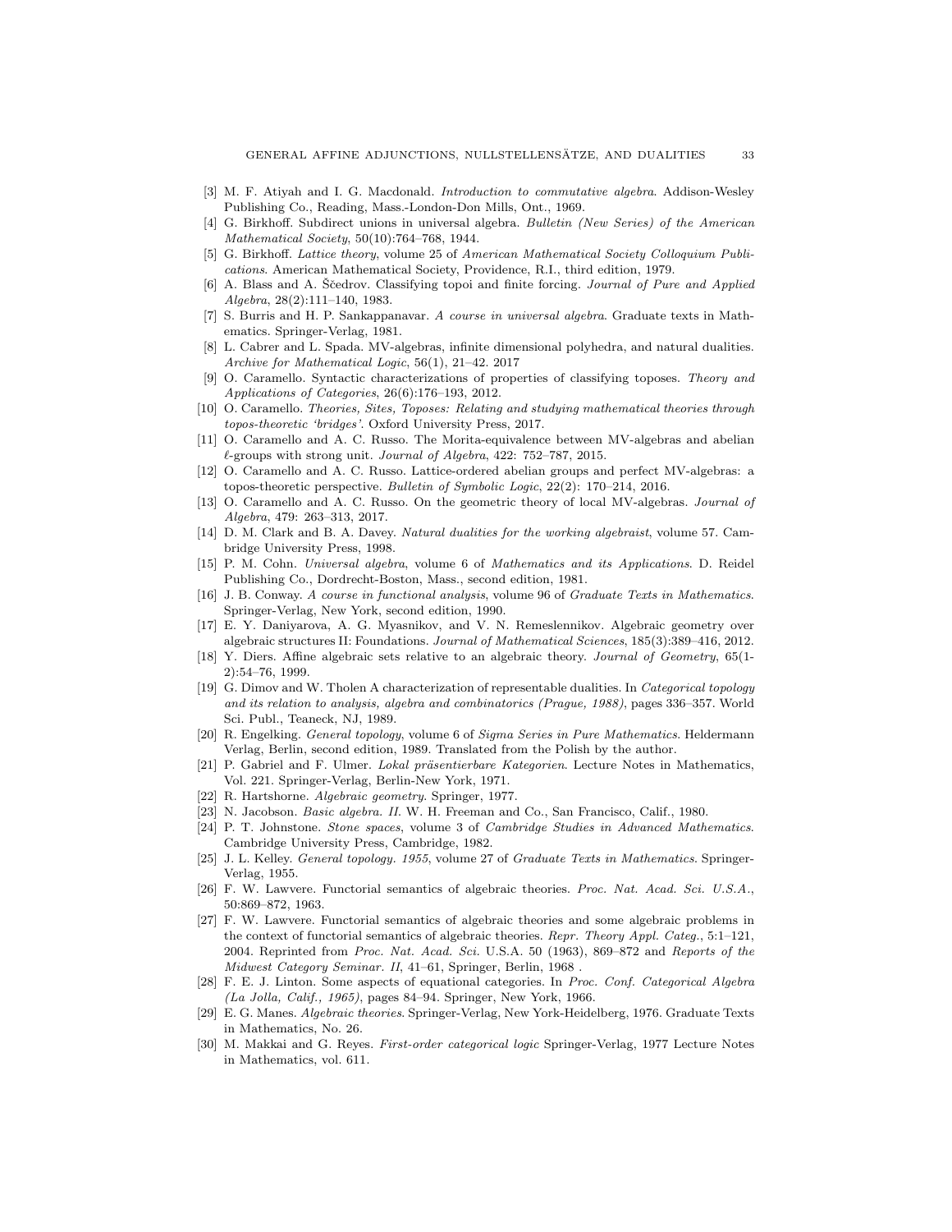- [3] M. F. Atiyah and I. G. Macdonald. *Introduction to commutative algebra*. Addison-Wesley Publishing Co., Reading, Mass.-London-Don Mills, Ont., 1969.
- [4] G. Birkhoff. Subdirect unions in universal algebra. *Bulletin (New Series) of the American Mathematical Society*, 50(10):764–768, 1944.
- [5] G. Birkhoff. *Lattice theory*, volume 25 of *American Mathematical Society Colloquium Publications*. American Mathematical Society, Providence, R.I., third edition, 1979.
- [6] A. Blass and A. Ščedrov. Classifying topoi and finite forcing. *Journal of Pure and Applied Algebra*, 28(2):111–140, 1983.
- [7] S. Burris and H. P. Sankappanavar. *A course in universal algebra*. Graduate texts in Mathematics. Springer-Verlag, 1981.
- [8] L. Cabrer and L. Spada. MV-algebras, infinite dimensional polyhedra, and natural dualities. *Archive for Mathematical Logic*, 56(1), 21–42. 2017
- [9] O. Caramello. Syntactic characterizations of properties of classifying toposes. *Theory and Applications of Categories*, 26(6):176–193, 2012.
- [10] O. Caramello. *Theories, Sites, Toposes: Relating and studying mathematical theories through topos-theoretic 'bridges'*. Oxford University Press, 2017.
- [11] O. Caramello and A. C. Russo. The Morita-equivalence between MV-algebras and abelian $\ell$-groups with strong unit. *Journal of Algebra*, 422: 752–787, 2015.
- [12] O. Caramello and A. C. Russo. Lattice-ordered abelian groups and perfect MV-algebras: a topos-theoretic perspective. *Bulletin of Symbolic Logic*, 22(2): 170–214, 2016.
- [13] O. Caramello and A. C. Russo. On the geometric theory of local MV-algebras. *Journal of Algebra*, 479: 263–313, 2017.
- [14] D. M. Clark and B. A. Davey. *Natural dualities for the working algebraist*, volume 57. Cambridge University Press, 1998.
- [15] P. M. Cohn. *Universal algebra*, volume 6 of *Mathematics and its Applications*. D. Reidel Publishing Co., Dordrecht-Boston, Mass., second edition, 1981.
- [16] J. B. Conway. *A course in functional analysis*, volume 96 of *Graduate Texts in Mathematics*. Springer-Verlag, New York, second edition, 1990.
- [17] E. Y. Daniyarova, A. G. Myasnikov, and V. N. Remeslennikov. Algebraic geometry over algebraic structures II: Foundations. *Journal of Mathematical Sciences*, 185(3):389–416, 2012.
- [18] Y. Diers. Affine algebraic sets relative to an algebraic theory. *Journal of Geometry*, 65(1-2):54–76, 1999.
- [19] G. Dimov and W. Tholen A characterization of representable dualities. In *Categorical topology and its relation to analysis, algebra and combinatorics (Prague, 1988)*, pages 336–357. World Sci. Publ., Teaneck, NJ, 1989.
- [20] R. Engelking. *General topology*, volume 6 of *Sigma Series in Pure Mathematics*. Heldermann Verlag, Berlin, second edition, 1989. Translated from the Polish by the author.
- [21] P. Gabriel and F. Ulmer. *Lokal präsentierbare Kategorien*. Lecture Notes in Mathematics, Vol. 221. Springer-Verlag, Berlin-New York, 1971.
- [22] R. Hartshorne. *Algebraic geometry*. Springer, 1977.
- [23] N. Jacobson. *Basic algebra. II*. W. H. Freeman and Co., San Francisco, Calif., 1980.
- [24] P. T. Johnstone. *Stone spaces*, volume 3 of *Cambridge Studies in Advanced Mathematics*. Cambridge University Press, Cambridge, 1982.
- [25] J. L. Kelley. *General topology. 1955*, volume 27 of *Graduate Texts in Mathematics*. Springer-Verlag, 1955.
- [26] F. W. Lawvere. Functorial semantics of algebraic theories. *Proc. Nat. Acad. Sci. U.S.A.*, 50:869–872, 1963.
- [27] F. W. Lawvere. Functorial semantics of algebraic theories and some algebraic problems in the context of functorial semantics of algebraic theories. *Repr. Theory Appl. Categ.*, 5:1–121, 2004. Reprinted from *Proc. Nat. Acad. Sci.* U.S.A. 50 (1963), 869–872 and *Reports of the Midwest Category Seminar. II*, 41–61, Springer, Berlin, 1968 .
- [28] F. E. J. Linton. Some aspects of equational categories. In *Proc. Conf. Categorical Algebra (La Jolla, Calif., 1965)*, pages 84–94. Springer, New York, 1966.
- [29] E. G. Manes. *Algebraic theories*. Springer-Verlag, New York-Heidelberg, 1976. Graduate Texts in Mathematics, No. 26.
- [30] M. Makkai and G. Reyes. *First-order categorical logic* Springer-Verlag, 1977 Lecture Notes in Mathematics, vol. 611.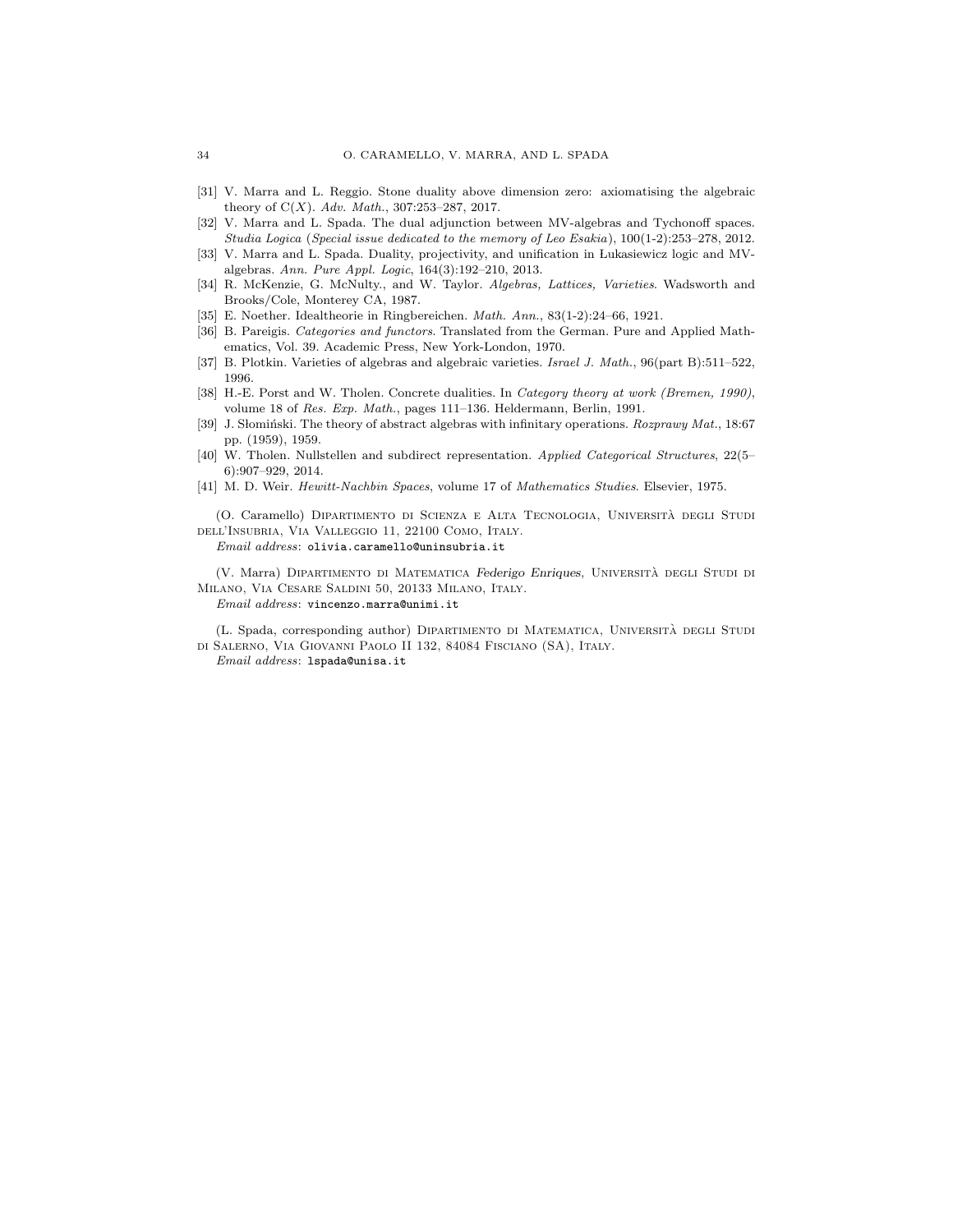[31] V. Marra and L. Reggio. Stone duality above dimension zero: axiomatising the algebraic theory of C($X$). *Adv. Math.*, 307:253–287, 2017.

[32] V. Marra and L. Spada. The dual adjunction between MV-algebras and Tychonoff spaces. *Studia Logica* (*Special issue dedicated to the memory of Leo Esakia*), 100(1-2):253–278, 2012.

[33] V. Marra and L. Spada. Duality, projectivity, and unification in Łukasiewicz logic and MV-algebras. *Ann. Pure Appl. Logic*, 164(3):192–210, 2013.

[34] R. McKenzie, G. McNulty., and W. Taylor. *Algebras, Lattices, Varieties*. Wadsworth and Brooks/Cole, Monterey CA, 1987.

[35] E. Noether. Idealtheorie in Ringbereichen. *Math. Ann.*, 83(1-2):24–66, 1921.

[36] B. Pareigis. *Categories and functors*. Translated from the German. Pure and Applied Mathematics, Vol. 39. Academic Press, New York-London, 1970.

[37] B. Plotkin. Varieties of algebras and algebraic varieties. *Israel J. Math.*, 96(part B):511–522, 1996.

[38] H.-E. Porst and W. Tholen. Concrete dualities. In *Category theory at work (Bremen, 1990)*, volume 18 of *Res. Exp. Math.*, pages 111–136. Heldermann, Berlin, 1991.

[39] J. Słomiński. The theory of abstract algebras with infinitary operations. *Rozprawy Mat.*, 18:67 pp. (1959), 1959.

[40] W. Tholen. Nullstellen and subdirect representation. *Applied Categorical Structures*, 22(5–6):907–929, 2014.

[41] M. D. Weir. *Hewitt-Nachbin Spaces*, volume 17 of *Mathematics Studies*. Elsevier, 1975.

(O. Caramello) Dipartimento di Scienza e Alta Tecnologia, Università degli Studi dell'Insubria, Via Valleggio 11, 22100 Como, Italy.
*Email address*: olivia.caramello@uninsubria.it

(V. Marra) Dipartimento di Matematica *Federigo Enriques*, Università degli Studi di Milano, Via Cesare Saldini 50, 20133 Milano, Italy.
*Email address*: vincenzo.marra@unimi.it

(L. Spada, corresponding author) Dipartimento di Matematica, Università degli Studi di Salerno, Via Giovanni Paolo II 132, 84084 Fisciano (SA), Italy.
*Email address*: lspada@unisa.it